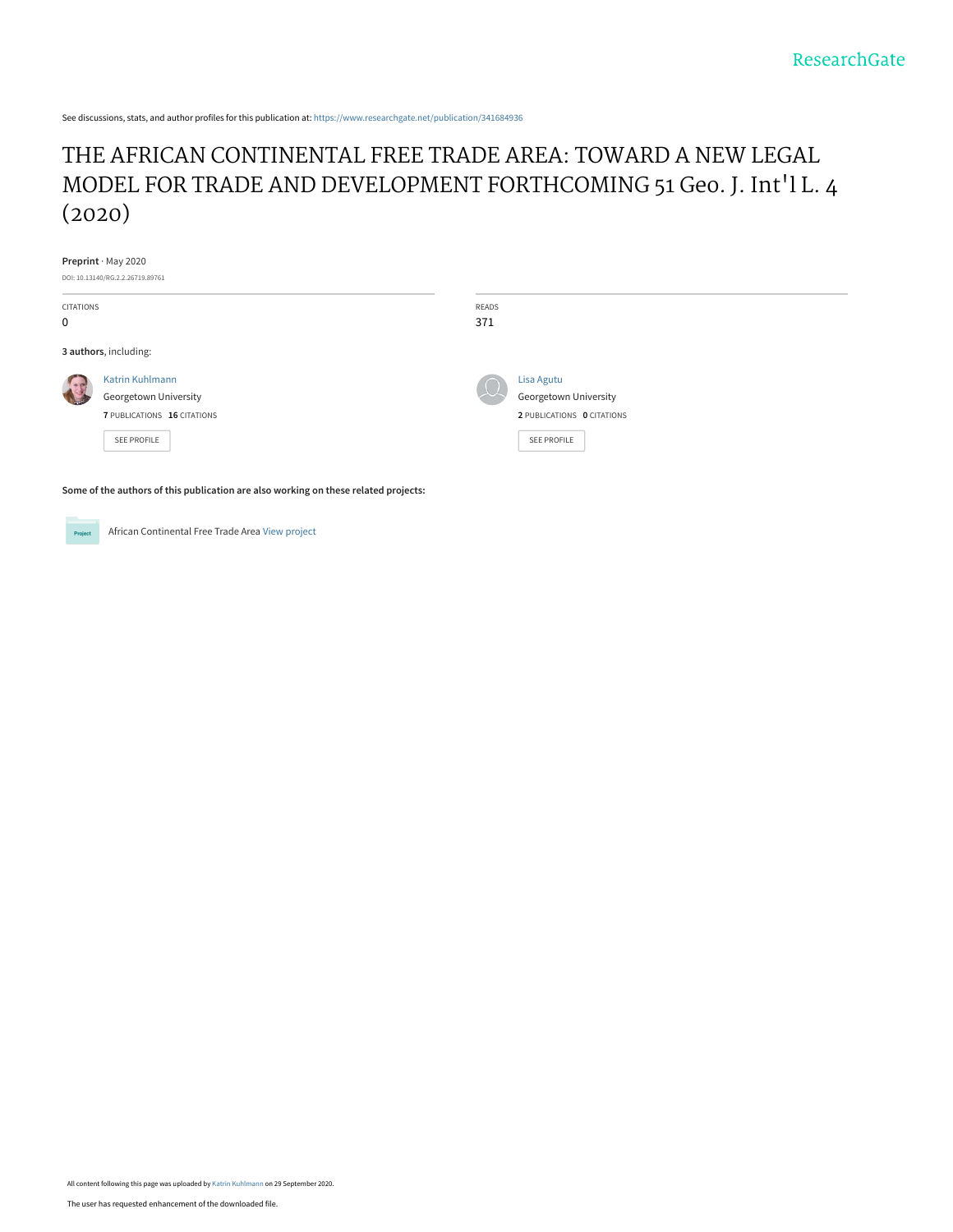ResearchGate

See discussions, stats, and author profiles for this publication at: https://www.researchgate.net/publication/341684936

# THE AFRICAN CONTINENTAL FREE TRADE AREA: TOWARD A NEW LEGAL MODEL FOR TRADE AND DEVELOPMENT FORTHCOMING 51 Geo. J. Int'l L. 4 (2020)

**Preprint** · May 2020

DOI: 10.13140/RG.2.2.26719.89761

| CITATIONS | READS |
|---|---|
| 0 | 371 |

**3 authors**, including:

Katrin Kuhlmann
Georgetown University
**7** PUBLICATIONS **16** CITATIONS
SEE PROFILE

Lisa Agutu
Georgetown University
**2** PUBLICATIONS **0** CITATIONS
SEE PROFILE

**Some of the authors of this publication are also working on these related projects:**

Project: African Continental Free Trade Area View project

All content following this page was uploaded by Katrin Kuhlmann on 29 September 2020.

The user has requested enhancement of the downloaded file.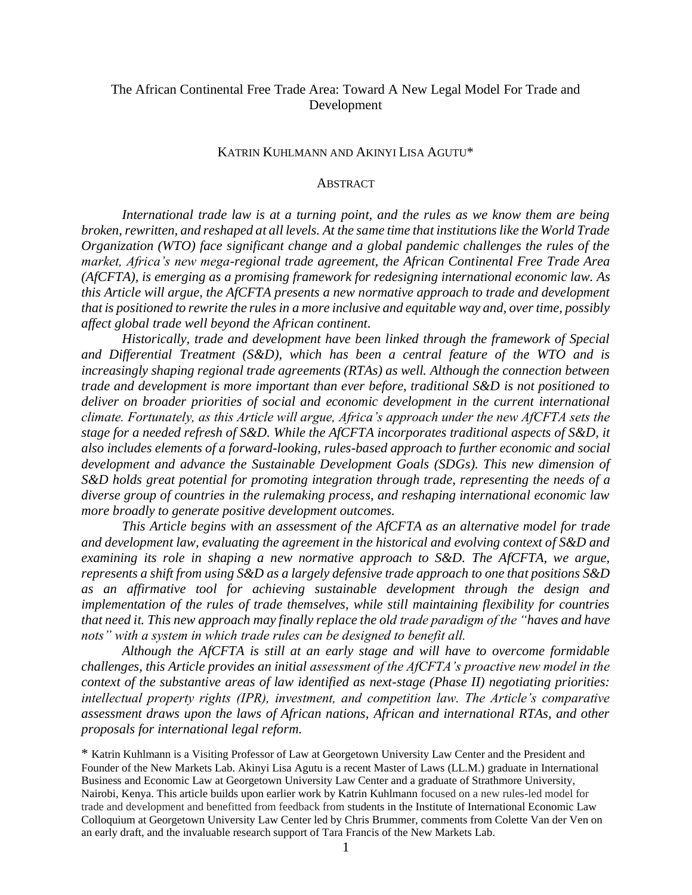# The African Continental Free Trade Area: Toward A New Legal Model For Trade and Development

KATRIN KUHLMANN AND AKINYI LISA AGUTU*

## ABSTRACT

*International trade law is at a turning point, and the rules as we know them are being broken, rewritten, and reshaped at all levels. At the same time that institutions like the World Trade Organization (WTO) face significant change and a global pandemic challenges the rules of the market, Africa's new mega-regional trade agreement, the African Continental Free Trade Area (AfCFTA), is emerging as a promising framework for redesigning international economic law. As this Article will argue, the AfCFTA presents a new normative approach to trade and development that is positioned to rewrite the rules in a more inclusive and equitable way and, over time, possibly affect global trade well beyond the African continent.*

*Historically, trade and development have been linked through the framework of Special and Differential Treatment (S&D), which has been a central feature of the WTO and is increasingly shaping regional trade agreements (RTAs) as well. Although the connection between trade and development is more important than ever before, traditional S&D is not positioned to deliver on broader priorities of social and economic development in the current international climate. Fortunately, as this Article will argue, Africa's approach under the new AfCFTA sets the stage for a needed refresh of S&D. While the AfCFTA incorporates traditional aspects of S&D, it also includes elements of a forward-looking, rules-based approach to further economic and social development and advance the Sustainable Development Goals (SDGs). This new dimension of S&D holds great potential for promoting integration through trade, representing the needs of a diverse group of countries in the rulemaking process, and reshaping international economic law more broadly to generate positive development outcomes.*

*This Article begins with an assessment of the AfCFTA as an alternative model for trade and development law, evaluating the agreement in the historical and evolving context of S&D and examining its role in shaping a new normative approach to S&D. The AfCFTA, we argue, represents a shift from using S&D as a largely defensive trade approach to one that positions S&D as an affirmative tool for achieving sustainable development through the design and implementation of the rules of trade themselves, while still maintaining flexibility for countries that need it. This new approach may finally replace the old trade paradigm of the "haves and have nots" with a system in which trade rules can be designed to benefit all.*

*Although the AfCFTA is still at an early stage and will have to overcome formidable challenges, this Article provides an initial assessment of the AfCFTA's proactive new model in the context of the substantive areas of law identified as next-stage (Phase II) negotiating priorities: intellectual property rights (IPR), investment, and competition law. The Article's comparative assessment draws upon the laws of African nations, African and international RTAs, and other proposals for international legal reform.*

\* Katrin Kuhlmann is a Visiting Professor of Law at Georgetown University Law Center and the President and Founder of the New Markets Lab. Akinyi Lisa Agutu is a recent Master of Laws (LL.M.) graduate in International Business and Economic Law at Georgetown University Law Center and a graduate of Strathmore University, Nairobi, Kenya. This article builds upon earlier work by Katrin Kuhlmann focused on a new rules-led model for trade and development and benefitted from feedback from students in the Institute of International Economic Law Colloquium at Georgetown University Law Center led by Chris Brummer, comments from Colette Van der Ven on an early draft, and the invaluable research support of Tara Francis of the New Markets Lab.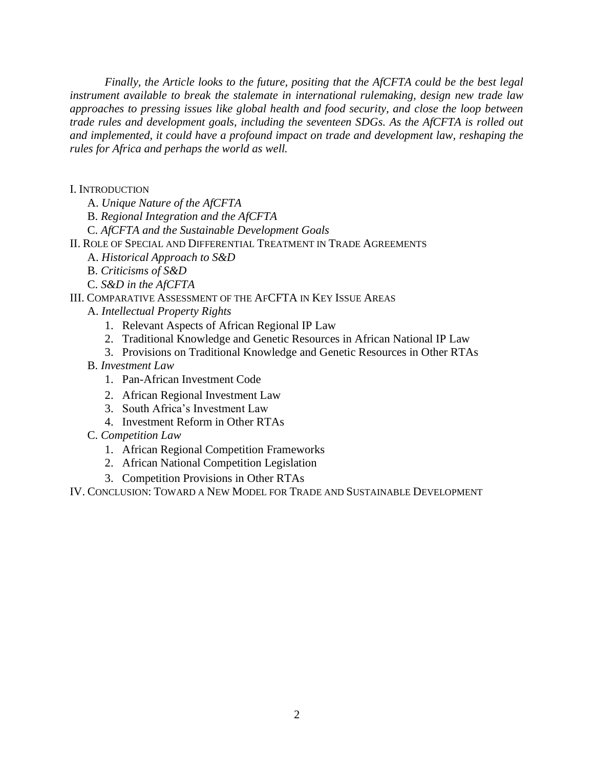*Finally, the Article looks to the future, positing that the AfCFTA could be the best legal instrument available to break the stalemate in international rulemaking, design new trade law approaches to pressing issues like global health and food security, and close the loop between trade rules and development goals, including the seventeen SDGs. As the AfCFTA is rolled out and implemented, it could have a profound impact on trade and development law, reshaping the rules for Africa and perhaps the world as well.*

- I. INTRODUCTION
    - A. *Unique Nature of the AfCFTA*
    - B. *Regional Integration and the AfCFTA*
    - C. *AfCFTA and the Sustainable Development Goals*
- II. ROLE OF SPECIAL AND DIFFERENTIAL TREATMENT IN TRADE AGREEMENTS
    - A. *Historical Approach to S&D*
    - B. *Criticisms of S&D*
    - C. *S&D in the AfCFTA*
- III. COMPARATIVE ASSESSMENT OF THE AFCFTA IN KEY ISSUE AREAS
    - A. *Intellectual Property Rights*
        1. Relevant Aspects of African Regional IP Law
        2. Traditional Knowledge and Genetic Resources in African National IP Law
        3. Provisions on Traditional Knowledge and Genetic Resources in Other RTAs
    - B. *Investment Law*
        1. Pan-African Investment Code
        2. African Regional Investment Law
        3. South Africa's Investment Law
        4. Investment Reform in Other RTAs
    - C. *Competition Law*
        1. African Regional Competition Frameworks
        2. African National Competition Legislation
        3. Competition Provisions in Other RTAs
- IV. CONCLUSION: TOWARD A NEW MODEL FOR TRADE AND SUSTAINABLE DEVELOPMENT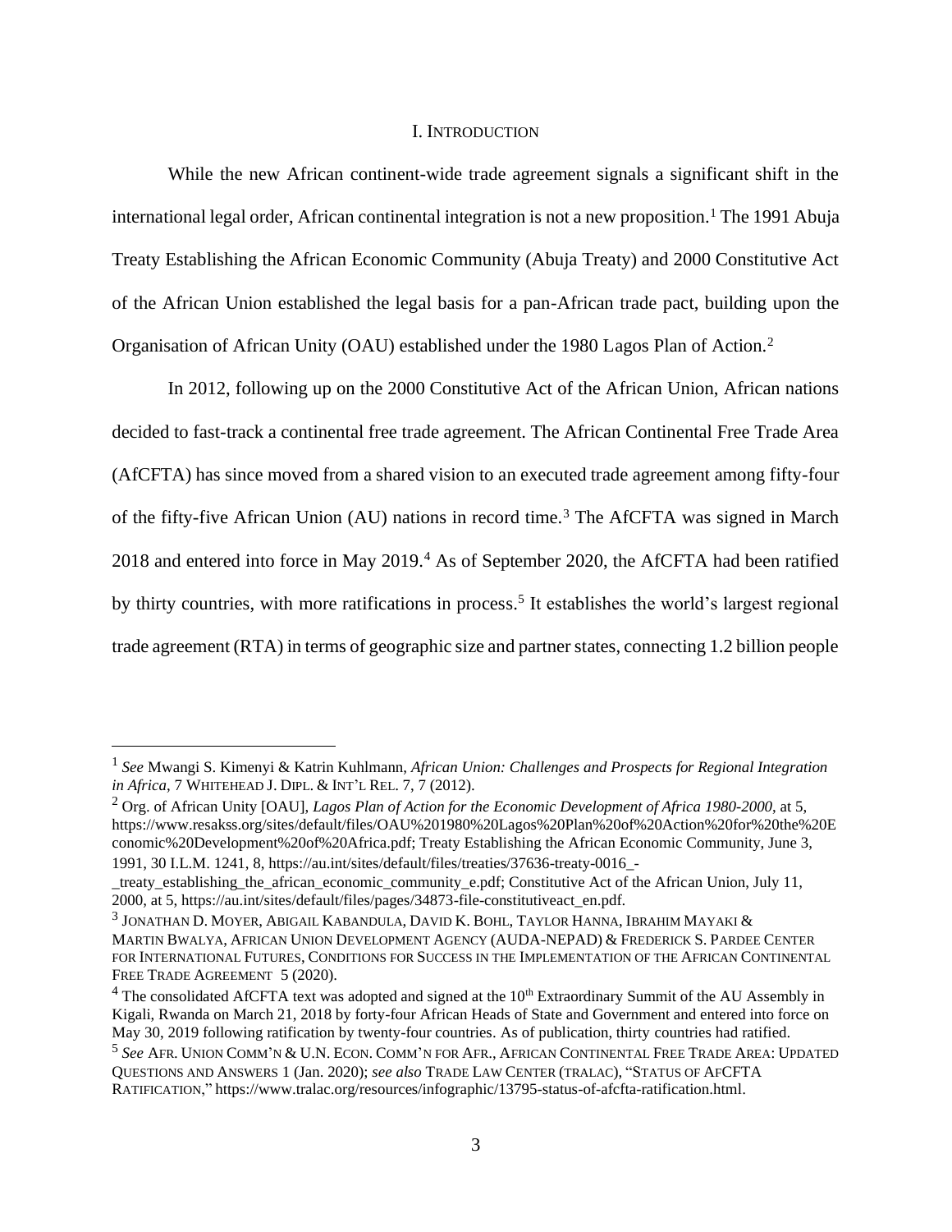## I. INTRODUCTION

While the new African continent-wide trade agreement signals a significant shift in the international legal order, African continental integration is not a new proposition.[1] The 1991 Abuja Treaty Establishing the African Economic Community (Abuja Treaty) and 2000 Constitutive Act of the African Union established the legal basis for a pan-African trade pact, building upon the Organisation of African Unity (OAU) established under the 1980 Lagos Plan of Action.[2]

In 2012, following up on the 2000 Constitutive Act of the African Union, African nations decided to fast-track a continental free trade agreement. The African Continental Free Trade Area (AfCFTA) has since moved from a shared vision to an executed trade agreement among fifty-four of the fifty-five African Union (AU) nations in record time.[3] The AfCFTA was signed in March 2018 and entered into force in May 2019.[4] As of September 2020, the AfCFTA had been ratified by thirty countries, with more ratifications in process.[5] It establishes the world's largest regional trade agreement (RTA) in terms of geographic size and partner states, connecting 1.2 billion people

---

[1] *See* Mwangi S. Kimenyi & Katrin Kuhlmann, *African Union: Challenges and Prospects for Regional Integration in Africa*, 7 WHITEHEAD J. DIPL. & INT'L REL. 7, 7 (2012).

[2] Org. of African Unity [OAU], *Lagos Plan of Action for the Economic Development of Africa 1980-2000*, at 5, https://www.resakss.org/sites/default/files/OAU%201980%20Lagos%20Plan%20of%20Action%20for%20the%20Economic%20Development%20of%20Africa.pdf; Treaty Establishing the African Economic Community, June 3, 1991, 30 I.L.M. 1241, 8, https://au.int/sites/default/files/treaties/37636-treaty-0016_-_treaty_establishing_the_african_economic_community_e.pdf; Constitutive Act of the African Union, July 11, 2000, at 5, https://au.int/sites/default/files/pages/34873-file-constitutiveact_en.pdf.

[3] JONATHAN D. MOYER, ABIGAIL KABANDULA, DAVID K. BOHL, TAYLOR HANNA, IBRAHIM MAYAKI & MARTIN BWALYA, AFRICAN UNION DEVELOPMENT AGENCY (AUDA-NEPAD) & FREDERICK S. PARDEE CENTER FOR INTERNATIONAL FUTURES, CONDITIONS FOR SUCCESS IN THE IMPLEMENTATION OF THE AFRICAN CONTINENTAL FREE TRADE AGREEMENT 5 (2020).

[4] The consolidated AfCFTA text was adopted and signed at the 10th Extraordinary Summit of the AU Assembly in Kigali, Rwanda on March 21, 2018 by forty-four African Heads of State and Government and entered into force on May 30, 2019 following ratification by twenty-four countries. As of publication, thirty countries had ratified.

[5] *See* AFR. UNION COMM'N & U.N. ECON. COMM'N FOR AFR., AFRICAN CONTINENTAL FREE TRADE AREA: UPDATED QUESTIONS AND ANSWERS 1 (Jan. 2020); *see also* TRADE LAW CENTER (TRALAC), "STATUS OF AFCFTA RATIFICATION," https://www.tralac.org/resources/infographic/13795-status-of-afcfta-ratification.html.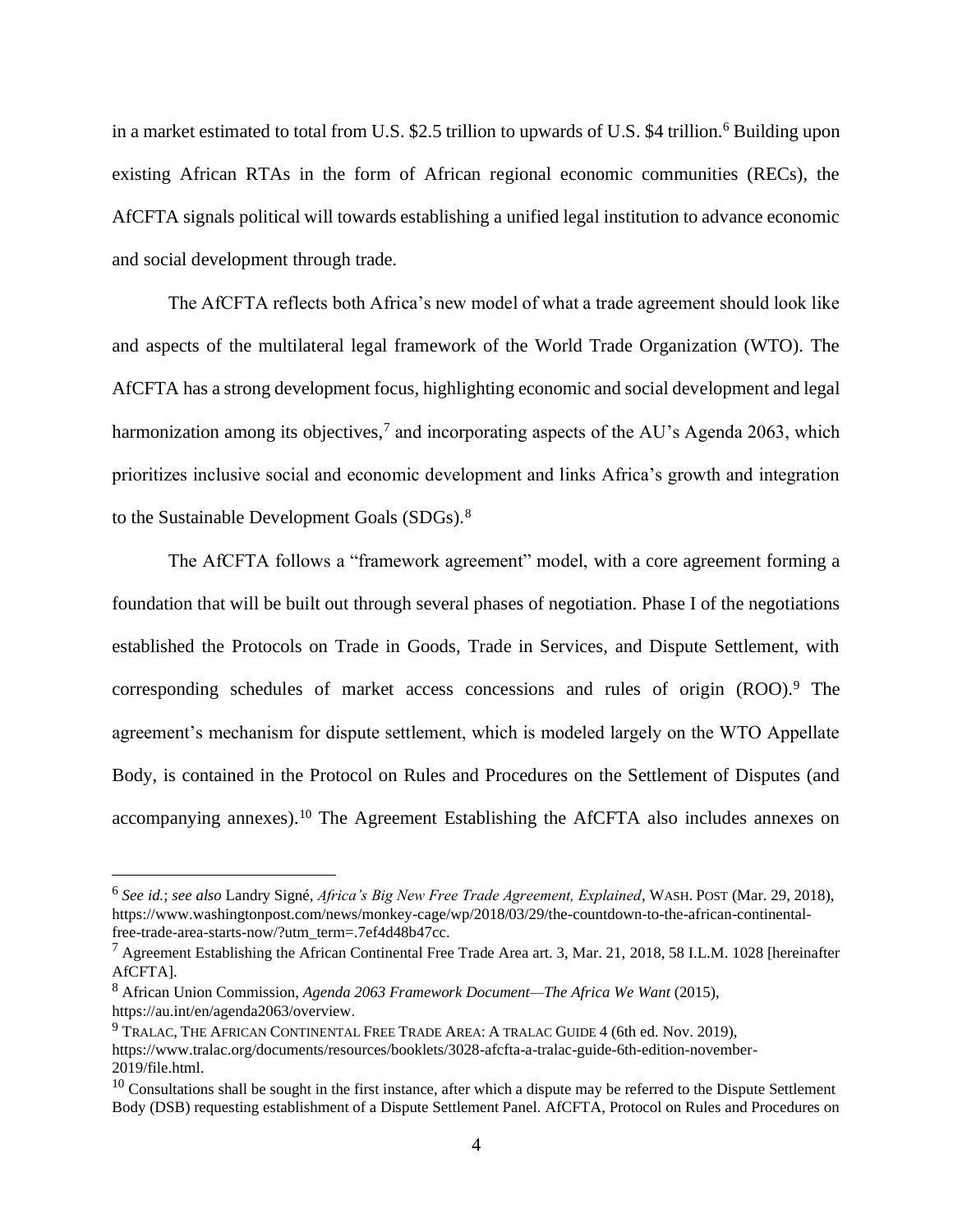in a market estimated to total from U.S. $2.5 trillion to upwards of U.S. $4 trillion.[6] Building upon existing African RTAs in the form of African regional economic communities (RECs), the AfCFTA signals political will towards establishing a unified legal institution to advance economic and social development through trade.

The AfCFTA reflects both Africa's new model of what a trade agreement should look like and aspects of the multilateral legal framework of the World Trade Organization (WTO). The AfCFTA has a strong development focus, highlighting economic and social development and legal harmonization among its objectives,[7] and incorporating aspects of the AU's Agenda 2063, which prioritizes inclusive social and economic development and links Africa's growth and integration to the Sustainable Development Goals (SDGs).[8]

The AfCFTA follows a "framework agreement" model, with a core agreement forming a foundation that will be built out through several phases of negotiation. Phase I of the negotiations established the Protocols on Trade in Goods, Trade in Services, and Dispute Settlement, with corresponding schedules of market access concessions and rules of origin (ROO).[9] The agreement's mechanism for dispute settlement, which is modeled largely on the WTO Appellate Body, is contained in the Protocol on Rules and Procedures on the Settlement of Disputes (and accompanying annexes).[10] The Agreement Establishing the AfCFTA also includes annexes on

---

[6] *See id.*; *see also* Landry Signé, *Africa's Big New Free Trade Agreement, Explained*, WASH. POST (Mar. 29, 2018), https://www.washingtonpost.com/news/monkey-cage/wp/2018/03/29/the-countdown-to-the-african-continental-free-trade-area-starts-now/?utm_term=.7ef4d48b47cc.

[7] Agreement Establishing the African Continental Free Trade Area art. 3, Mar. 21, 2018, 58 I.L.M. 1028 [hereinafter AfCFTA].

[8] African Union Commission, *Agenda 2063 Framework Document—The Africa We Want* (2015), https://au.int/en/agenda2063/overview.

[9] TRALAC, THE AFRICAN CONTINENTAL FREE TRADE AREA: A TRALAC GUIDE 4 (6th ed. Nov. 2019), https://www.tralac.org/documents/resources/booklets/3028-afcfta-a-tralac-guide-6th-edition-november-2019/file.html.

[10] Consultations shall be sought in the first instance, after which a dispute may be referred to the Dispute Settlement Body (DSB) requesting establishment of a Dispute Settlement Panel. AfCFTA, Protocol on Rules and Procedures on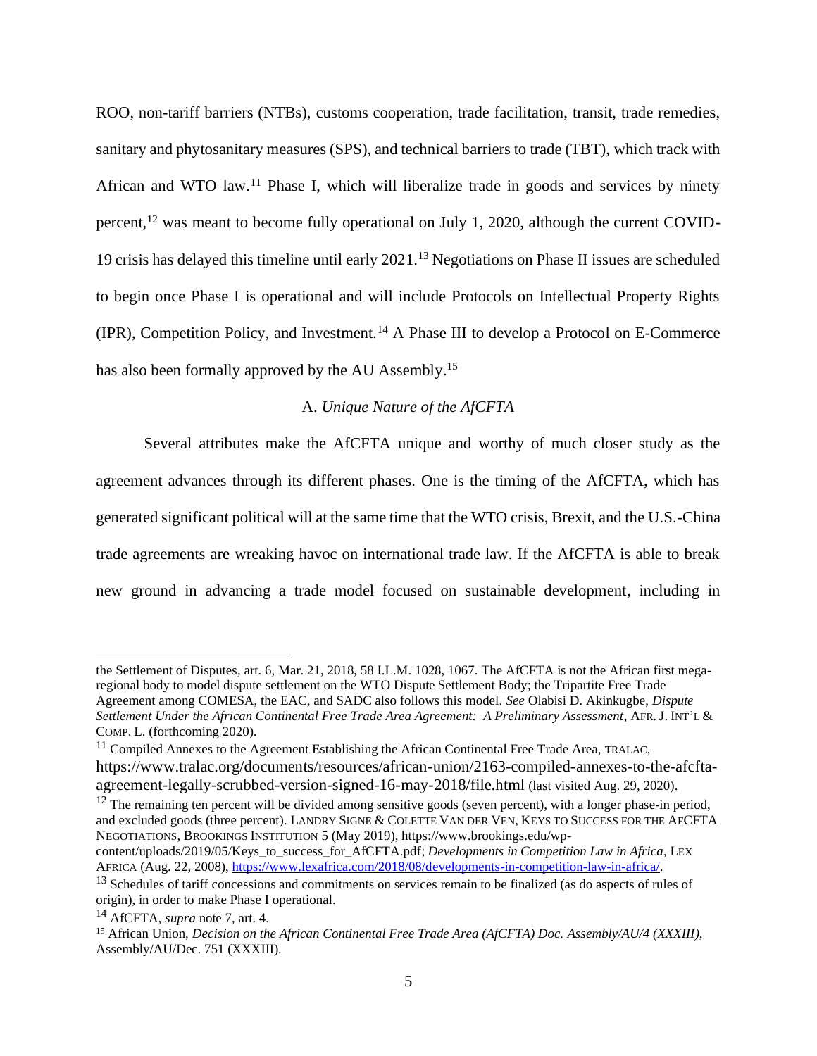ROO, non-tariff barriers (NTBs), customs cooperation, trade facilitation, transit, trade remedies, sanitary and phytosanitary measures (SPS), and technical barriers to trade (TBT), which track with African and WTO law.[11] Phase I, which will liberalize trade in goods and services by ninety percent,[12] was meant to become fully operational on July 1, 2020, although the current COVID-19 crisis has delayed this timeline until early 2021.[13] Negotiations on Phase II issues are scheduled to begin once Phase I is operational and will include Protocols on Intellectual Property Rights (IPR), Competition Policy, and Investment.[14] A Phase III to develop a Protocol on E-Commerce has also been formally approved by the AU Assembly.[15]

### A. *Unique Nature of the AfCFTA*

Several attributes make the AfCFTA unique and worthy of much closer study as the agreement advances through its different phases. One is the timing of the AfCFTA, which has generated significant political will at the same time that the WTO crisis, Brexit, and the U.S.-China trade agreements are wreaking havoc on international trade law. If the AfCFTA is able to break new ground in advancing a trade model focused on sustainable development, including in

---

the Settlement of Disputes, art. 6, Mar. 21, 2018, 58 I.L.M. 1028, 1067. The AfCFTA is not the African first mega-regional body to model dispute settlement on the WTO Dispute Settlement Body; the Tripartite Free Trade Agreement among COMESA, the EAC, and SADC also follows this model. *See* Olabisi D. Akinkugbe, *Dispute Settlement Under the African Continental Free Trade Area Agreement: A Preliminary Assessment*, AFR. J. INT'L & COMP. L. (forthcoming 2020).

[11] Compiled Annexes to the Agreement Establishing the African Continental Free Trade Area, TRALAC, https://www.tralac.org/documents/resources/african-union/2163-compiled-annexes-to-the-afcfta-agreement-legally-scrubbed-version-signed-16-may-2018/file.html (last visited Aug. 29, 2020).

[12] The remaining ten percent will be divided among sensitive goods (seven percent), with a longer phase-in period, and excluded goods (three percent). LANDRY SIGNE & COLETTE VAN DER VEN, KEYS TO SUCCESS FOR THE AFCFTA NEGOTIATIONS, BROOKINGS INSTITUTION 5 (May 2019), https://www.brookings.edu/wp-content/uploads/2019/05/Keys_to_success_for_AfCFTA.pdf; *Developments in Competition Law in Africa*, LEX AFRICA (Aug. 22, 2008), https://www.lexafrica.com/2018/08/developments-in-competition-law-in-africa/.

[13] Schedules of tariff concessions and commitments on services remain to be finalized (as do aspects of rules of origin), in order to make Phase I operational.

[14] AfCFTA, *supra* note 7, art. 4.

[15] African Union, *Decision on the African Continental Free Trade Area (AfCFTA) Doc. Assembly/AU/4 (XXXIII)*, Assembly/AU/Dec. 751 (XXXIII).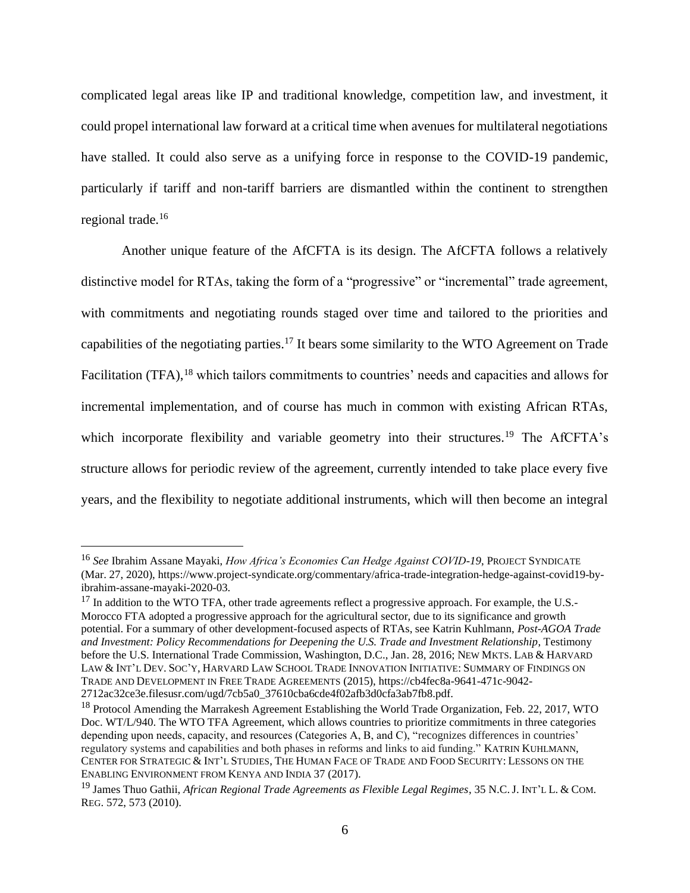complicated legal areas like IP and traditional knowledge, competition law, and investment, it could propel international law forward at a critical time when avenues for multilateral negotiations have stalled. It could also serve as a unifying force in response to the COVID-19 pandemic, particularly if tariff and non-tariff barriers are dismantled within the continent to strengthen regional trade.[16]

Another unique feature of the AfCFTA is its design. The AfCFTA follows a relatively distinctive model for RTAs, taking the form of a "progressive" or "incremental" trade agreement, with commitments and negotiating rounds staged over time and tailored to the priorities and capabilities of the negotiating parties.[17] It bears some similarity to the WTO Agreement on Trade Facilitation (TFA),[18] which tailors commitments to countries' needs and capacities and allows for incremental implementation, and of course has much in common with existing African RTAs, which incorporate flexibility and variable geometry into their structures.[19] The AfCFTA's structure allows for periodic review of the agreement, currently intended to take place every five years, and the flexibility to negotiate additional instruments, which will then become an integral

---

[16] *See* Ibrahim Assane Mayaki, *How Africa's Economies Can Hedge Against COVID-19*, PROJECT SYNDICATE (Mar. 27, 2020), https://www.project-syndicate.org/commentary/africa-trade-integration-hedge-against-covid19-by-ibrahim-assane-mayaki-2020-03.

[17] In addition to the WTO TFA, other trade agreements reflect a progressive approach. For example, the U.S.-Morocco FTA adopted a progressive approach for the agricultural sector, due to its significance and growth potential. For a summary of other development-focused aspects of RTAs, see Katrin Kuhlmann, *Post-AGOA Trade and Investment: Policy Recommendations for Deepening the U.S. Trade and Investment Relationship*, Testimony before the U.S. International Trade Commission, Washington, D.C., Jan. 28, 2016; NEW MKTS. LAB & HARVARD LAW & INT'L DEV. SOC'Y, HARVARD LAW SCHOOL TRADE INNOVATION INITIATIVE: SUMMARY OF FINDINGS ON TRADE AND DEVELOPMENT IN FREE TRADE AGREEMENTS (2015), https://cb4fec8a-9641-471c-9042-2712ac32ce3e.filesusr.com/ugd/7cb5a0_37610cba6cde4f02afb3d0cfa3ab7fb8.pdf.

[18] Protocol Amending the Marrakesh Agreement Establishing the World Trade Organization, Feb. 22, 2017, WTO Doc. WT/L/940. The WTO TFA Agreement, which allows countries to prioritize commitments in three categories depending upon needs, capacity, and resources (Categories A, B, and C), "recognizes differences in countries' regulatory systems and capabilities and both phases in reforms and links to aid funding." KATRIN KUHLMANN, CENTER FOR STRATEGIC & INT'L STUDIES, THE HUMAN FACE OF TRADE AND FOOD SECURITY: LESSONS ON THE ENABLING ENVIRONMENT FROM KENYA AND INDIA 37 (2017).

[19] James Thuo Gathii, *African Regional Trade Agreements as Flexible Legal Regimes*, 35 N.C. J. INT'L L. & COM. REG. 572, 573 (2010).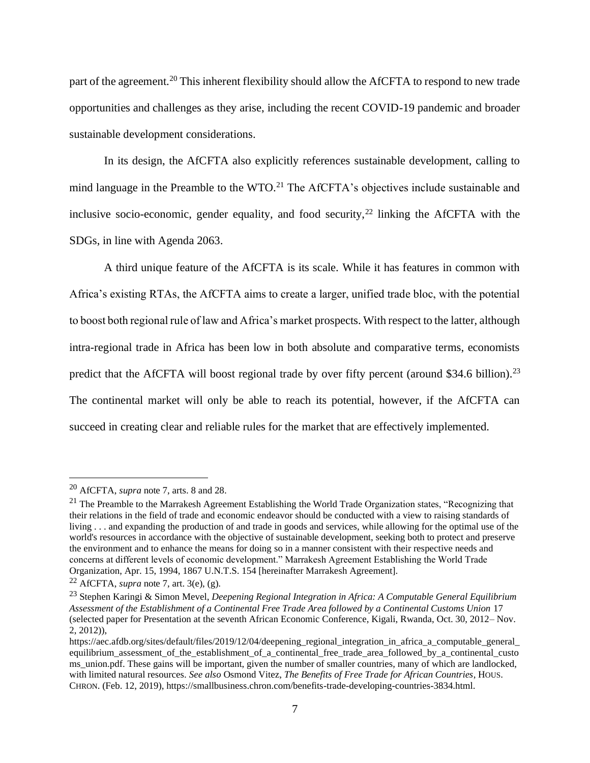part of the agreement.[20] This inherent flexibility should allow the AfCFTA to respond to new trade opportunities and challenges as they arise, including the recent COVID-19 pandemic and broader sustainable development considerations.

In its design, the AfCFTA also explicitly references sustainable development, calling to mind language in the Preamble to the WTO.[21] The AfCFTA's objectives include sustainable and inclusive socio-economic, gender equality, and food security,[22] linking the AfCFTA with the SDGs, in line with Agenda 2063.

A third unique feature of the AfCFTA is its scale. While it has features in common with Africa's existing RTAs, the AfCFTA aims to create a larger, unified trade bloc, with the potential to boost both regional rule of law and Africa's market prospects. With respect to the latter, although intra-regional trade in Africa has been low in both absolute and comparative terms, economists predict that the AfCFTA will boost regional trade by over fifty percent (around $34.6 billion).[23] The continental market will only be able to reach its potential, however, if the AfCFTA can succeed in creating clear and reliable rules for the market that are effectively implemented.

---

[20] AfCFTA, *supra* note 7, arts. 8 and 28.

[21] The Preamble to the Marrakesh Agreement Establishing the World Trade Organization states, "Recognizing that their relations in the field of trade and economic endeavor should be conducted with a view to raising standards of living . . . and expanding the production of and trade in goods and services, while allowing for the optimal use of the world's resources in accordance with the objective of sustainable development, seeking both to protect and preserve the environment and to enhance the means for doing so in a manner consistent with their respective needs and concerns at different levels of economic development." Marrakesh Agreement Establishing the World Trade Organization, Apr. 15, 1994, 1867 U.N.T.S. 154 [hereinafter Marrakesh Agreement].

[22] AfCFTA, *supra* note 7, art. 3(e), (g).

[23] Stephen Karingi & Simon Mevel, *Deepening Regional Integration in Africa: A Computable General Equilibrium Assessment of the Establishment of a Continental Free Trade Area followed by a Continental Customs Union* 17 (selected paper for Presentation at the seventh African Economic Conference, Kigali, Rwanda, Oct. 30, 2012– Nov. 2, 2012)), https://aec.afdb.org/sites/default/files/2019/12/04/deepening_regional_integration_in_africa_a_computable_general_equilibrium_assessment_of_the_establishment_of_a_continental_free_trade_area_followed_by_a_continental_customs_union.pdf. These gains will be important, given the number of smaller countries, many of which are landlocked, with limited natural resources. *See also* Osmond Vitez, *The Benefits of Free Trade for African Countries*, HOUS. CHRON. (Feb. 12, 2019), https://smallbusiness.chron.com/benefits-trade-developing-countries-3834.html.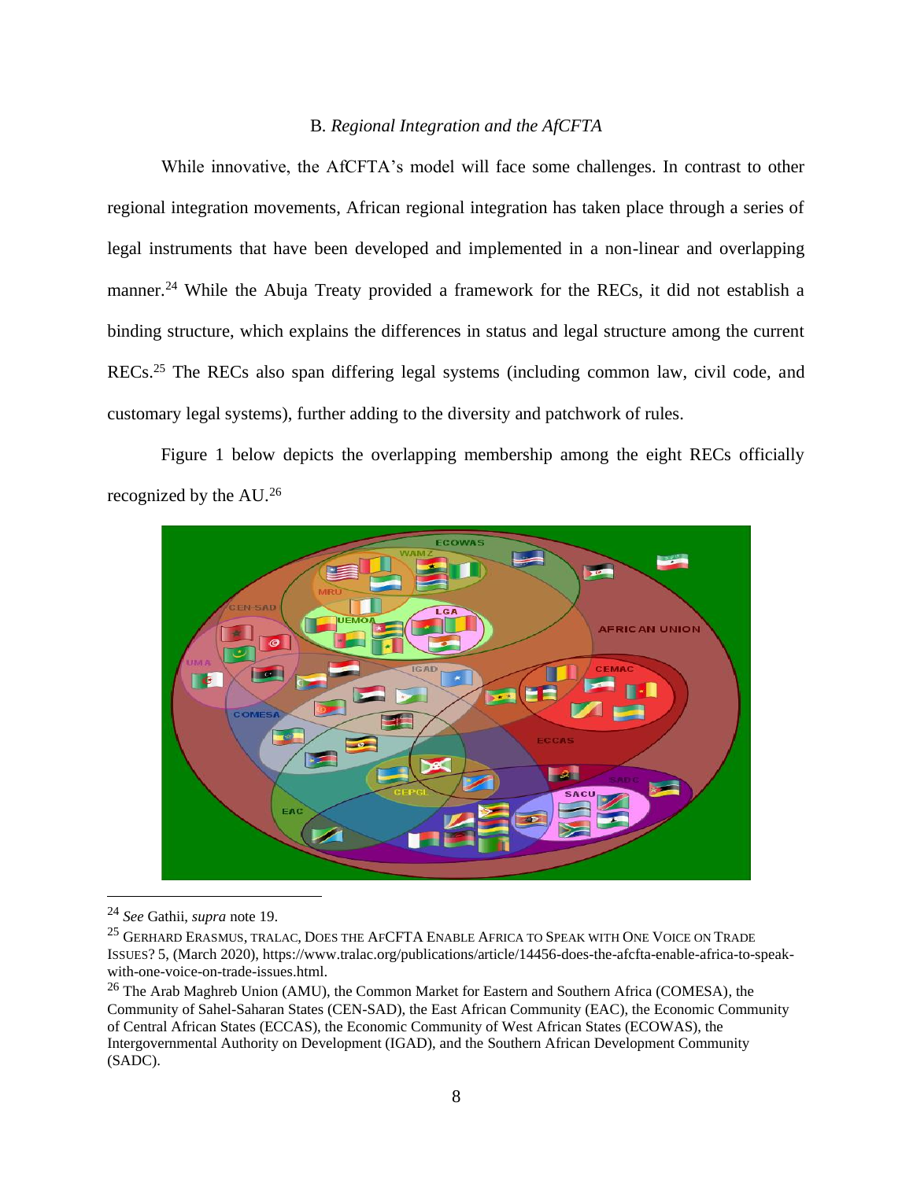### B. *Regional Integration and the AfCFTA*

While innovative, the AfCFTA's model will face some challenges. In contrast to other regional integration movements, African regional integration has taken place through a series of legal instruments that have been developed and implemented in a non-linear and overlapping manner.[24] While the Abuja Treaty provided a framework for the RECs, it did not establish a binding structure, which explains the differences in status and legal structure among the current RECs.[25] The RECs also span differing legal systems (including common law, civil code, and customary legal systems), further adding to the diversity and patchwork of rules.

Figure 1 below depicts the overlapping membership among the eight RECs officially recognized by the AU.[26]

---

[24] *See* Gathii, *supra* note 19.

[25] GERHARD ERASMUS, TRALAC, DOES THE AFCFTA ENABLE AFRICA TO SPEAK WITH ONE VOICE ON TRADE ISSUES? 5, (March 2020), https://www.tralac.org/publications/article/14456-does-the-afcfta-enable-africa-to-speak-with-one-voice-on-trade-issues.html.

[26] The Arab Maghreb Union (AMU), the Common Market for Eastern and Southern Africa (COMESA), the Community of Sahel-Saharan States (CEN-SAD), the East African Community (EAC), the Economic Community of Central African States (ECCAS), the Economic Community of West African States (ECOWAS), the Intergovernmental Authority on Development (IGAD), and the Southern African Development Community (SADC).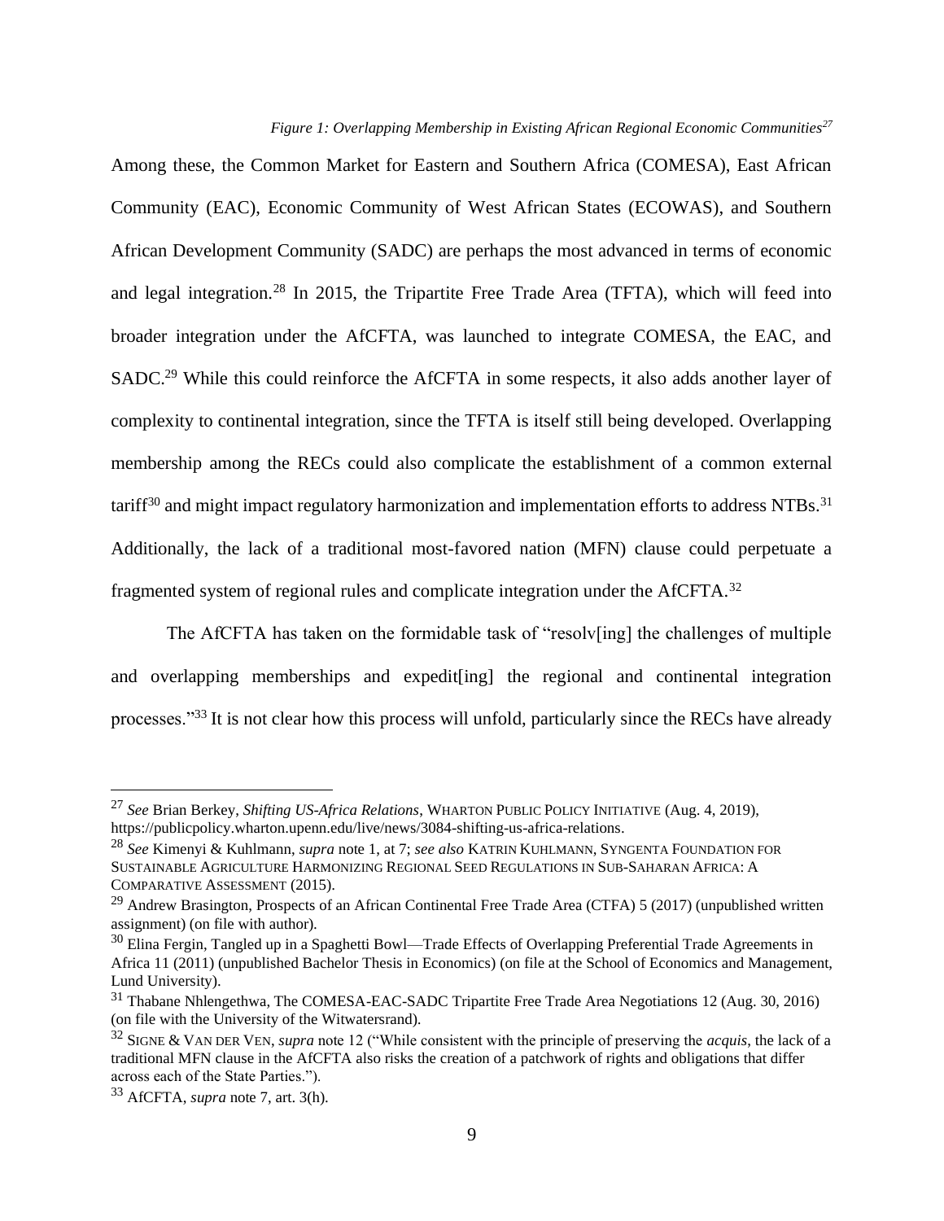*Figure 1: Overlapping Membership in Existing African Regional Economic Communities*[27]

Among these, the Common Market for Eastern and Southern Africa (COMESA), East African Community (EAC), Economic Community of West African States (ECOWAS), and Southern African Development Community (SADC) are perhaps the most advanced in terms of economic and legal integration.[28] In 2015, the Tripartite Free Trade Area (TFTA), which will feed into broader integration under the AfCFTA, was launched to integrate COMESA, the EAC, and SADC.[29] While this could reinforce the AfCFTA in some respects, it also adds another layer of complexity to continental integration, since the TFTA is itself still being developed. Overlapping membership among the RECs could also complicate the establishment of a common external tariff[30] and might impact regulatory harmonization and implementation efforts to address NTBs.[31] Additionally, the lack of a traditional most-favored nation (MFN) clause could perpetuate a fragmented system of regional rules and complicate integration under the AfCFTA.[32]

The AfCFTA has taken on the formidable task of "resolv[ing] the challenges of multiple and overlapping memberships and expedit[ing] the regional and continental integration processes."[33] It is not clear how this process will unfold, particularly since the RECs have already

---

[27] *See* Brian Berkey, *Shifting US-Africa Relations*, WHARTON PUBLIC POLICY INITIATIVE (Aug. 4, 2019), https://publicpolicy.wharton.upenn.edu/live/news/3084-shifting-us-africa-relations.

[28] *See* Kimenyi & Kuhlmann, *supra* note 1, at 7; *see also* KATRIN KUHLMANN, SYNGENTA FOUNDATION FOR SUSTAINABLE AGRICULTURE HARMONIZING REGIONAL SEED REGULATIONS IN SUB-SAHARAN AFRICA: A COMPARATIVE ASSESSMENT (2015).

[29] Andrew Brasington, Prospects of an African Continental Free Trade Area (CTFA) 5 (2017) (unpublished written assignment) (on file with author).

[30] Elina Fergin, Tangled up in a Spaghetti Bowl—Trade Effects of Overlapping Preferential Trade Agreements in Africa 11 (2011) (unpublished Bachelor Thesis in Economics) (on file at the School of Economics and Management, Lund University).

[31] Thabane Nhlengethwa, The COMESA-EAC-SADC Tripartite Free Trade Area Negotiations 12 (Aug. 30, 2016) (on file with the University of the Witwatersrand).

[32] SIGNE & VAN DER VEN, *supra* note 12 ("While consistent with the principle of preserving the *acquis*, the lack of a traditional MFN clause in the AfCFTA also risks the creation of a patchwork of rights and obligations that differ across each of the State Parties.").

[33] AfCFTA, *supra* note 7, art. 3(h).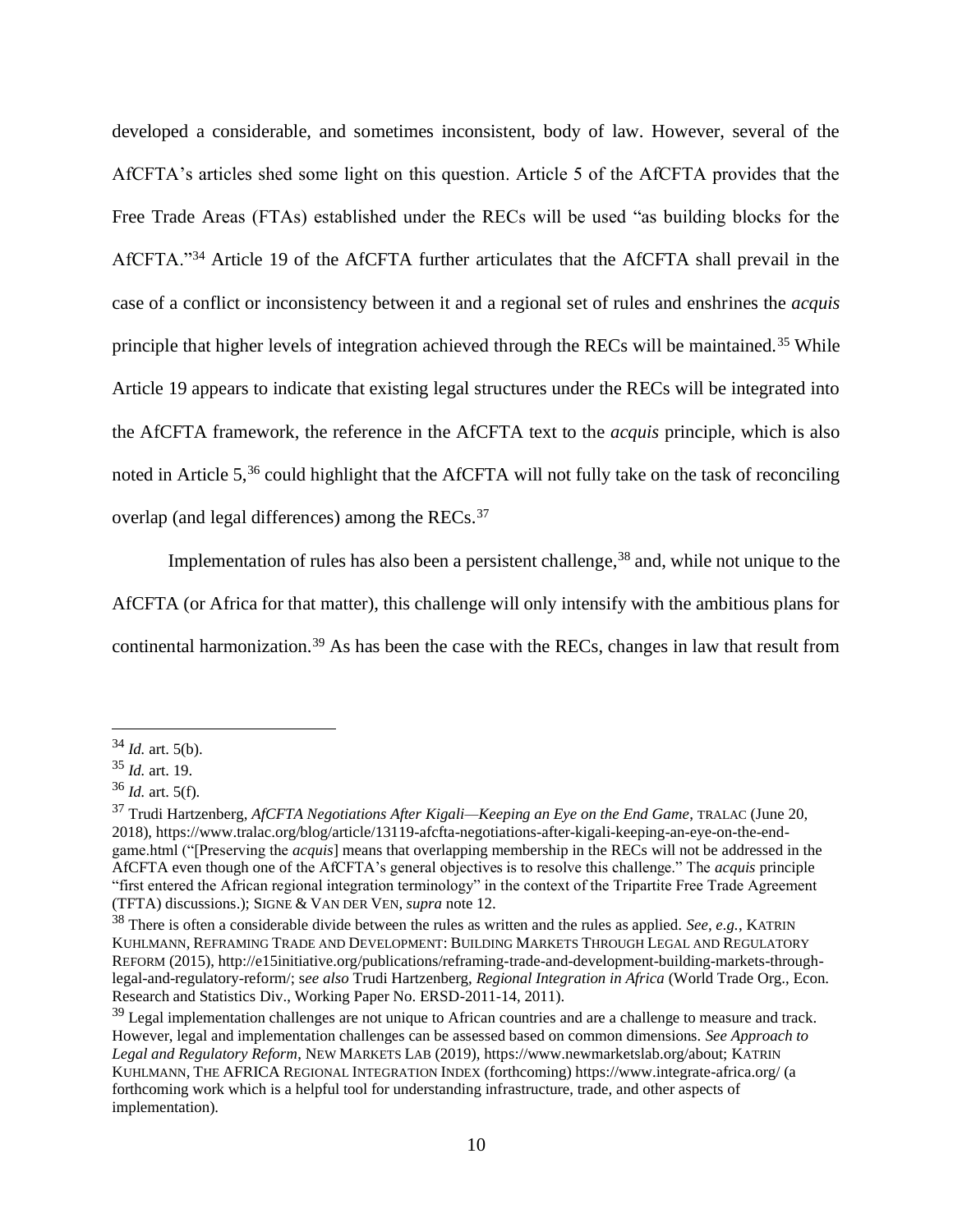developed a considerable, and sometimes inconsistent, body of law. However, several of the AfCFTA's articles shed some light on this question. Article 5 of the AfCFTA provides that the Free Trade Areas (FTAs) established under the RECs will be used "as building blocks for the AfCFTA."[34] Article 19 of the AfCFTA further articulates that the AfCFTA shall prevail in the case of a conflict or inconsistency between it and a regional set of rules and enshrines the *acquis* principle that higher levels of integration achieved through the RECs will be maintained.[35] While Article 19 appears to indicate that existing legal structures under the RECs will be integrated into the AfCFTA framework, the reference in the AfCFTA text to the *acquis* principle, which is also noted in Article 5,[36] could highlight that the AfCFTA will not fully take on the task of reconciling overlap (and legal differences) among the RECs.[37]

Implementation of rules has also been a persistent challenge,[38] and, while not unique to the AfCFTA (or Africa for that matter), this challenge will only intensify with the ambitious plans for continental harmonization.[39] As has been the case with the RECs, changes in law that result from

---

[34] *Id.* art. 5(b).

[35] *Id.* art. 19.

[36] *Id.* art. 5(f).

[37] Trudi Hartzenberg, *AfCFTA Negotiations After Kigali—Keeping an Eye on the End Game*, TRALAC (June 20, 2018), https://www.tralac.org/blog/article/13119-afcfta-negotiations-after-kigali-keeping-an-eye-on-the-end-game.html ("[Preserving the *acquis*] means that overlapping membership in the RECs will not be addressed in the AfCFTA even though one of the AfCFTA's general objectives is to resolve this challenge." The *acquis* principle "first entered the African regional integration terminology" in the context of the Tripartite Free Trade Agreement (TFTA) discussions.); SIGNE & VAN DER VEN, *supra* note 12.

[38] There is often a considerable divide between the rules as written and the rules as applied. *See, e.g.*, KATRIN KUHLMANN, REFRAMING TRADE AND DEVELOPMENT: BUILDING MARKETS THROUGH LEGAL AND REGULATORY REFORM (2015), http://e15initiative.org/publications/reframing-trade-and-development-building-markets-through-legal-and-regulatory-reform/; s*ee also* Trudi Hartzenberg, *Regional Integration in Africa* (World Trade Org., Econ. Research and Statistics Div., Working Paper No. ERSD-2011-14, 2011).

[39] Legal implementation challenges are not unique to African countries and are a challenge to measure and track. However, legal and implementation challenges can be assessed based on common dimensions. *See Approach to Legal and Regulatory Reform*, NEW MARKETS LAB (2019), https://www.newmarketslab.org/about; KATRIN KUHLMANN, THE AFRICA REGIONAL INTEGRATION INDEX (forthcoming) https://www.integrate-africa.org/ (a forthcoming work which is a helpful tool for understanding infrastructure, trade, and other aspects of implementation).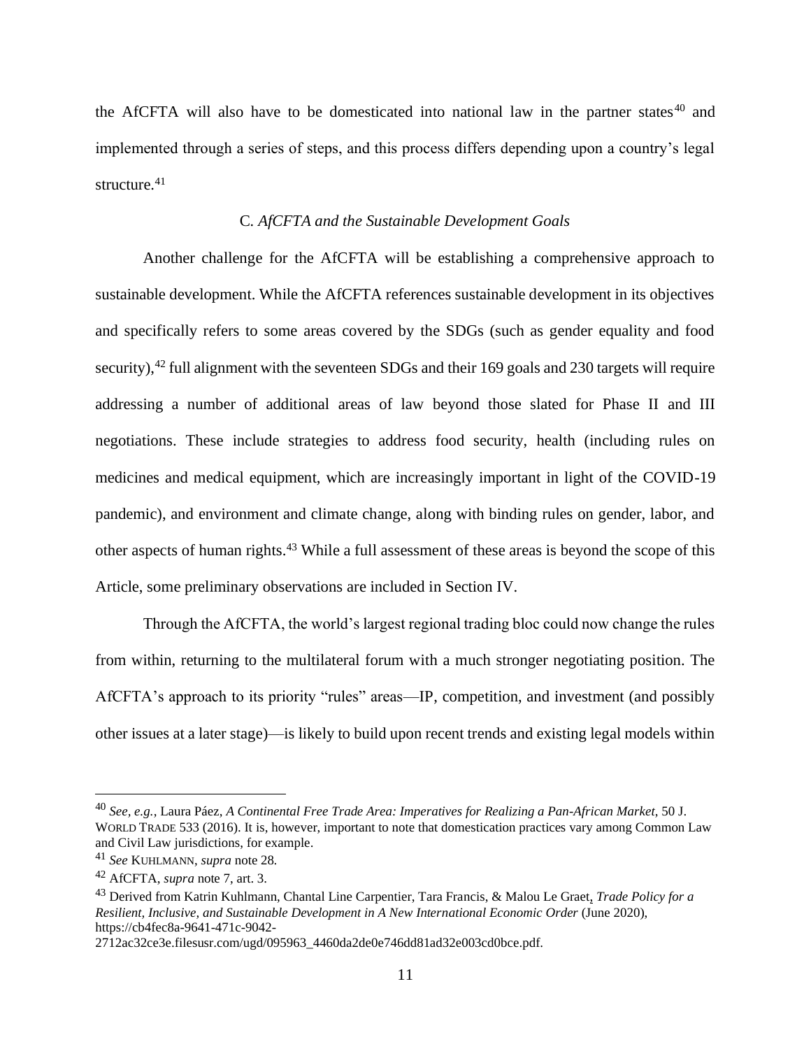the AfCFTA will also have to be domesticated into national law in the partner states[40] and implemented through a series of steps, and this process differs depending upon a country's legal structure.[41]

### C. *AfCFTA and the Sustainable Development Goals*

Another challenge for the AfCFTA will be establishing a comprehensive approach to sustainable development. While the AfCFTA references sustainable development in its objectives and specifically refers to some areas covered by the SDGs (such as gender equality and food security),[42] full alignment with the seventeen SDGs and their 169 goals and 230 targets will require addressing a number of additional areas of law beyond those slated for Phase II and III negotiations. These include strategies to address food security, health (including rules on medicines and medical equipment, which are increasingly important in light of the COVID-19 pandemic), and environment and climate change, along with binding rules on gender, labor, and other aspects of human rights.[43] While a full assessment of these areas is beyond the scope of this Article, some preliminary observations are included in Section IV.

Through the AfCFTA, the world's largest regional trading bloc could now change the rules from within, returning to the multilateral forum with a much stronger negotiating position. The AfCFTA's approach to its priority "rules" areas—IP, competition, and investment (and possibly other issues at a later stage)—is likely to build upon recent trends and existing legal models within

---

[40] *See, e.g.*, Laura Páez, *A Continental Free Trade Area: Imperatives for Realizing a Pan-African Market*, 50 J. WORLD TRADE 533 (2016). It is, however, important to note that domestication practices vary among Common Law and Civil Law jurisdictions, for example.

[41] *See* KUHLMANN, *supra* note 28.

[42] AfCFTA, *supra* note 7, art. 3.

[43] Derived from Katrin Kuhlmann, Chantal Line Carpentier, Tara Francis, & Malou Le Graet, *Trade Policy for a Resilient, Inclusive, and Sustainable Development in A New International Economic Order* (June 2020), https://cb4fec8a-9641-471c-9042-2712ac32ce3e.filesusr.com/ugd/095963_4460da2de0e746dd81ad32e003cd0bce.pdf.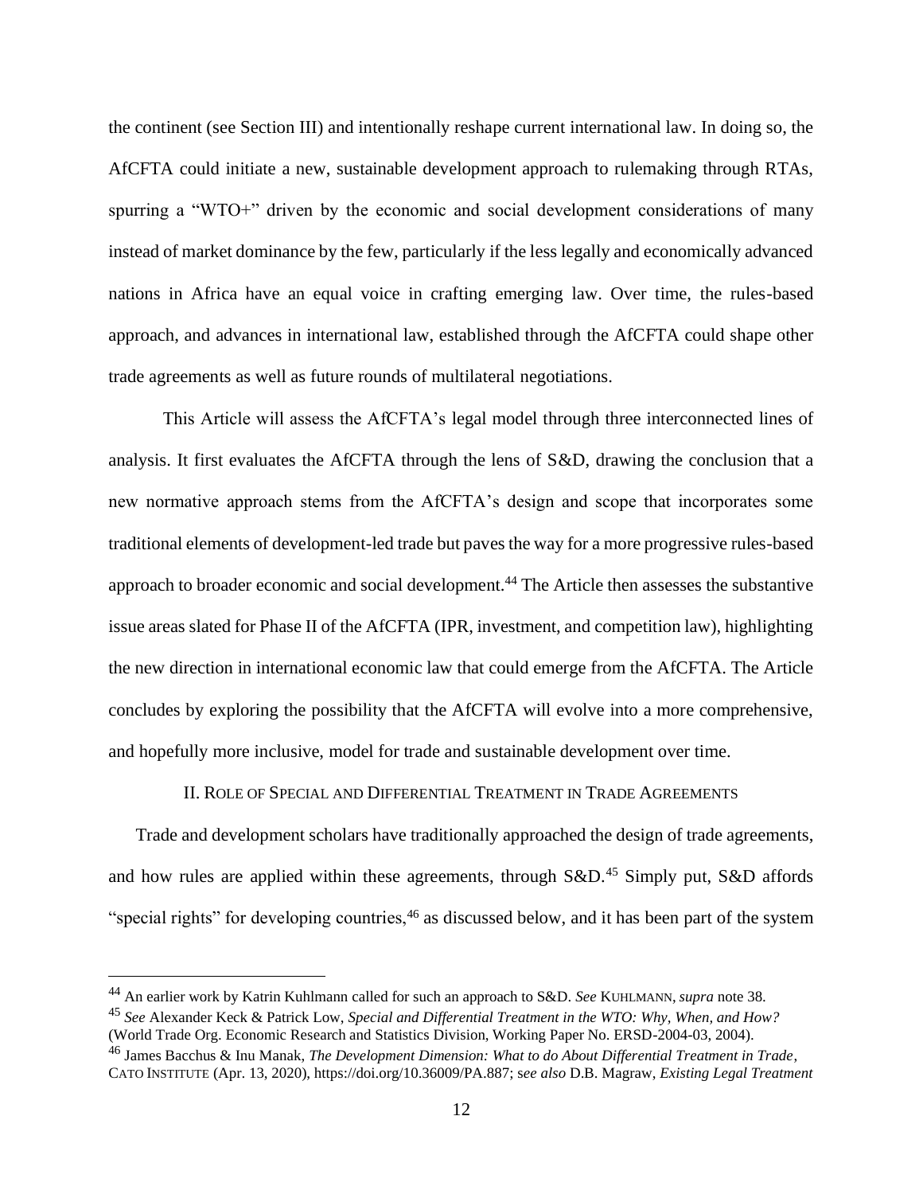the continent (see Section III) and intentionally reshape current international law. In doing so, the AfCFTA could initiate a new, sustainable development approach to rulemaking through RTAs, spurring a "WTO+" driven by the economic and social development considerations of many instead of market dominance by the few, particularly if the less legally and economically advanced nations in Africa have an equal voice in crafting emerging law. Over time, the rules-based approach, and advances in international law, established through the AfCFTA could shape other trade agreements as well as future rounds of multilateral negotiations.

This Article will assess the AfCFTA's legal model through three interconnected lines of analysis. It first evaluates the AfCFTA through the lens of S&D, drawing the conclusion that a new normative approach stems from the AfCFTA's design and scope that incorporates some traditional elements of development-led trade but paves the way for a more progressive rules-based approach to broader economic and social development.[44] The Article then assesses the substantive issue areas slated for Phase II of the AfCFTA (IPR, investment, and competition law), highlighting the new direction in international economic law that could emerge from the AfCFTA. The Article concludes by exploring the possibility that the AfCFTA will evolve into a more comprehensive, and hopefully more inclusive, model for trade and sustainable development over time.

## II. Role of Special and Differential Treatment in Trade Agreements

Trade and development scholars have traditionally approached the design of trade agreements, and how rules are applied within these agreements, through S&D.[45] Simply put, S&D affords "special rights" for developing countries,[46] as discussed below, and it has been part of the system

---

[44] An earlier work by Katrin Kuhlmann called for such an approach to S&D. *See* Kuhlmann, *supra* note 38.

[45] *See* Alexander Keck & Patrick Low, *Special and Differential Treatment in the WTO: Why, When, and How?* (World Trade Org. Economic Research and Statistics Division, Working Paper No. ERSD-2004-03, 2004).

[46] James Bacchus & Inu Manak, *The Development Dimension: What to do About Differential Treatment in Trade*, Cato Institute (Apr. 13, 2020), https://doi.org/10.36009/PA.887; s*ee also* D.B. Magraw, *Existing Legal Treatment*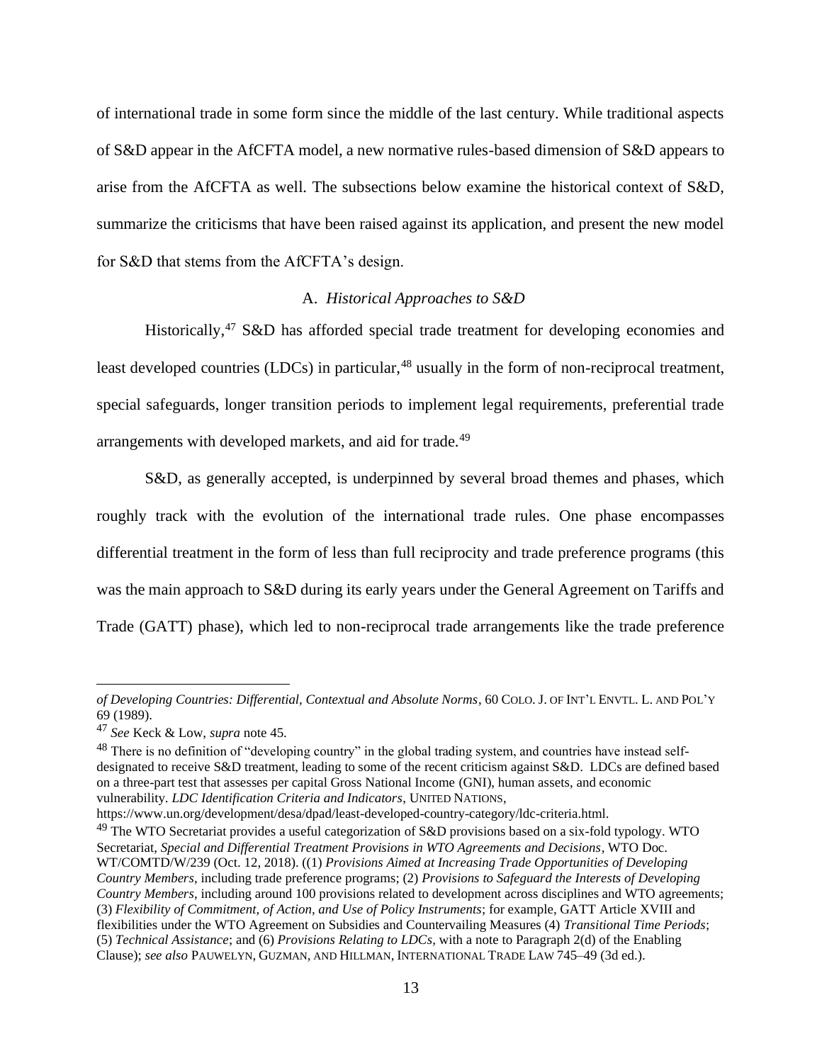of international trade in some form since the middle of the last century. While traditional aspects of S&D appear in the AfCFTA model, a new normative rules-based dimension of S&D appears to arise from the AfCFTA as well. The subsections below examine the historical context of S&D, summarize the criticisms that have been raised against its application, and present the new model for S&D that stems from the AfCFTA's design.

### A. *Historical Approaches to S&D*

Historically,[47] S&D has afforded special trade treatment for developing economies and least developed countries (LDCs) in particular,[48] usually in the form of non-reciprocal treatment, special safeguards, longer transition periods to implement legal requirements, preferential trade arrangements with developed markets, and aid for trade.[49]

S&D, as generally accepted, is underpinned by several broad themes and phases, which roughly track with the evolution of the international trade rules. One phase encompasses differential treatment in the form of less than full reciprocity and trade preference programs (this was the main approach to S&D during its early years under the General Agreement on Tariffs and Trade (GATT) phase), which led to non-reciprocal trade arrangements like the trade preference

---

*of Developing Countries: Differential, Contextual and Absolute Norms*, 60 COLO. J. OF INT'L ENVTL. L. AND POL'Y 69 (1989).

[47] *See* Keck & Low, *supra* note 45.

[48] There is no definition of "developing country" in the global trading system, and countries have instead self-designated to receive S&D treatment, leading to some of the recent criticism against S&D. LDCs are defined based on a three-part test that assesses per capital Gross National Income (GNI), human assets, and economic vulnerability. *LDC Identification Criteria and Indicators*, UNITED NATIONS, https://www.un.org/development/desa/dpad/least-developed-country-category/ldc-criteria.html.

[49] The WTO Secretariat provides a useful categorization of S&D provisions based on a six-fold typology. WTO Secretariat, *Special and Differential Treatment Provisions in WTO Agreements and Decisions*, WTO Doc. WT/COMTD/W/239 (Oct. 12, 2018). ((1) *Provisions Aimed at Increasing Trade Opportunities of Developing Country Members*, including trade preference programs; (2) *Provisions to Safeguard the Interests of Developing Country Members*, including around 100 provisions related to development across disciplines and WTO agreements; (3) *Flexibility of Commitment, of Action, and Use of Policy Instruments*; for example, GATT Article XVIII and flexibilities under the WTO Agreement on Subsidies and Countervailing Measures (4) *Transitional Time Periods*; (5) *Technical Assistance*; and (6) *Provisions Relating to LDCs*, with a note to Paragraph 2(d) of the Enabling Clause); *see also* PAUWELYN, GUZMAN, AND HILLMAN, INTERNATIONAL TRADE LAW 745–49 (3d ed.).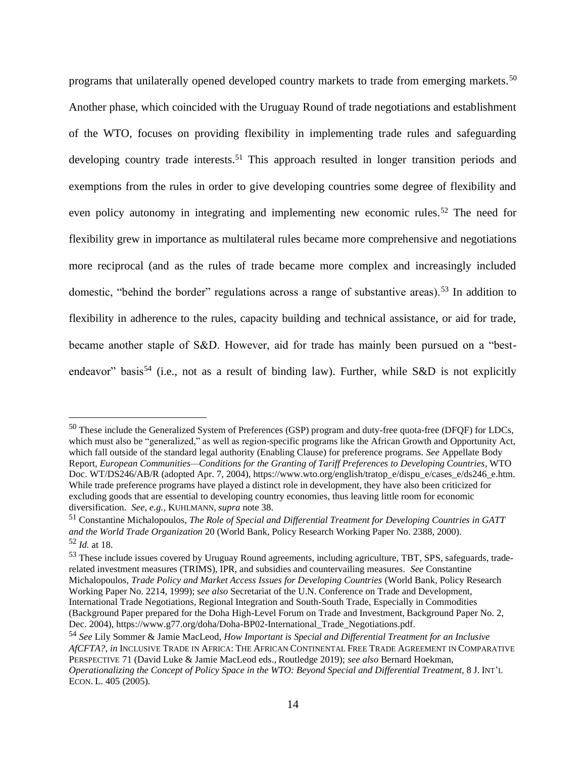programs that unilaterally opened developed country markets to trade from emerging markets.[50] Another phase, which coincided with the Uruguay Round of trade negotiations and establishment of the WTO, focuses on providing flexibility in implementing trade rules and safeguarding developing country trade interests.[51] This approach resulted in longer transition periods and exemptions from the rules in order to give developing countries some degree of flexibility and even policy autonomy in integrating and implementing new economic rules.[52] The need for flexibility grew in importance as multilateral rules became more comprehensive and negotiations more reciprocal (and as the rules of trade became more complex and increasingly included domestic, "behind the border" regulations across a range of substantive areas).[53] In addition to flexibility in adherence to the rules, capacity building and technical assistance, or aid for trade, became another staple of S&D. However, aid for trade has mainly been pursued on a "best-endeavor" basis[54] (i.e., not as a result of binding law). Further, while S&D is not explicitly

---

[50] These include the Generalized System of Preferences (GSP) program and duty-free quota-free (DFQF) for LDCs, which must also be "generalized," as well as region-specific programs like the African Growth and Opportunity Act, which fall outside of the standard legal authority (Enabling Clause) for preference programs. *See* Appellate Body Report, *European Communities—Conditions for the Granting of Tariff Preferences to Developing Countries*, WTO Doc. WT/DS246/AB/R (adopted Apr. 7, 2004), https://www.wto.org/english/tratop_e/dispu_e/cases_e/ds246_e.htm. While trade preference programs have played a distinct role in development, they have also been criticized for excluding goods that are essential to developing country economies, thus leaving little room for economic diversification. *See, e.g.*, KUHLMANN, *supra* note 38.

[51] Constantine Michalopoulos, *The Role of Special and Differential Treatment for Developing Countries in GATT and the World Trade Organization* 20 (World Bank, Policy Research Working Paper No. 2388, 2000).

[52] *Id.* at 18.

[53] These include issues covered by Uruguay Round agreements, including agriculture, TBT, SPS, safeguards, trade-related investment measures (TRIMS), IPR, and subsidies and countervailing measures. *See* Constantine Michalopoulos, *Trade Policy and Market Access Issues for Developing Countries* (World Bank, Policy Research Working Paper No. 2214, 1999); *see also* Secretariat of the U.N. Conference on Trade and Development, International Trade Negotiations, Regional Integration and South-South Trade, Especially in Commodities (Background Paper prepared for the Doha High-Level Forum on Trade and Investment, Background Paper No. 2, Dec. 2004), https://www.g77.org/doha/Doha-BP02-International_Trade_Negotiations.pdf.

[54] *See* Lily Sommer & Jamie MacLeod, *How Important is Special and Differential Treatment for an Inclusive AfCFTA?*, *in* INCLUSIVE TRADE IN AFRICA: THE AFRICAN CONTINENTAL FREE TRADE AGREEMENT IN COMPARATIVE PERSPECTIVE 71 (David Luke & Jamie MacLeod eds., Routledge 2019); *see also* Bernard Hoekman, *Operationalizing the Concept of Policy Space in the WTO: Beyond Special and Differential Treatment*, 8 J. INT'L ECON. L. 405 (2005).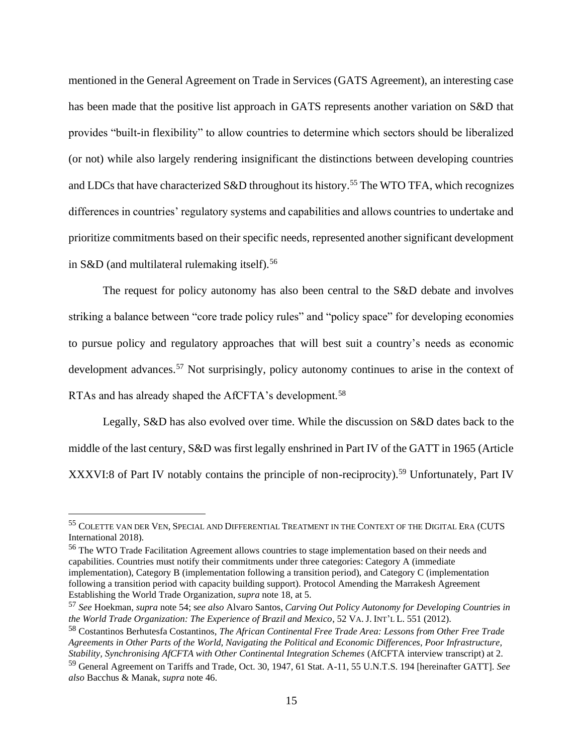mentioned in the General Agreement on Trade in Services (GATS Agreement), an interesting case has been made that the positive list approach in GATS represents another variation on S&D that provides "built-in flexibility" to allow countries to determine which sectors should be liberalized (or not) while also largely rendering insignificant the distinctions between developing countries and LDCs that have characterized S&D throughout its history.[55] The WTO TFA, which recognizes differences in countries' regulatory systems and capabilities and allows countries to undertake and prioritize commitments based on their specific needs, represented another significant development in S&D (and multilateral rulemaking itself).[56]

The request for policy autonomy has also been central to the S&D debate and involves striking a balance between "core trade policy rules" and "policy space" for developing economies to pursue policy and regulatory approaches that will best suit a country's needs as economic development advances.[57] Not surprisingly, policy autonomy continues to arise in the context of RTAs and has already shaped the AfCFTA's development.[58]

Legally, S&D has also evolved over time. While the discussion on S&D dates back to the middle of the last century, S&D was first legally enshrined in Part IV of the GATT in 1965 (Article XXXVI:8 of Part IV notably contains the principle of non-reciprocity).[59] Unfortunately, Part IV

---

[55] COLETTE VAN DER VEN, SPECIAL AND DIFFERENTIAL TREATMENT IN THE CONTEXT OF THE DIGITAL ERA (CUTS International 2018).

[56] The WTO Trade Facilitation Agreement allows countries to stage implementation based on their needs and capabilities. Countries must notify their commitments under three categories: Category A (immediate implementation), Category B (implementation following a transition period), and Category C (implementation following a transition period with capacity building support). Protocol Amending the Marrakesh Agreement Establishing the World Trade Organization, *supra* note 18, at 5.

[57] *See* Hoekman, *supra* note 54; *see also* Alvaro Santos, *Carving Out Policy Autonomy for Developing Countries in the World Trade Organization: The Experience of Brazil and Mexico*, 52 VA. J. INT'L L. 551 (2012).

[58] Costantinos Berhutesfa Costantinos, *The African Continental Free Trade Area: Lessons from Other Free Trade Agreements in Other Parts of the World, Navigating the Political and Economic Differences, Poor Infrastructure, Stability, Synchronising AfCFTA with Other Continental Integration Schemes* (AfCFTA interview transcript) at 2.

[59] General Agreement on Tariffs and Trade, Oct. 30, 1947, 61 Stat. A-11, 55 U.N.T.S. 194 [hereinafter GATT]. *See also* Bacchus & Manak, *supra* note 46.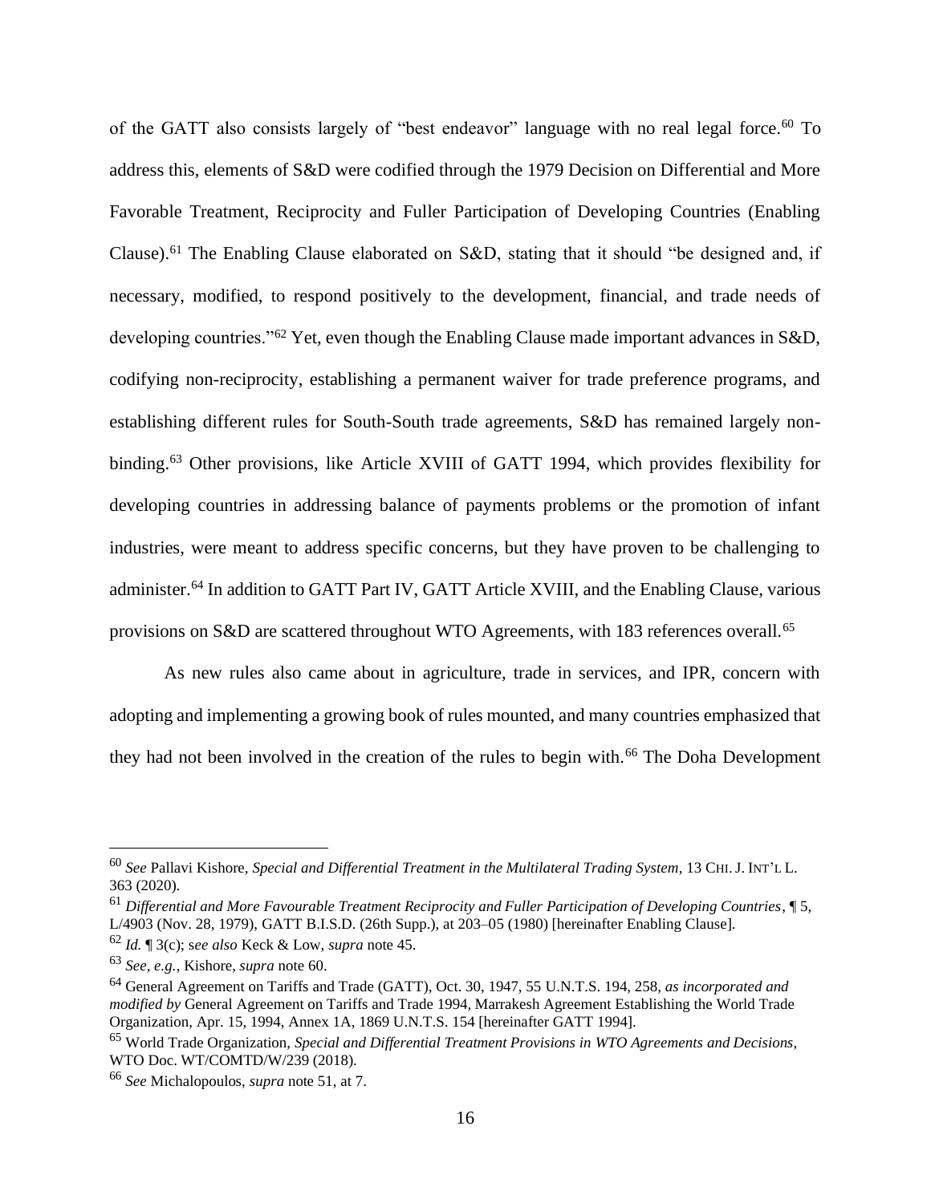of the GATT also consists largely of "best endeavor" language with no real legal force.[60] To address this, elements of S&D were codified through the 1979 Decision on Differential and More Favorable Treatment, Reciprocity and Fuller Participation of Developing Countries (Enabling Clause).[61] The Enabling Clause elaborated on S&D, stating that it should "be designed and, if necessary, modified, to respond positively to the development, financial, and trade needs of developing countries."[62] Yet, even though the Enabling Clause made important advances in S&D, codifying non-reciprocity, establishing a permanent waiver for trade preference programs, and establishing different rules for South-South trade agreements, S&D has remained largely non-binding.[63] Other provisions, like Article XVIII of GATT 1994, which provides flexibility for developing countries in addressing balance of payments problems or the promotion of infant industries, were meant to address specific concerns, but they have proven to be challenging to administer.[64] In addition to GATT Part IV, GATT Article XVIII, and the Enabling Clause, various provisions on S&D are scattered throughout WTO Agreements, with 183 references overall.[65]

As new rules also came about in agriculture, trade in services, and IPR, concern with adopting and implementing a growing book of rules mounted, and many countries emphasized that they had not been involved in the creation of the rules to begin with.[66] The Doha Development

---

[60] *See* Pallavi Kishore, *Special and Differential Treatment in the Multilateral Trading System*, 13 CHI. J. INT'L L. 363 (2020).

[61] *Differential and More Favourable Treatment Reciprocity and Fuller Participation of Developing Countries*, ¶ 5, L/4903 (Nov. 28, 1979), GATT B.I.S.D. (26th Supp.), at 203–05 (1980) [hereinafter Enabling Clause].

[62] *Id.* ¶ 3(c); *see also* Keck & Low, *supra* note 45.

[63] *See, e.g.*, Kishore, *supra* note 60.

[64] General Agreement on Tariffs and Trade (GATT), Oct. 30, 1947, 55 U.N.T.S. 194, 258, *as incorporated and modified by* General Agreement on Tariffs and Trade 1994, Marrakesh Agreement Establishing the World Trade Organization, Apr. 15, 1994, Annex 1A, 1869 U.N.T.S. 154 [hereinafter GATT 1994].

[65] World Trade Organization, *Special and Differential Treatment Provisions in WTO Agreements and Decisions*, WTO Doc. WT/COMTD/W/239 (2018).

[66] *See* Michalopoulos, *supra* note 51, at 7.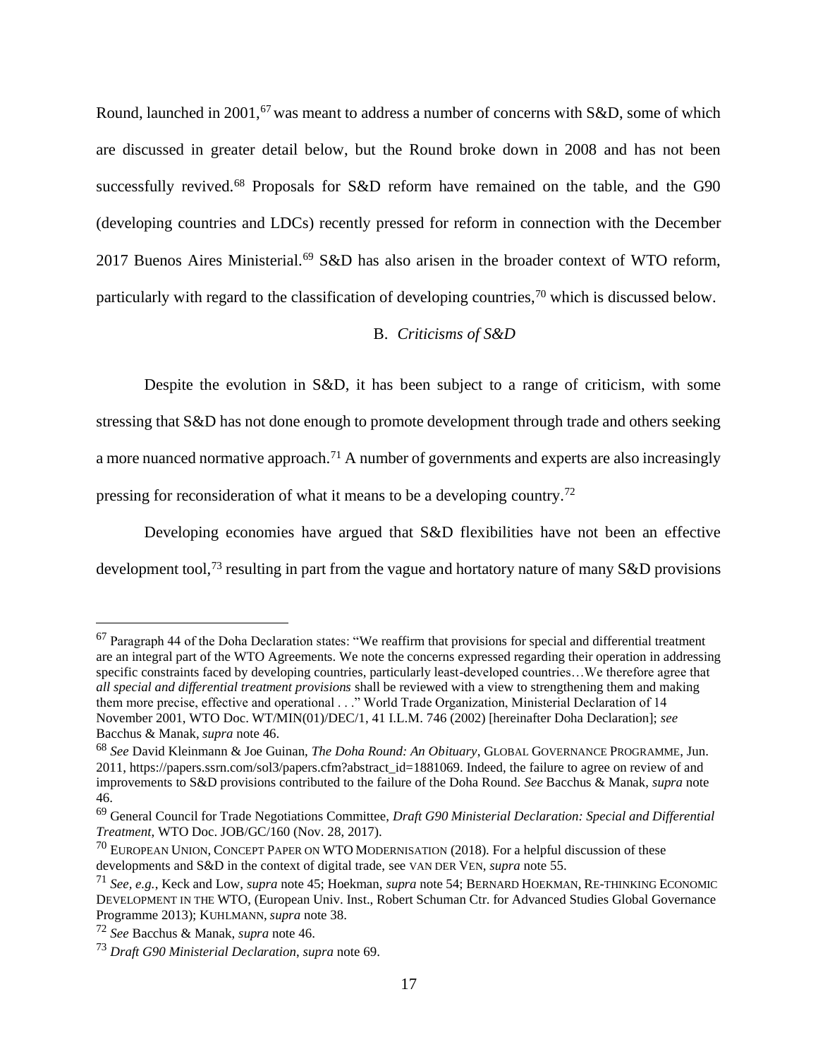Round, launched in 2001,[67] was meant to address a number of concerns with S&D, some of which are discussed in greater detail below, but the Round broke down in 2008 and has not been successfully revived.[68] Proposals for S&D reform have remained on the table, and the G90 (developing countries and LDCs) recently pressed for reform in connection with the December 2017 Buenos Aires Ministerial.[69] S&D has also arisen in the broader context of WTO reform, particularly with regard to the classification of developing countries,[70] which is discussed below.

### B. *Criticisms of S&D*

Despite the evolution in S&D, it has been subject to a range of criticism, with some stressing that S&D has not done enough to promote development through trade and others seeking a more nuanced normative approach.[71] A number of governments and experts are also increasingly pressing for reconsideration of what it means to be a developing country.[72]

Developing economies have argued that S&D flexibilities have not been an effective development tool,[73] resulting in part from the vague and hortatory nature of many S&D provisions

---

[67] Paragraph 44 of the Doha Declaration states: "We reaffirm that provisions for special and differential treatment are an integral part of the WTO Agreements. We note the concerns expressed regarding their operation in addressing specific constraints faced by developing countries, particularly least-developed countries…We therefore agree that *all special and differential treatment provisions* shall be reviewed with a view to strengthening them and making them more precise, effective and operational . . ." World Trade Organization, Ministerial Declaration of 14 November 2001, WTO Doc. WT/MIN(01)/DEC/1, 41 I.L.M. 746 (2002) [hereinafter Doha Declaration]; *see* Bacchus & Manak, *supra* note 46.

[68] *See* David Kleinmann & Joe Guinan, *The Doha Round: An Obituary*, GLOBAL GOVERNANCE PROGRAMME, Jun. 2011, https://papers.ssrn.com/sol3/papers.cfm?abstract_id=1881069. Indeed, the failure to agree on review of and improvements to S&D provisions contributed to the failure of the Doha Round. *See* Bacchus & Manak, *supra* note 46.

[69] General Council for Trade Negotiations Committee, *Draft G90 Ministerial Declaration: Special and Differential Treatment,* WTO Doc. JOB/GC/160 (Nov. 28, 2017).

[70] EUROPEAN UNION, CONCEPT PAPER ON WTO MODERNISATION (2018). For a helpful discussion of these developments and S&D in the context of digital trade, see VAN DER VEN, *supra* note 55.

[71] *See, e.g.*, Keck and Low, *supra* note 45; Hoekman, *supra* note 54; BERNARD HOEKMAN, RE-THINKING ECONOMIC DEVELOPMENT IN THE WTO, (European Univ. Inst., Robert Schuman Ctr. for Advanced Studies Global Governance Programme 2013); KUHLMANN, *supra* note 38.

[72] *See* Bacchus & Manak, *supra* note 46.

[73] *Draft G90 Ministerial Declaration*, *supra* note 69.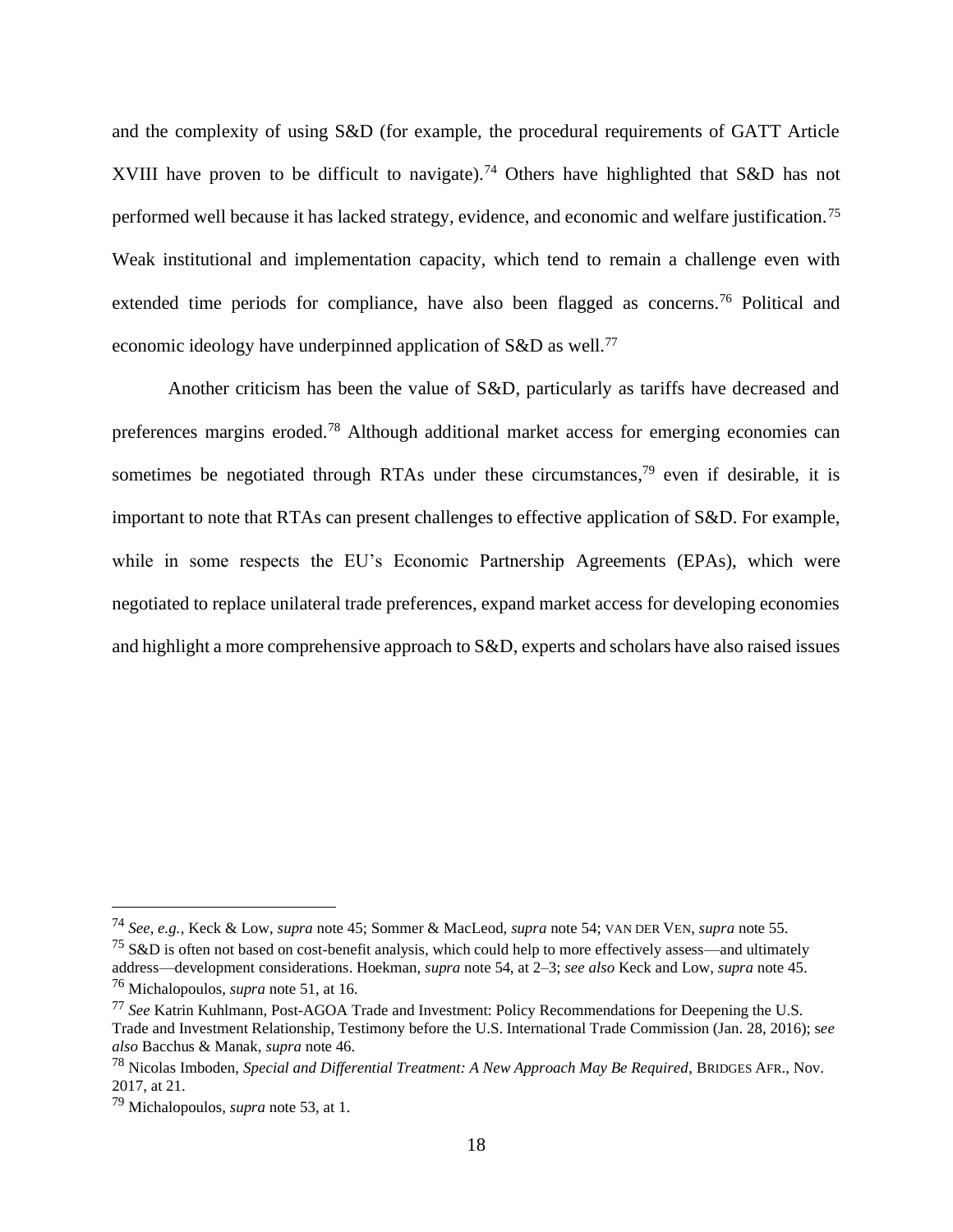and the complexity of using S&D (for example, the procedural requirements of GATT Article XVIII have proven to be difficult to navigate).[74] Others have highlighted that S&D has not performed well because it has lacked strategy, evidence, and economic and welfare justification.[75] Weak institutional and implementation capacity, which tend to remain a challenge even with extended time periods for compliance, have also been flagged as concerns.[76] Political and economic ideology have underpinned application of S&D as well.[77]

Another criticism has been the value of S&D, particularly as tariffs have decreased and preferences margins eroded.[78] Although additional market access for emerging economies can sometimes be negotiated through RTAs under these circumstances,[79] even if desirable, it is important to note that RTAs can present challenges to effective application of S&D. For example, while in some respects the EU's Economic Partnership Agreements (EPAs), which were negotiated to replace unilateral trade preferences, expand market access for developing economies and highlight a more comprehensive approach to S&D, experts and scholars have also raised issues

---

[74] *See, e.g.*, Keck & Low, *supra* note 45; Sommer & MacLeod, *supra* note 54; VAN DER VEN, *supra* note 55.

[75] S&D is often not based on cost-benefit analysis, which could help to more effectively assess—and ultimately address—development considerations. Hoekman, *supra* note 54, at 2–3; *see also* Keck and Low, *supra* note 45.

[76] Michalopoulos, *supra* note 51, at 16.

[77] *See* Katrin Kuhlmann, Post-AGOA Trade and Investment: Policy Recommendations for Deepening the U.S. Trade and Investment Relationship, Testimony before the U.S. International Trade Commission (Jan. 28, 2016); *see also* Bacchus & Manak, *supra* note 46.

[78] Nicolas Imboden, *Special and Differential Treatment: A New Approach May Be Required*, BRIDGES AFR., Nov. 2017, at 21.

[79] Michalopoulos, *supra* note 53, at 1.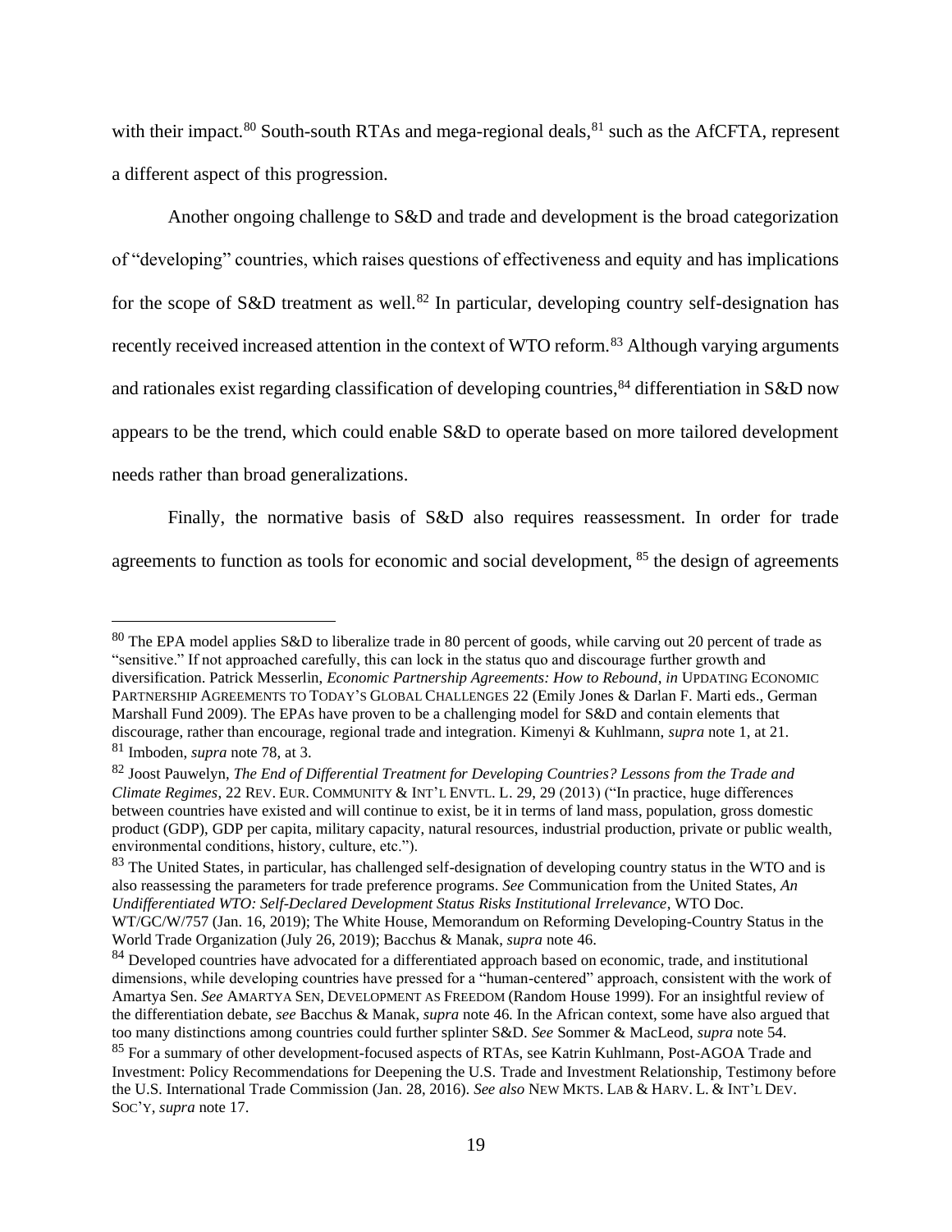with their impact.[80] South-south RTAs and mega-regional deals,[81] such as the AfCFTA, represent a different aspect of this progression.

Another ongoing challenge to S&D and trade and development is the broad categorization of "developing" countries, which raises questions of effectiveness and equity and has implications for the scope of S&D treatment as well.[82] In particular, developing country self-designation has recently received increased attention in the context of WTO reform.[83] Although varying arguments and rationales exist regarding classification of developing countries,[84] differentiation in S&D now appears to be the trend, which could enable S&D to operate based on more tailored development needs rather than broad generalizations.

Finally, the normative basis of S&D also requires reassessment. In order for trade agreements to function as tools for economic and social development, [85] the design of agreements

---

[80] The EPA model applies S&D to liberalize trade in 80 percent of goods, while carving out 20 percent of trade as "sensitive." If not approached carefully, this can lock in the status quo and discourage further growth and diversification. Patrick Messerlin, *Economic Partnership Agreements: How to Rebound*, *in* UPDATING ECONOMIC PARTNERSHIP AGREEMENTS TO TODAY'S GLOBAL CHALLENGES 22 (Emily Jones & Darlan F. Marti eds., German Marshall Fund 2009). The EPAs have proven to be a challenging model for S&D and contain elements that discourage, rather than encourage, regional trade and integration. Kimenyi & Kuhlmann, *supra* note 1, at 21.

[81] Imboden, *supra* note 78, at 3.

[82] Joost Pauwelyn, *The End of Differential Treatment for Developing Countries? Lessons from the Trade and Climate Regimes*, 22 REV. EUR. COMMUNITY & INT'L ENVTL. L. 29, 29 (2013) ("In practice, huge differences between countries have existed and will continue to exist, be it in terms of land mass, population, gross domestic product (GDP), GDP per capita, military capacity, natural resources, industrial production, private or public wealth, environmental conditions, history, culture, etc.").

[83] The United States, in particular, has challenged self-designation of developing country status in the WTO and is also reassessing the parameters for trade preference programs. *See* Communication from the United States, *An Undifferentiated WTO: Self-Declared Development Status Risks Institutional Irrelevance*, WTO Doc. WT/GC/W/757 (Jan. 16, 2019); The White House, Memorandum on Reforming Developing-Country Status in the World Trade Organization (July 26, 2019); Bacchus & Manak, *supra* note 46.

[84] Developed countries have advocated for a differentiated approach based on economic, trade, and institutional dimensions, while developing countries have pressed for a "human-centered" approach, consistent with the work of Amartya Sen. *See* AMARTYA SEN, DEVELOPMENT AS FREEDOM (Random House 1999). For an insightful review of the differentiation debate, *see* Bacchus & Manak, *supra* note 46. In the African context, some have also argued that too many distinctions among countries could further splinter S&D. *See* Sommer & MacLeod, *supra* note 54.

[85] For a summary of other development-focused aspects of RTAs, see Katrin Kuhlmann, Post-AGOA Trade and Investment: Policy Recommendations for Deepening the U.S. Trade and Investment Relationship, Testimony before the U.S. International Trade Commission (Jan. 28, 2016). *See also* NEW MKTS. LAB & HARV. L. & INT'L DEV. SOC'Y, *supra* note 17.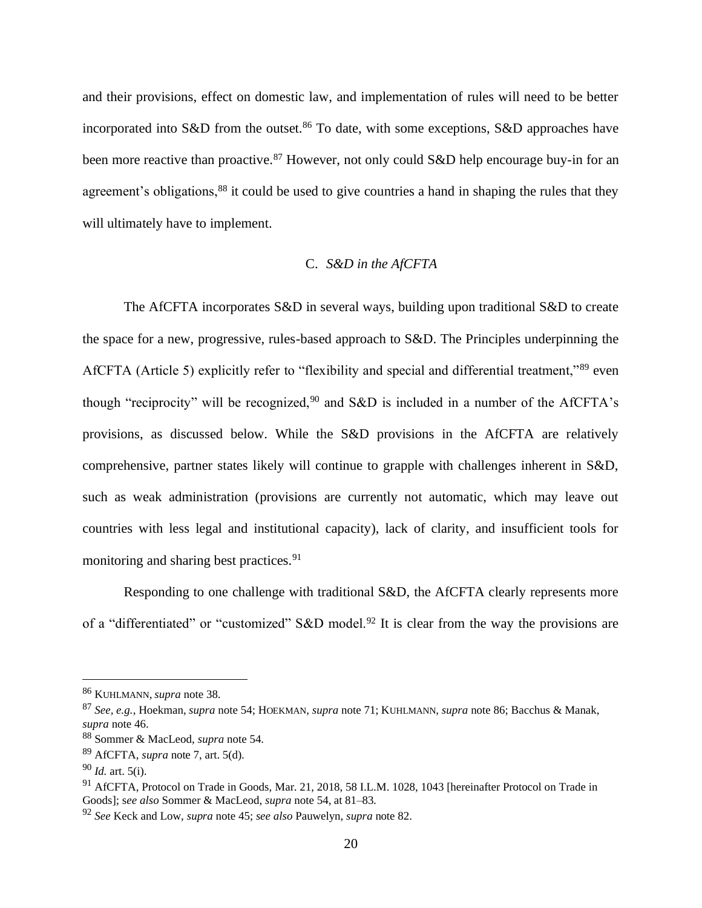and their provisions, effect on domestic law, and implementation of rules will need to be better incorporated into S&D from the outset.[86] To date, with some exceptions, S&D approaches have been more reactive than proactive.[87] However, not only could S&D help encourage buy-in for an agreement's obligations,[88] it could be used to give countries a hand in shaping the rules that they will ultimately have to implement.

### C. *S&D in the AfCFTA*

The AfCFTA incorporates S&D in several ways, building upon traditional S&D to create the space for a new, progressive, rules-based approach to S&D. The Principles underpinning the AfCFTA (Article 5) explicitly refer to "flexibility and special and differential treatment,"[89] even though "reciprocity" will be recognized,[90] and S&D is included in a number of the AfCFTA's provisions, as discussed below. While the S&D provisions in the AfCFTA are relatively comprehensive, partner states likely will continue to grapple with challenges inherent in S&D, such as weak administration (provisions are currently not automatic, which may leave out countries with less legal and institutional capacity), lack of clarity, and insufficient tools for monitoring and sharing best practices.[91]

Responding to one challenge with traditional S&D, the AfCFTA clearly represents more of a "differentiated" or "customized" S&D model.[92] It is clear from the way the provisions are

---

[86] KUHLMANN, *supra* note 38.

[87] *See, e.g.*, Hoekman, *supra* note 54; HOEKMAN, *supra* note 71; KUHLMANN, *supra* note 86; Bacchus & Manak, *supra* note 46.

[88] Sommer & MacLeod, *supra* note 54.

[89] AfCFTA, *supra* note 7, art. 5(d).

[90] *Id.* art. 5(i).

[91] AfCFTA, Protocol on Trade in Goods, Mar. 21, 2018, 58 I.L.M. 1028, 1043 [hereinafter Protocol on Trade in Goods]; *see also* Sommer & MacLeod, *supra* note 54, at 81–83.

[92] *See* Keck and Low, *supra* note 45; *see also* Pauwelyn, *supra* note 82.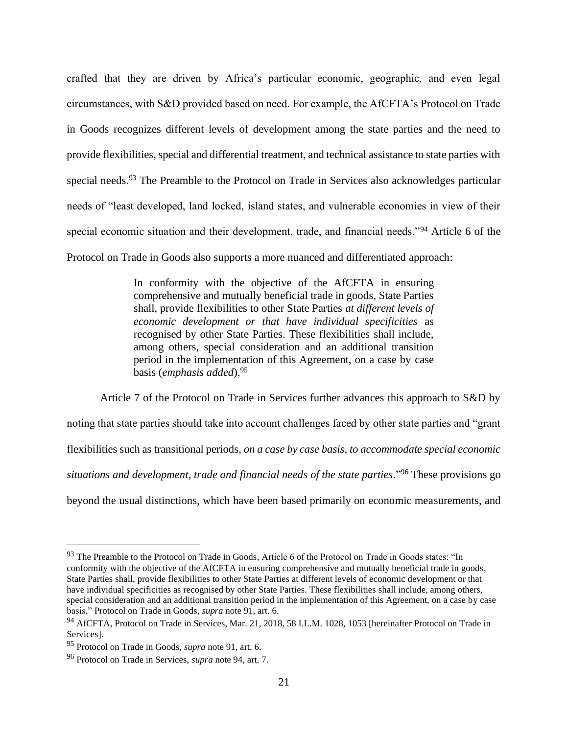crafted that they are driven by Africa's particular economic, geographic, and even legal circumstances, with S&D provided based on need. For example, the AfCFTA's Protocol on Trade in Goods recognizes different levels of development among the state parties and the need to provide flexibilities, special and differential treatment, and technical assistance to state parties with special needs.[93] The Preamble to the Protocol on Trade in Services also acknowledges particular needs of "least developed, land locked, island states, and vulnerable economies in view of their special economic situation and their development, trade, and financial needs."[94] Article 6 of the Protocol on Trade in Goods also supports a more nuanced and differentiated approach:

> In conformity with the objective of the AfCFTA in ensuring comprehensive and mutually beneficial trade in goods, State Parties shall, provide flexibilities to other State Parties *at different levels of economic development or that have individual specificities* as recognised by other State Parties. These flexibilities shall include, among others, special consideration and an additional transition period in the implementation of this Agreement, on a case by case basis (*emphasis added*).[95]

Article 7 of the Protocol on Trade in Services further advances this approach to S&D by noting that state parties should take into account challenges faced by other state parties and "grant flexibilities such as transitional periods, *on a case by case basis, to accommodate special economic situations and development, trade and financial needs of the state parties*."[96] These provisions go beyond the usual distinctions, which have been based primarily on economic measurements, and

---

[93] The Preamble to the Protocol on Trade in Goods, Article 6 of the Protocol on Trade in Goods states: "In conformity with the objective of the AfCFTA in ensuring comprehensive and mutually beneficial trade in goods, State Parties shall, provide flexibilities to other State Parties at different levels of economic development or that have individual specificities as recognised by other State Parties. These flexibilities shall include, among others, special consideration and an additional transition period in the implementation of this Agreement, on a case by case basis," Protocol on Trade in Goods, *supra* note 91, art. 6.

[94] AfCFTA, Protocol on Trade in Services, Mar. 21, 2018, 58 I.L.M. 1028, 1053 [hereinafter Protocol on Trade in Services].

[95] Protocol on Trade in Goods, *supra* note 91, art. 6.

[96] Protocol on Trade in Services, *supra* note 94, art. 7.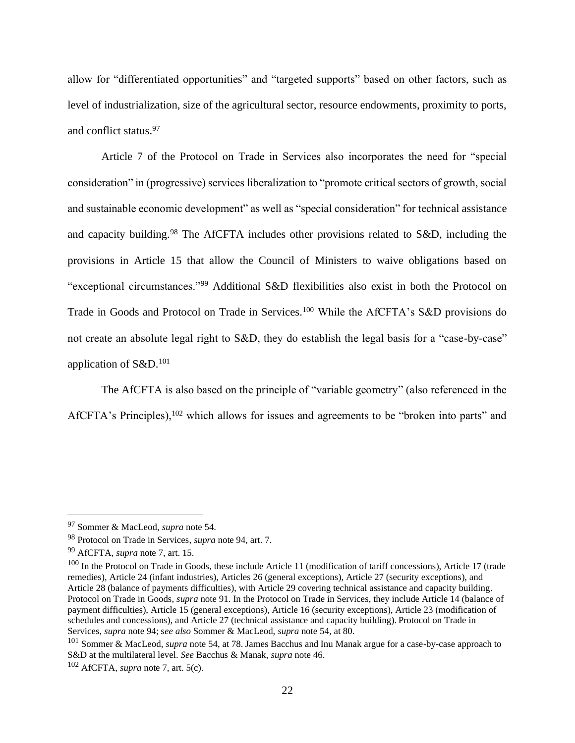allow for "differentiated opportunities" and "targeted supports" based on other factors, such as level of industrialization, size of the agricultural sector, resource endowments, proximity to ports, and conflict status.[97]

Article 7 of the Protocol on Trade in Services also incorporates the need for "special consideration" in (progressive) services liberalization to "promote critical sectors of growth, social and sustainable economic development" as well as "special consideration" for technical assistance and capacity building.[98] The AfCFTA includes other provisions related to S&D, including the provisions in Article 15 that allow the Council of Ministers to waive obligations based on "exceptional circumstances."[99] Additional S&D flexibilities also exist in both the Protocol on Trade in Goods and Protocol on Trade in Services.[100] While the AfCFTA's S&D provisions do not create an absolute legal right to S&D, they do establish the legal basis for a "case-by-case" application of S&D.[101]

The AfCFTA is also based on the principle of "variable geometry" (also referenced in the AfCFTA's Principles),[102] which allows for issues and agreements to be "broken into parts" and

---

[97] Sommer & MacLeod, *supra* note 54.

[98] Protocol on Trade in Services, *supra* note 94, art. 7.

[99] AfCFTA, *supra* note 7, art. 15.

[100] In the Protocol on Trade in Goods, these include Article 11 (modification of tariff concessions), Article 17 (trade remedies), Article 24 (infant industries), Articles 26 (general exceptions), Article 27 (security exceptions), and Article 28 (balance of payments difficulties), with Article 29 covering technical assistance and capacity building. Protocol on Trade in Goods, *supra* note 91. In the Protocol on Trade in Services, they include Article 14 (balance of payment difficulties), Article 15 (general exceptions), Article 16 (security exceptions), Article 23 (modification of schedules and concessions), and Article 27 (technical assistance and capacity building). Protocol on Trade in Services, *supra* note 94; s*ee also* Sommer & MacLeod, *supra* note 54, at 80.

[101] Sommer & MacLeod, *supra* note 54, at 78. James Bacchus and Inu Manak argue for a case-by-case approach to S&D at the multilateral level. *See* Bacchus & Manak, *supra* note 46.

[102] AfCFTA, *supra* note 7, art. 5(c).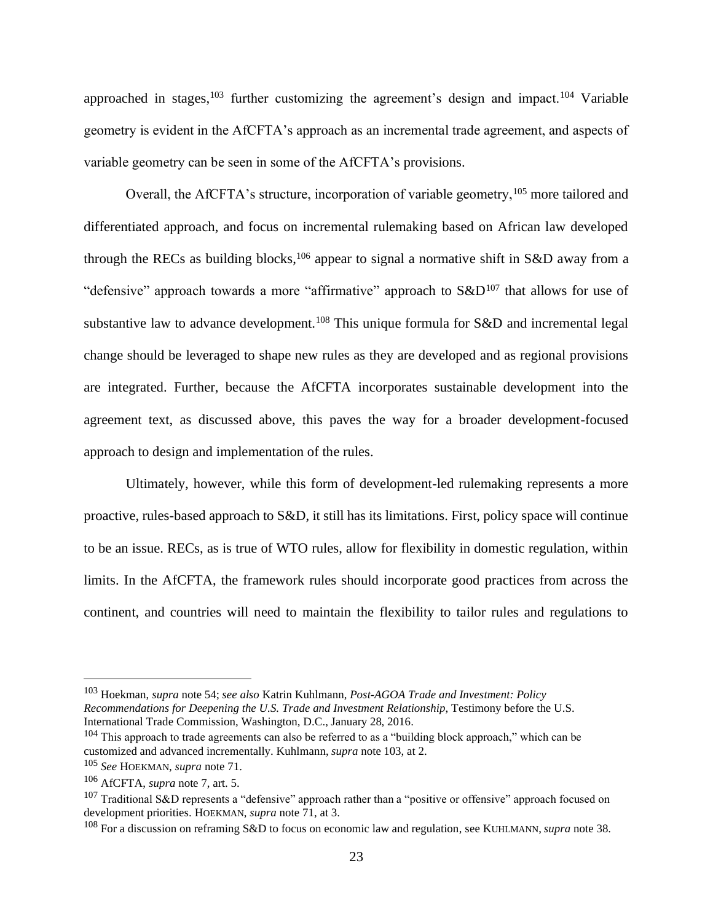approached in stages,[103] further customizing the agreement's design and impact.[104] Variable geometry is evident in the AfCFTA's approach as an incremental trade agreement, and aspects of variable geometry can be seen in some of the AfCFTA's provisions.

Overall, the AfCFTA's structure, incorporation of variable geometry,[105] more tailored and differentiated approach, and focus on incremental rulemaking based on African law developed through the RECs as building blocks,[106] appear to signal a normative shift in S&D away from a "defensive" approach towards a more "affirmative" approach to S&D[107] that allows for use of substantive law to advance development.[108] This unique formula for S&D and incremental legal change should be leveraged to shape new rules as they are developed and as regional provisions are integrated. Further, because the AfCFTA incorporates sustainable development into the agreement text, as discussed above, this paves the way for a broader development-focused approach to design and implementation of the rules.

Ultimately, however, while this form of development-led rulemaking represents a more proactive, rules-based approach to S&D, it still has its limitations. First, policy space will continue to be an issue. RECs, as is true of WTO rules, allow for flexibility in domestic regulation, within limits. In the AfCFTA, the framework rules should incorporate good practices from across the continent, and countries will need to maintain the flexibility to tailor rules and regulations to

---

[103] Hoekman, *supra* note 54; *see also* Katrin Kuhlmann, *Post-AGOA Trade and Investment: Policy Recommendations for Deepening the U.S. Trade and Investment Relationship*, Testimony before the U.S. International Trade Commission, Washington, D.C., January 28, 2016.

[104] This approach to trade agreements can also be referred to as a "building block approach," which can be customized and advanced incrementally. Kuhlmann, *supra* note 103, at 2.

[105] *See* HOEKMAN, *supra* note 71.

[106] AfCFTA, *supra* note 7, art. 5.

[107] Traditional S&D represents a "defensive" approach rather than a "positive or offensive" approach focused on development priorities. HOEKMAN, *supra* note 71, at 3.

[108] For a discussion on reframing S&D to focus on economic law and regulation, see KUHLMANN, *supra* note 38.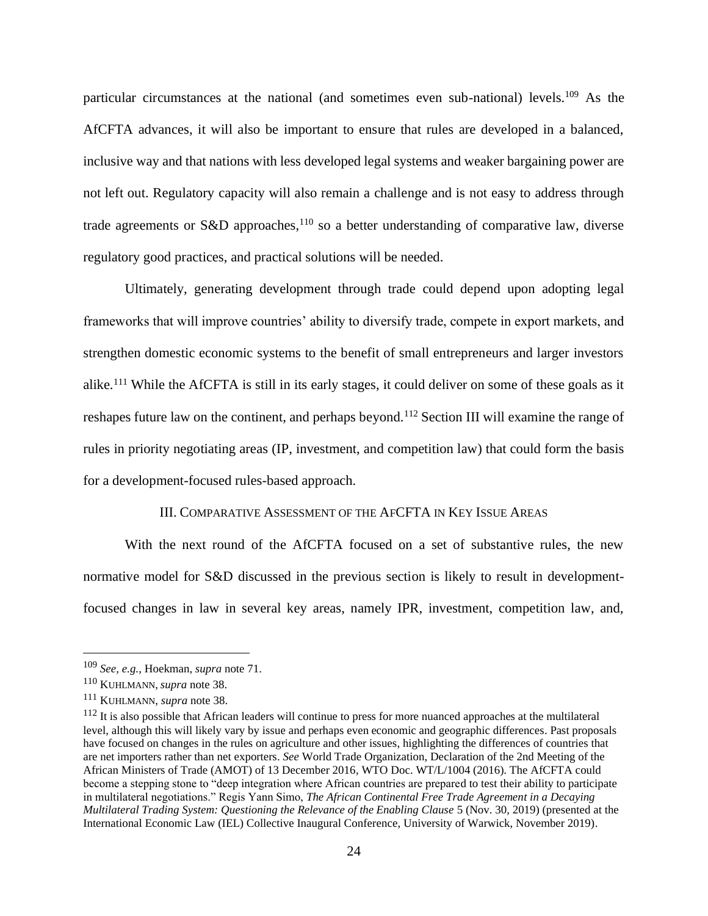particular circumstances at the national (and sometimes even sub-national) levels.[109] As the AfCFTA advances, it will also be important to ensure that rules are developed in a balanced, inclusive way and that nations with less developed legal systems and weaker bargaining power are not left out. Regulatory capacity will also remain a challenge and is not easy to address through trade agreements or S&D approaches,[110] so a better understanding of comparative law, diverse regulatory good practices, and practical solutions will be needed.

Ultimately, generating development through trade could depend upon adopting legal frameworks that will improve countries' ability to diversify trade, compete in export markets, and strengthen domestic economic systems to the benefit of small entrepreneurs and larger investors alike.[111] While the AfCFTA is still in its early stages, it could deliver on some of these goals as it reshapes future law on the continent, and perhaps beyond.[112] Section III will examine the range of rules in priority negotiating areas (IP, investment, and competition law) that could form the basis for a development-focused rules-based approach.

## III. Comparative Assessment of the AfCFTA in Key Issue Areas

With the next round of the AfCFTA focused on a set of substantive rules, the new normative model for S&D discussed in the previous section is likely to result in development-focused changes in law in several key areas, namely IPR, investment, competition law, and,

---

[109] *See, e.g.*, Hoekman, *supra* note 71.

[110] Kuhlmann, *supra* note 38.

[111] Kuhlmann, *supra* note 38.

[112] It is also possible that African leaders will continue to press for more nuanced approaches at the multilateral level, although this will likely vary by issue and perhaps even economic and geographic differences. Past proposals have focused on changes in the rules on agriculture and other issues, highlighting the differences of countries that are net importers rather than net exporters. *See* World Trade Organization, Declaration of the 2nd Meeting of the African Ministers of Trade (AMOT) of 13 December 2016, WTO Doc. WT/L/1004 (2016). The AfCFTA could become a stepping stone to "deep integration where African countries are prepared to test their ability to participate in multilateral negotiations." Regis Yann Simo, *The African Continental Free Trade Agreement in a Decaying Multilateral Trading System: Questioning the Relevance of the Enabling Clause* 5 (Nov. 30, 2019) (presented at the International Economic Law (IEL) Collective Inaugural Conference, University of Warwick, November 2019).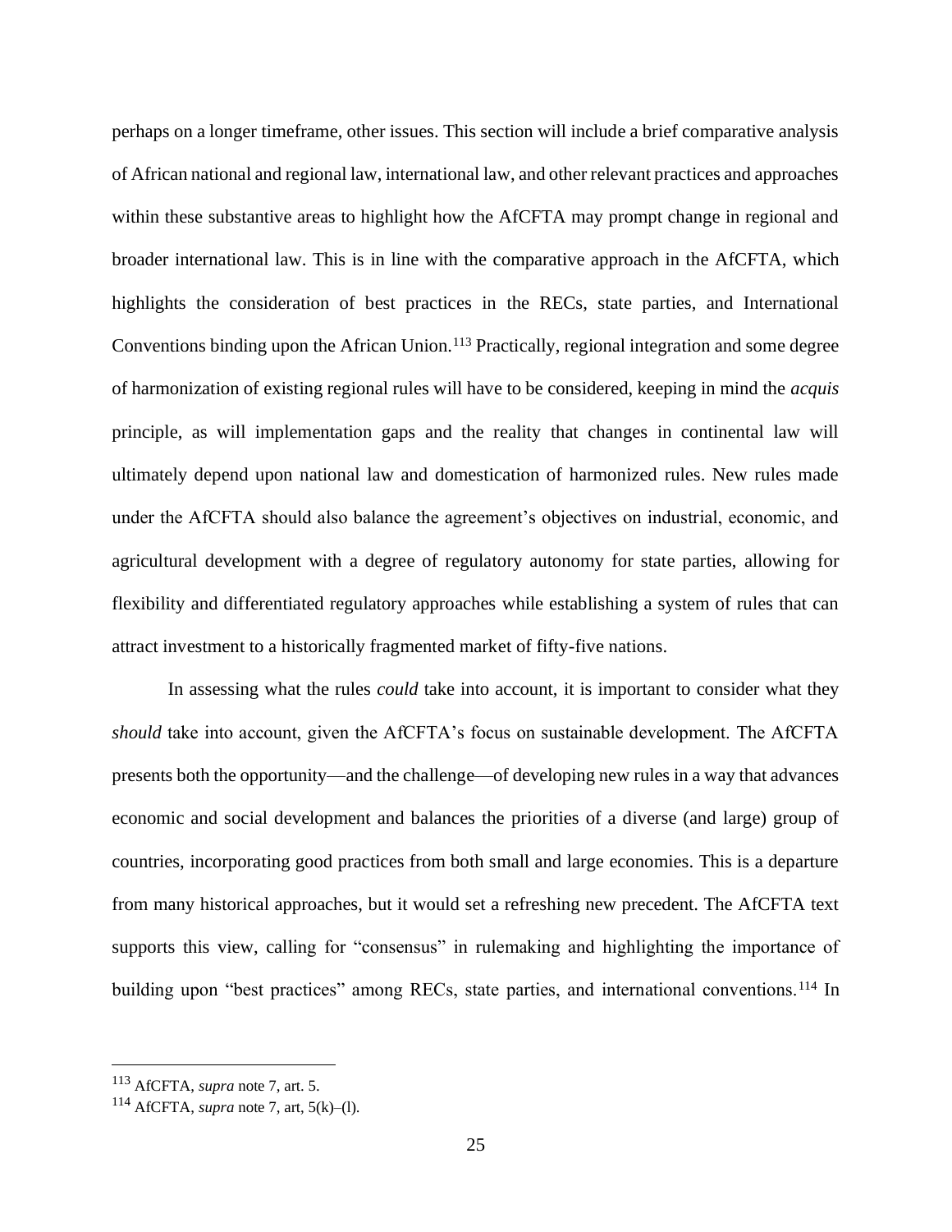perhaps on a longer timeframe, other issues. This section will include a brief comparative analysis of African national and regional law, international law, and other relevant practices and approaches within these substantive areas to highlight how the AfCFTA may prompt change in regional and broader international law. This is in line with the comparative approach in the AfCFTA, which highlights the consideration of best practices in the RECs, state parties, and International Conventions binding upon the African Union.[113] Practically, regional integration and some degree of harmonization of existing regional rules will have to be considered, keeping in mind the *acquis* principle, as will implementation gaps and the reality that changes in continental law will ultimately depend upon national law and domestication of harmonized rules. New rules made under the AfCFTA should also balance the agreement's objectives on industrial, economic, and agricultural development with a degree of regulatory autonomy for state parties, allowing for flexibility and differentiated regulatory approaches while establishing a system of rules that can attract investment to a historically fragmented market of fifty-five nations.

In assessing what the rules *could* take into account, it is important to consider what they *should* take into account, given the AfCFTA's focus on sustainable development. The AfCFTA presents both the opportunity—and the challenge—of developing new rules in a way that advances economic and social development and balances the priorities of a diverse (and large) group of countries, incorporating good practices from both small and large economies. This is a departure from many historical approaches, but it would set a refreshing new precedent. The AfCFTA text supports this view, calling for "consensus" in rulemaking and highlighting the importance of building upon "best practices" among RECs, state parties, and international conventions.[114] In

---

[113] AfCFTA, *supra* note 7, art. 5.

[114] AfCFTA, *supra* note 7, art, 5(k)–(l).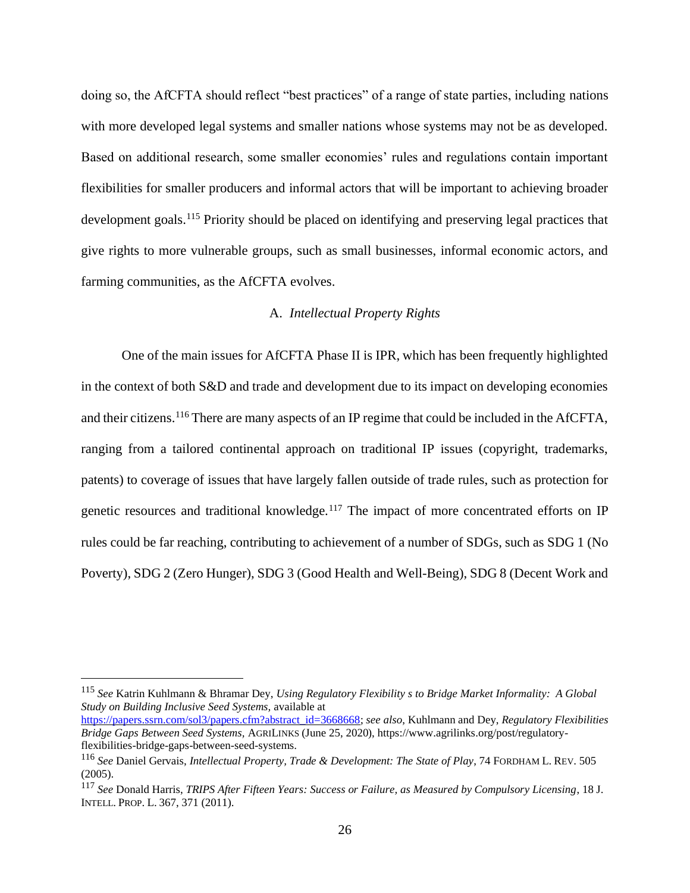doing so, the AfCFTA should reflect "best practices" of a range of state parties, including nations with more developed legal systems and smaller nations whose systems may not be as developed. Based on additional research, some smaller economies' rules and regulations contain important flexibilities for smaller producers and informal actors that will be important to achieving broader development goals.[115] Priority should be placed on identifying and preserving legal practices that give rights to more vulnerable groups, such as small businesses, informal economic actors, and farming communities, as the AfCFTA evolves.

### A. *Intellectual Property Rights*

One of the main issues for AfCFTA Phase II is IPR, which has been frequently highlighted in the context of both S&D and trade and development due to its impact on developing economies and their citizens.[116] There are many aspects of an IP regime that could be included in the AfCFTA, ranging from a tailored continental approach on traditional IP issues (copyright, trademarks, patents) to coverage of issues that have largely fallen outside of trade rules, such as protection for genetic resources and traditional knowledge.[117] The impact of more concentrated efforts on IP rules could be far reaching, contributing to achievement of a number of SDGs, such as SDG 1 (No Poverty), SDG 2 (Zero Hunger), SDG 3 (Good Health and Well-Being), SDG 8 (Decent Work and

---

[115] *See* Katrin Kuhlmann & Bhramar Dey, *Using Regulatory Flexibility s to Bridge Market Informality: A Global Study on Building Inclusive Seed Systems*, available at https://papers.ssrn.com/sol3/papers.cfm?abstract_id=3668668; *see also*, Kuhlmann and Dey, *Regulatory Flexibilities Bridge Gaps Between Seed Systems*, AGRILINKS (June 25, 2020), https://www.agrilinks.org/post/regulatory-flexibilities-bridge-gaps-between-seed-systems.

[116] *See* Daniel Gervais, *Intellectual Property, Trade & Development: The State of Play*, 74 FORDHAM L. REV. 505 (2005).

[117] *See* Donald Harris, *TRIPS After Fifteen Years: Success or Failure, as Measured by Compulsory Licensing*, 18 J. INTELL. PROP. L. 367, 371 (2011).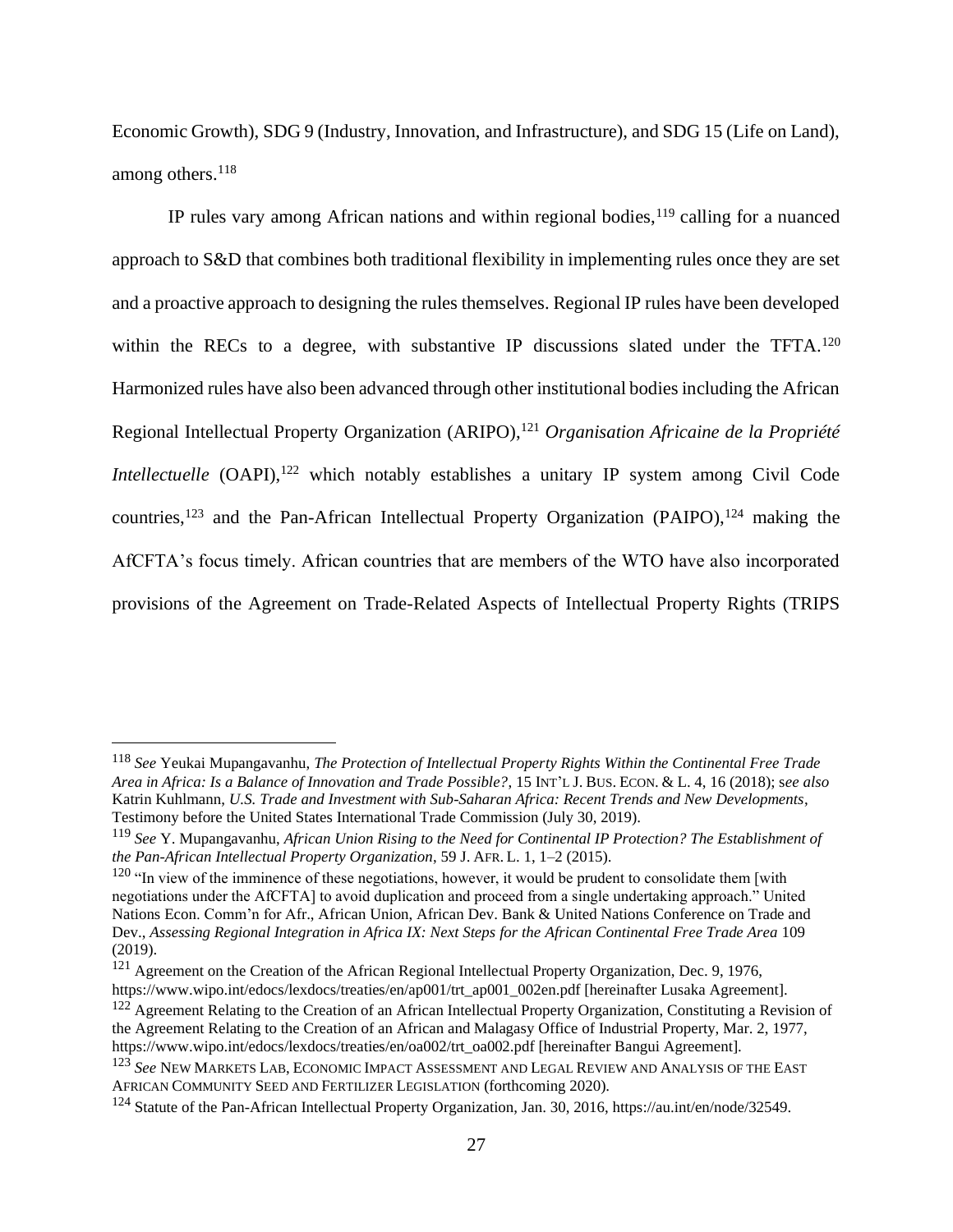Economic Growth), SDG 9 (Industry, Innovation, and Infrastructure), and SDG 15 (Life on Land), among others.[118]

IP rules vary among African nations and within regional bodies,[119] calling for a nuanced approach to S&D that combines both traditional flexibility in implementing rules once they are set and a proactive approach to designing the rules themselves. Regional IP rules have been developed within the RECs to a degree, with substantive IP discussions slated under the TFTA.[120] Harmonized rules have also been advanced through other institutional bodies including the African Regional Intellectual Property Organization (ARIPO),[121] *Organisation Africaine de la Propriété Intellectuelle* (OAPI),[122] which notably establishes a unitary IP system among Civil Code countries,[123] and the Pan-African Intellectual Property Organization (PAIPO),[124] making the AfCFTA's focus timely. African countries that are members of the WTO have also incorporated provisions of the Agreement on Trade-Related Aspects of Intellectual Property Rights (TRIPS

---

[118] *See* Yeukai Mupangavanhu, *The Protection of Intellectual Property Rights Within the Continental Free Trade Area in Africa: Is a Balance of Innovation and Trade Possible?*, 15 INT'L J. BUS. ECON. & L. 4, 16 (2018); s*ee also* Katrin Kuhlmann, *U.S. Trade and Investment with Sub-Saharan Africa: Recent Trends and New Developments*, Testimony before the United States International Trade Commission (July 30, 2019).

[119] *See* Y. Mupangavanhu, *African Union Rising to the Need for Continental IP Protection? The Establishment of the Pan-African Intellectual Property Organization*, 59 J. AFR. L. 1, 1–2 (2015).

[120] "In view of the imminence of these negotiations, however, it would be prudent to consolidate them [with negotiations under the AfCFTA] to avoid duplication and proceed from a single undertaking approach." United Nations Econ. Comm'n for Afr., African Union, African Dev. Bank & United Nations Conference on Trade and Dev., *Assessing Regional Integration in Africa IX: Next Steps for the African Continental Free Trade Area* 109 (2019).

[121] Agreement on the Creation of the African Regional Intellectual Property Organization, Dec. 9, 1976, https://www.wipo.int/edocs/lexdocs/treaties/en/ap001/trt_ap001_002en.pdf [hereinafter Lusaka Agreement].

[122] Agreement Relating to the Creation of an African Intellectual Property Organization, Constituting a Revision of the Agreement Relating to the Creation of an African and Malagasy Office of Industrial Property, Mar. 2, 1977, https://www.wipo.int/edocs/lexdocs/treaties/en/oa002/trt_oa002.pdf [hereinafter Bangui Agreement].

[123] *See* NEW MARKETS LAB, ECONOMIC IMPACT ASSESSMENT AND LEGAL REVIEW AND ANALYSIS OF THE EAST AFRICAN COMMUNITY SEED AND FERTILIZER LEGISLATION (forthcoming 2020).

[124] Statute of the Pan-African Intellectual Property Organization, Jan. 30, 2016, https://au.int/en/node/32549.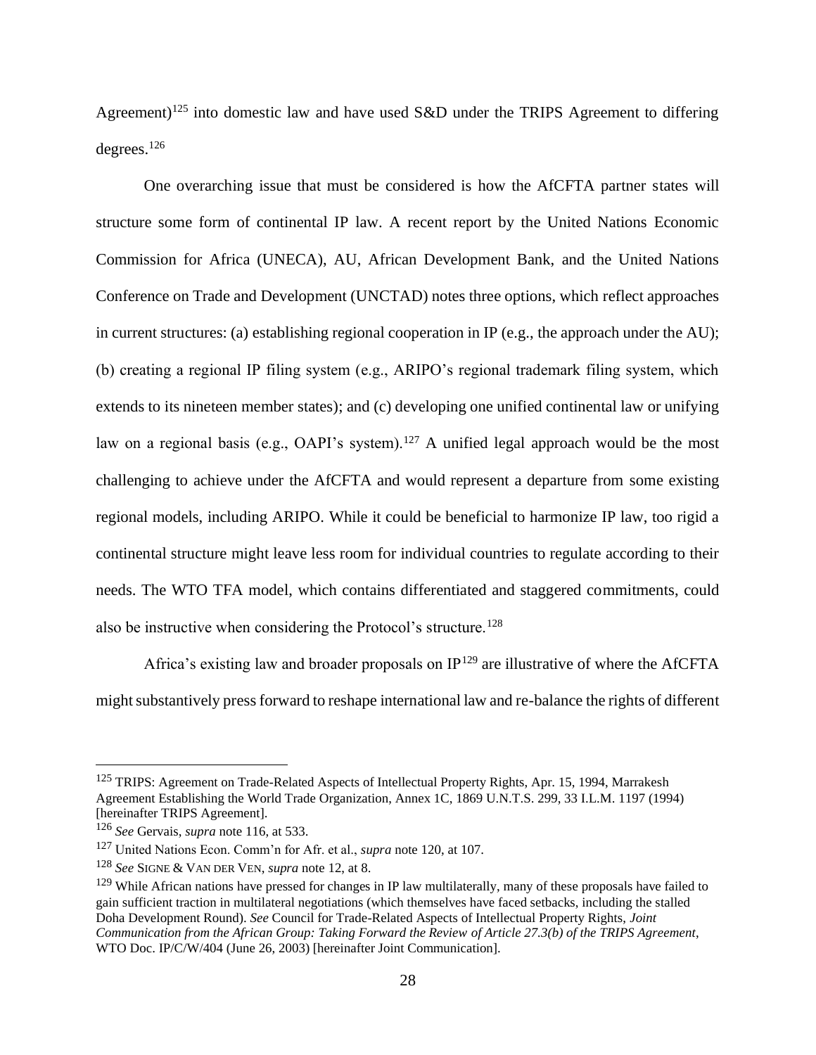Agreement)[125] into domestic law and have used S&D under the TRIPS Agreement to differing degrees.[126]

One overarching issue that must be considered is how the AfCFTA partner states will structure some form of continental IP law. A recent report by the United Nations Economic Commission for Africa (UNECA), AU, African Development Bank, and the United Nations Conference on Trade and Development (UNCTAD) notes three options, which reflect approaches in current structures: (a) establishing regional cooperation in IP (e.g., the approach under the AU); (b) creating a regional IP filing system (e.g., ARIPO's regional trademark filing system, which extends to its nineteen member states); and (c) developing one unified continental law or unifying law on a regional basis (e.g., OAPI's system).[127] A unified legal approach would be the most challenging to achieve under the AfCFTA and would represent a departure from some existing regional models, including ARIPO. While it could be beneficial to harmonize IP law, too rigid a continental structure might leave less room for individual countries to regulate according to their needs. The WTO TFA model, which contains differentiated and staggered commitments, could also be instructive when considering the Protocol's structure.[128]

Africa's existing law and broader proposals on IP[129] are illustrative of where the AfCFTA might substantively press forward to reshape international law and re-balance the rights of different

---

[125] TRIPS: Agreement on Trade-Related Aspects of Intellectual Property Rights, Apr. 15, 1994, Marrakesh Agreement Establishing the World Trade Organization, Annex 1C, 1869 U.N.T.S. 299, 33 I.L.M. 1197 (1994) [hereinafter TRIPS Agreement].

[126] *See* Gervais, *supra* note 116, at 533.

[127] United Nations Econ. Comm'n for Afr. et al., *supra* note 120, at 107.

[128] *See* SIGNE & VAN DER VEN, *supra* note 12, at 8.

[129] While African nations have pressed for changes in IP law multilaterally, many of these proposals have failed to gain sufficient traction in multilateral negotiations (which themselves have faced setbacks, including the stalled Doha Development Round). *See* Council for Trade-Related Aspects of Intellectual Property Rights, *Joint Communication from the African Group: Taking Forward the Review of Article 27.3(b) of the TRIPS Agreement*, WTO Doc. IP/C/W/404 (June 26, 2003) [hereinafter Joint Communication].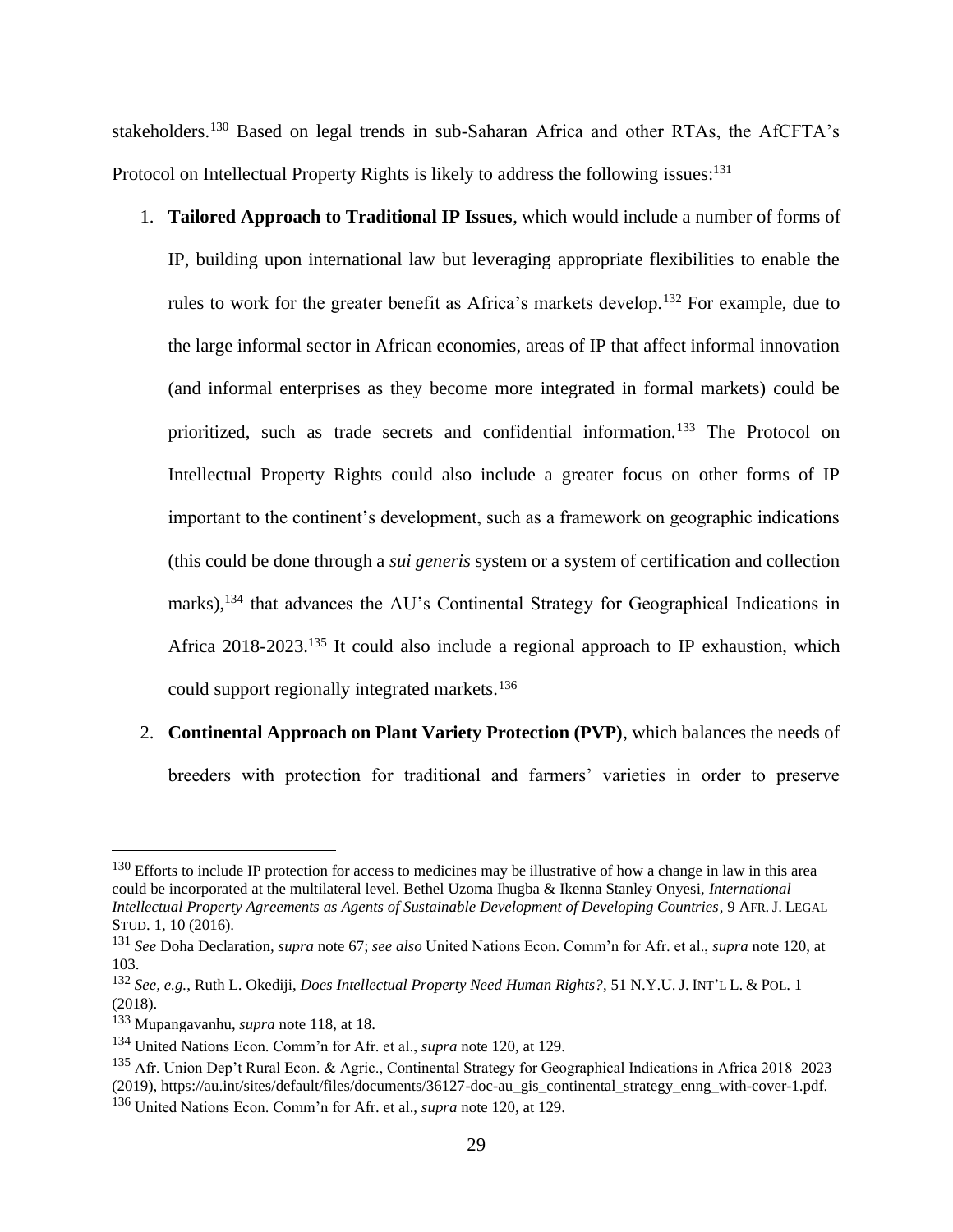stakeholders.[130] Based on legal trends in sub-Saharan Africa and other RTAs, the AfCFTA's Protocol on Intellectual Property Rights is likely to address the following issues:[131]

1. **Tailored Approach to Traditional IP Issues**, which would include a number of forms of IP, building upon international law but leveraging appropriate flexibilities to enable the rules to work for the greater benefit as Africa's markets develop.[132] For example, due to the large informal sector in African economies, areas of IP that affect informal innovation (and informal enterprises as they become more integrated in formal markets) could be prioritized, such as trade secrets and confidential information.[133] The Protocol on Intellectual Property Rights could also include a greater focus on other forms of IP important to the continent's development, such as a framework on geographic indications (this could be done through a *sui generis* system or a system of certification and collection marks),[134] that advances the AU's Continental Strategy for Geographical Indications in Africa 2018-2023.[135] It could also include a regional approach to IP exhaustion, which could support regionally integrated markets.[136]

2. **Continental Approach on Plant Variety Protection (PVP)**, which balances the needs of breeders with protection for traditional and farmers' varieties in order to preserve

---

[130] Efforts to include IP protection for access to medicines may be illustrative of how a change in law in this area could be incorporated at the multilateral level. Bethel Uzoma Ihugba & Ikenna Stanley Onyesi, *International Intellectual Property Agreements as Agents of Sustainable Development of Developing Countries*, 9 AFR. J. LEGAL STUD. 1, 10 (2016).

[131] *See* Doha Declaration, *supra* note 67; *see also* United Nations Econ. Comm'n for Afr. et al., *supra* note 120, at 103.

[132] *See, e.g.*, Ruth L. Okediji, *Does Intellectual Property Need Human Rights?*, 51 N.Y.U. J. INT'L L. & POL. 1 (2018).

[133] Mupangavanhu, *supra* note 118, at 18.

[134] United Nations Econ. Comm'n for Afr. et al., *supra* note 120, at 129.

[135] Afr. Union Dep't Rural Econ. & Agric., Continental Strategy for Geographical Indications in Africa 2018–2023 (2019), https://au.int/sites/default/files/documents/36127-doc-au_gis_continental_strategy_enng_with-cover-1.pdf.

[136] United Nations Econ. Comm'n for Afr. et al., *supra* note 120, at 129.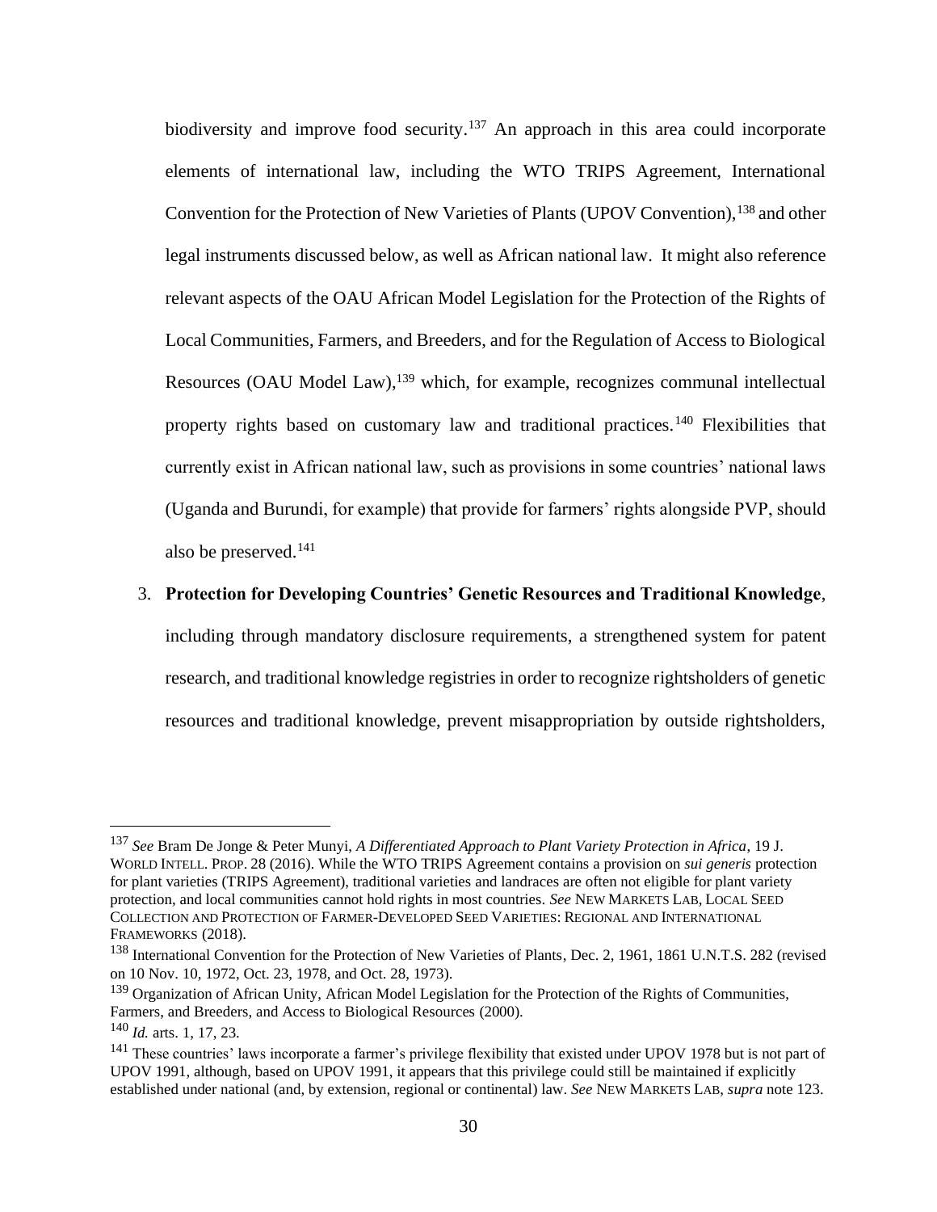biodiversity and improve food security.[137] An approach in this area could incorporate elements of international law, including the WTO TRIPS Agreement, International Convention for the Protection of New Varieties of Plants (UPOV Convention),[138] and other legal instruments discussed below, as well as African national law. It might also reference relevant aspects of the OAU African Model Legislation for the Protection of the Rights of Local Communities, Farmers, and Breeders, and for the Regulation of Access to Biological Resources (OAU Model Law),[139] which, for example, recognizes communal intellectual property rights based on customary law and traditional practices.[140] Flexibilities that currently exist in African national law, such as provisions in some countries' national laws (Uganda and Burundi, for example) that provide for farmers' rights alongside PVP, should also be preserved.[141]

3. **Protection for Developing Countries' Genetic Resources and Traditional Knowledge**, including through mandatory disclosure requirements, a strengthened system for patent research, and traditional knowledge registries in order to recognize rightsholders of genetic resources and traditional knowledge, prevent misappropriation by outside rightsholders,

---

[137] *See* Bram De Jonge & Peter Munyi, *A Differentiated Approach to Plant Variety Protection in Africa*, 19 J. WORLD INTELL. PROP. 28 (2016). While the WTO TRIPS Agreement contains a provision on *sui generis* protection for plant varieties (TRIPS Agreement), traditional varieties and landraces are often not eligible for plant variety protection, and local communities cannot hold rights in most countries. *See* NEW MARKETS LAB, LOCAL SEED COLLECTION AND PROTECTION OF FARMER-DEVELOPED SEED VARIETIES: REGIONAL AND INTERNATIONAL FRAMEWORKS (2018).

[138] International Convention for the Protection of New Varieties of Plants, Dec. 2, 1961, 1861 U.N.T.S. 282 (revised on 10 Nov. 10, 1972, Oct. 23, 1978, and Oct. 28, 1973).

[139] Organization of African Unity, African Model Legislation for the Protection of the Rights of Communities, Farmers, and Breeders, and Access to Biological Resources (2000).

[140] *Id.* arts. 1, 17, 23.

[141] These countries' laws incorporate a farmer's privilege flexibility that existed under UPOV 1978 but is not part of UPOV 1991, although, based on UPOV 1991, it appears that this privilege could still be maintained if explicitly established under national (and, by extension, regional or continental) law. *See* NEW MARKETS LAB, *supra* note 123.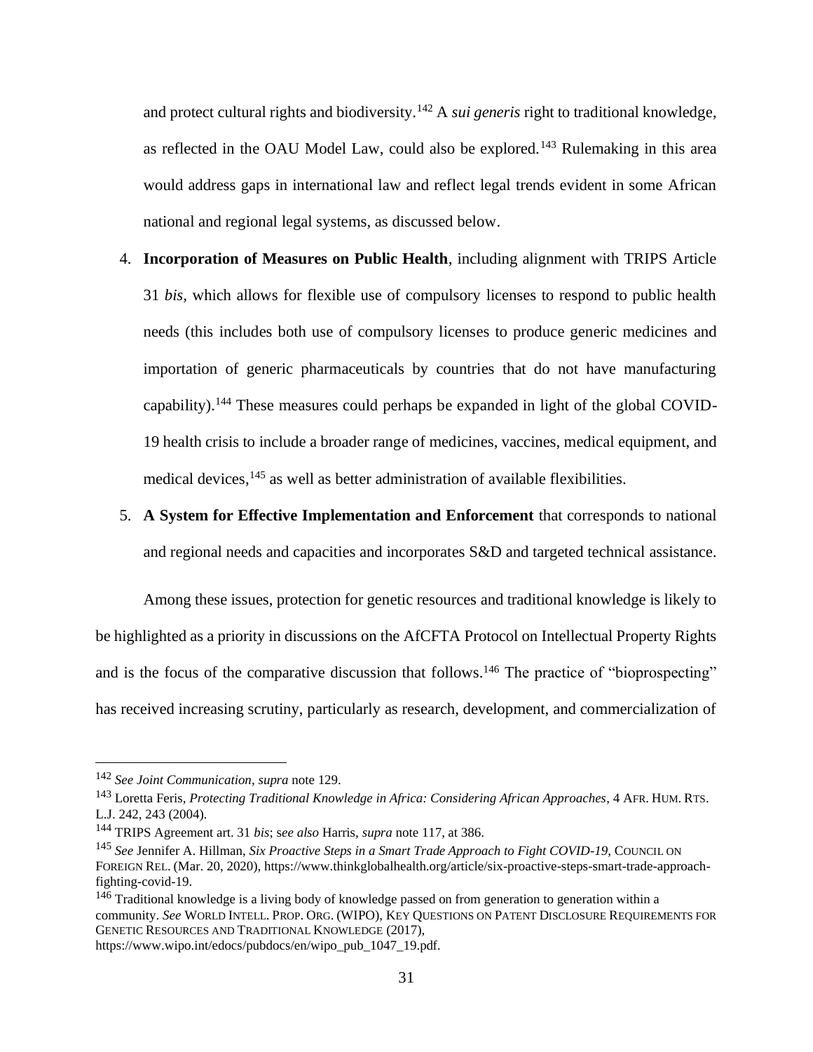and protect cultural rights and biodiversity.[142] A *sui generis* right to traditional knowledge, as reflected in the OAU Model Law, could also be explored.[143] Rulemaking in this area would address gaps in international law and reflect legal trends evident in some African national and regional legal systems, as discussed below.

4. **Incorporation of Measures on Public Health**, including alignment with TRIPS Article 31 *bis*, which allows for flexible use of compulsory licenses to respond to public health needs (this includes both use of compulsory licenses to produce generic medicines and importation of generic pharmaceuticals by countries that do not have manufacturing capability).[144] These measures could perhaps be expanded in light of the global COVID-19 health crisis to include a broader range of medicines, vaccines, medical equipment, and medical devices,[145] as well as better administration of available flexibilities.

5. **A System for Effective Implementation and Enforcement** that corresponds to national and regional needs and capacities and incorporates S&D and targeted technical assistance.

Among these issues, protection for genetic resources and traditional knowledge is likely to be highlighted as a priority in discussions on the AfCFTA Protocol on Intellectual Property Rights and is the focus of the comparative discussion that follows.[146] The practice of "bioprospecting" has received increasing scrutiny, particularly as research, development, and commercialization of

---

[142] *See Joint Communication*, *supra* note 129.

[143] Loretta Feris, *Protecting Traditional Knowledge in Africa: Considering African Approaches*, 4 AFR. HUM. RTS. L.J. 242, 243 (2004).

[144] TRIPS Agreement art. 31 *bis*; *see also* Harris, *supra* note 117, at 386.

[145] *See* Jennifer A. Hillman, *Six Proactive Steps in a Smart Trade Approach to Fight COVID-19*, COUNCIL ON FOREIGN REL. (Mar. 20, 2020), https://www.thinkglobalhealth.org/article/six-proactive-steps-smart-trade-approach-fighting-covid-19.

[146] Traditional knowledge is a living body of knowledge passed on from generation to generation within a community. *See* WORLD INTELL. PROP. ORG. (WIPO), KEY QUESTIONS ON PATENT DISCLOSURE REQUIREMENTS FOR GENETIC RESOURCES AND TRADITIONAL KNOWLEDGE (2017), https://www.wipo.int/edocs/pubdocs/en/wipo_pub_1047_19.pdf.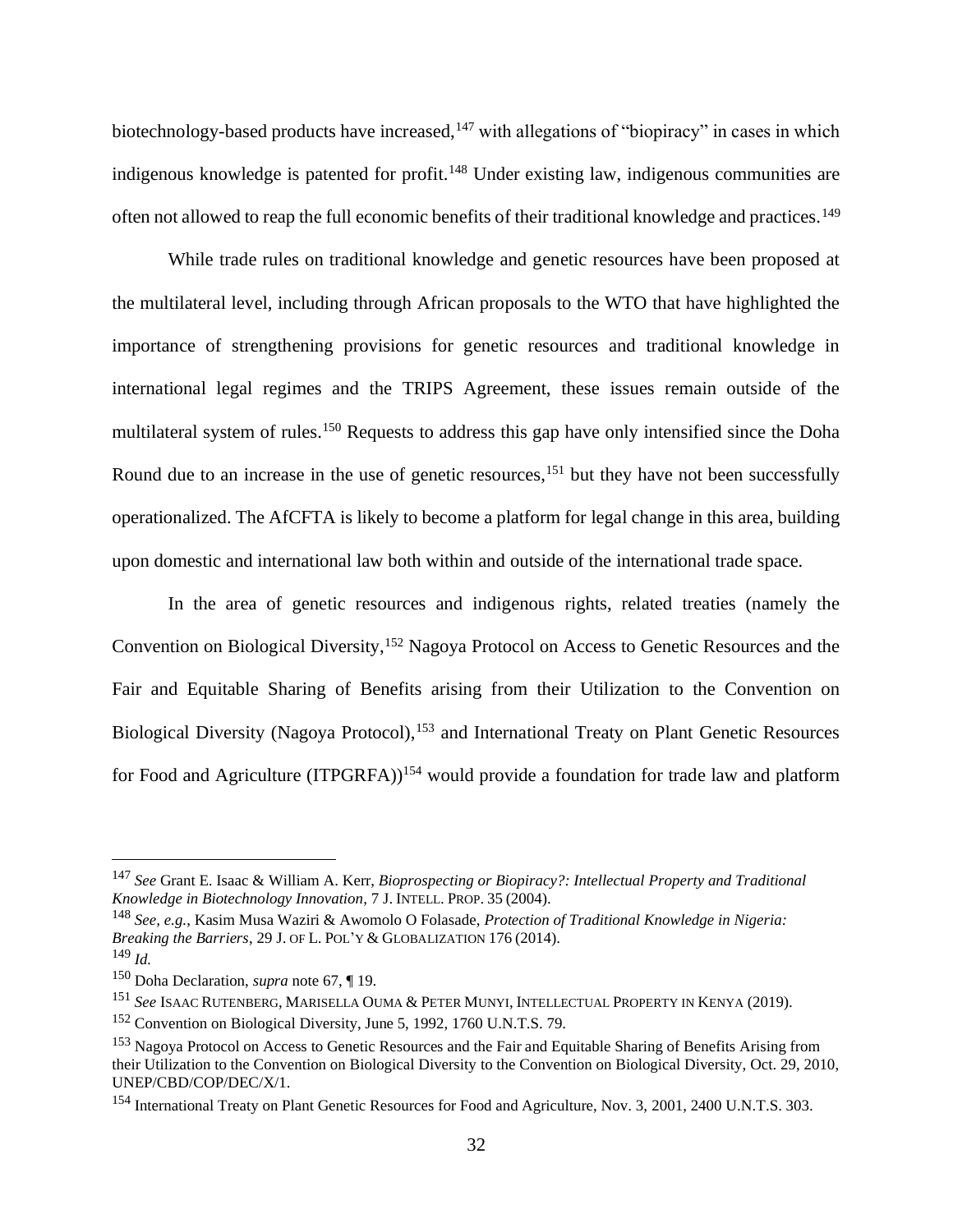biotechnology-based products have increased,[147] with allegations of "biopiracy" in cases in which indigenous knowledge is patented for profit.[148] Under existing law, indigenous communities are often not allowed to reap the full economic benefits of their traditional knowledge and practices.[149]

While trade rules on traditional knowledge and genetic resources have been proposed at the multilateral level, including through African proposals to the WTO that have highlighted the importance of strengthening provisions for genetic resources and traditional knowledge in international legal regimes and the TRIPS Agreement, these issues remain outside of the multilateral system of rules.[150] Requests to address this gap have only intensified since the Doha Round due to an increase in the use of genetic resources,[151] but they have not been successfully operationalized. The AfCFTA is likely to become a platform for legal change in this area, building upon domestic and international law both within and outside of the international trade space.

In the area of genetic resources and indigenous rights, related treaties (namely the Convention on Biological Diversity,[152] Nagoya Protocol on Access to Genetic Resources and the Fair and Equitable Sharing of Benefits arising from their Utilization to the Convention on Biological Diversity (Nagoya Protocol),[153] and International Treaty on Plant Genetic Resources for Food and Agriculture (ITPGRFA))[154] would provide a foundation for trade law and platform

---

[147] *See* Grant E. Isaac & William A. Kerr, *Bioprospecting or Biopiracy?: Intellectual Property and Traditional Knowledge in Biotechnology Innovation*, 7 J. INTELL. PROP. 35 (2004).

[148] *See, e.g.*, Kasim Musa Waziri & Awomolo O Folasade, *Protection of Traditional Knowledge in Nigeria: Breaking the Barriers*, 29 J. OF L. POL'Y & GLOBALIZATION 176 (2014).

[149] *Id.*

[150] Doha Declaration, *supra* note 67, ¶ 19.

[151] *See* ISAAC RUTENBERG, MARISELLA OUMA & PETER MUNYI, INTELLECTUAL PROPERTY IN KENYA (2019).

[152] Convention on Biological Diversity, June 5, 1992, 1760 U.N.T.S. 79.

[153] Nagoya Protocol on Access to Genetic Resources and the Fair and Equitable Sharing of Benefits Arising from their Utilization to the Convention on Biological Diversity to the Convention on Biological Diversity, Oct. 29, 2010, UNEP/CBD/COP/DEC/X/1.

[154] International Treaty on Plant Genetic Resources for Food and Agriculture, Nov. 3, 2001, 2400 U.N.T.S. 303.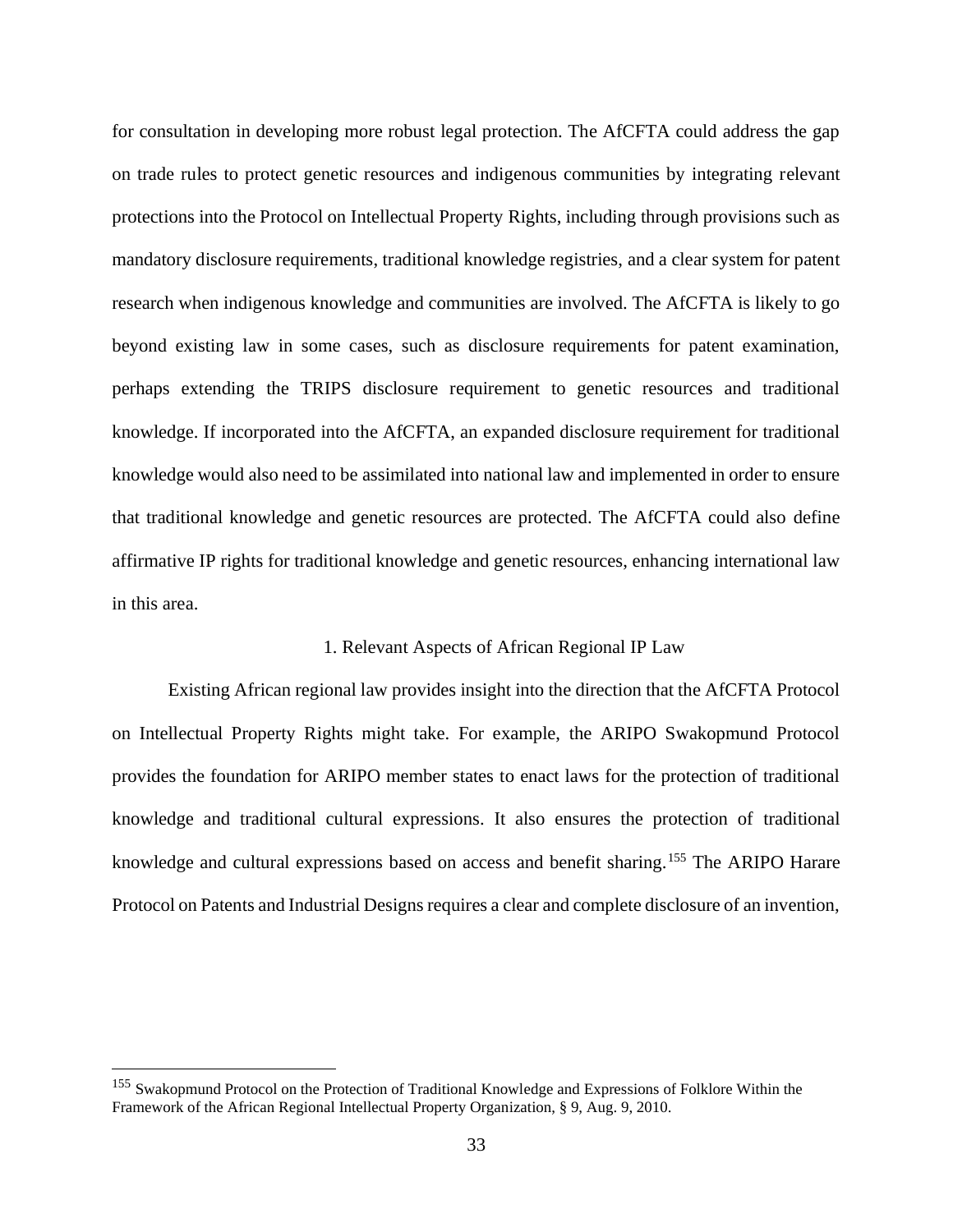for consultation in developing more robust legal protection. The AfCFTA could address the gap on trade rules to protect genetic resources and indigenous communities by integrating relevant protections into the Protocol on Intellectual Property Rights, including through provisions such as mandatory disclosure requirements, traditional knowledge registries, and a clear system for patent research when indigenous knowledge and communities are involved. The AfCFTA is likely to go beyond existing law in some cases, such as disclosure requirements for patent examination, perhaps extending the TRIPS disclosure requirement to genetic resources and traditional knowledge. If incorporated into the AfCFTA, an expanded disclosure requirement for traditional knowledge would also need to be assimilated into national law and implemented in order to ensure that traditional knowledge and genetic resources are protected. The AfCFTA could also define affirmative IP rights for traditional knowledge and genetic resources, enhancing international law in this area.

### 1. Relevant Aspects of African Regional IP Law

Existing African regional law provides insight into the direction that the AfCFTA Protocol on Intellectual Property Rights might take. For example, the ARIPO Swakopmund Protocol provides the foundation for ARIPO member states to enact laws for the protection of traditional knowledge and traditional cultural expressions. It also ensures the protection of traditional knowledge and cultural expressions based on access and benefit sharing.[155] The ARIPO Harare Protocol on Patents and Industrial Designs requires a clear and complete disclosure of an invention,

[155] Swakopmund Protocol on the Protection of Traditional Knowledge and Expressions of Folklore Within the Framework of the African Regional Intellectual Property Organization, § 9, Aug. 9, 2010.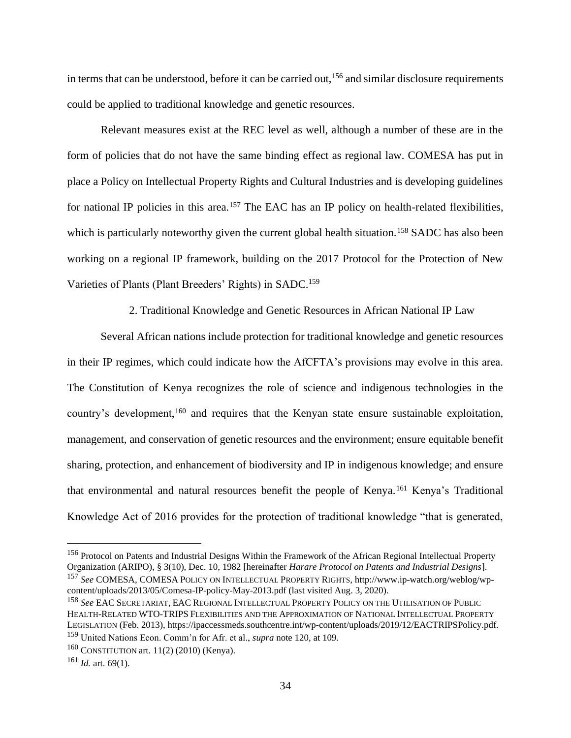in terms that can be understood, before it can be carried out,[156] and similar disclosure requirements could be applied to traditional knowledge and genetic resources.

Relevant measures exist at the REC level as well, although a number of these are in the form of policies that do not have the same binding effect as regional law. COMESA has put in place a Policy on Intellectual Property Rights and Cultural Industries and is developing guidelines for national IP policies in this area.[157] The EAC has an IP policy on health-related flexibilities, which is particularly noteworthy given the current global health situation.[158] SADC has also been working on a regional IP framework, building on the 2017 Protocol for the Protection of New Varieties of Plants (Plant Breeders' Rights) in SADC.[159]

### 2. Traditional Knowledge and Genetic Resources in African National IP Law

Several African nations include protection for traditional knowledge and genetic resources in their IP regimes, which could indicate how the AfCFTA's provisions may evolve in this area. The Constitution of Kenya recognizes the role of science and indigenous technologies in the country's development,[160] and requires that the Kenyan state ensure sustainable exploitation, management, and conservation of genetic resources and the environment; ensure equitable benefit sharing, protection, and enhancement of biodiversity and IP in indigenous knowledge; and ensure that environmental and natural resources benefit the people of Kenya.[161] Kenya's Traditional Knowledge Act of 2016 provides for the protection of traditional knowledge "that is generated,

---

[156] Protocol on Patents and Industrial Designs Within the Framework of the African Regional Intellectual Property Organization (ARIPO), § 3(10), Dec. 10, 1982 [hereinafter *Harare Protocol on Patents and Industrial Designs*].

[157] *See* COMESA, COMESA POLICY ON INTELLECTUAL PROPERTY RIGHTS, http://www.ip-watch.org/weblog/wp-content/uploads/2013/05/Comesa-IP-policy-May-2013.pdf (last visited Aug. 3, 2020).

[158] *See* EAC SECRETARIAT, EAC REGIONAL INTELLECTUAL PROPERTY POLICY ON THE UTILISATION OF PUBLIC HEALTH-RELATED WTO-TRIPS FLEXIBILITIES AND THE APPROXIMATION OF NATIONAL INTELLECTUAL PROPERTY LEGISLATION (Feb. 2013), https://ipaccessmeds.southcentre.int/wp-content/uploads/2019/12/EACTRIPSPolicy.pdf.

[159] United Nations Econ. Comm'n for Afr. et al., *supra* note 120, at 109.

[160] CONSTITUTION art. 11(2) (2010) (Kenya).

[161] *Id.* art. 69(1).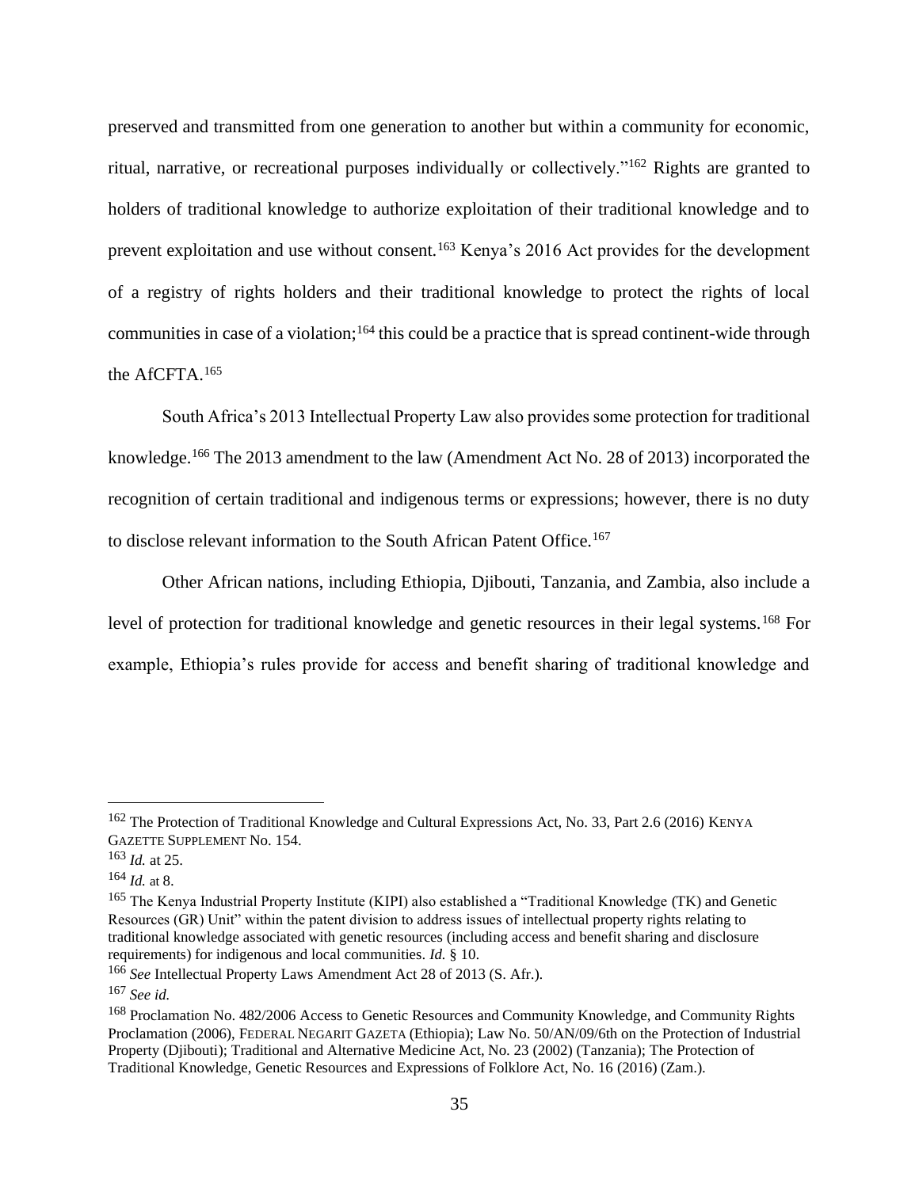preserved and transmitted from one generation to another but within a community for economic, ritual, narrative, or recreational purposes individually or collectively."[162] Rights are granted to holders of traditional knowledge to authorize exploitation of their traditional knowledge and to prevent exploitation and use without consent.[163] Kenya's 2016 Act provides for the development of a registry of rights holders and their traditional knowledge to protect the rights of local communities in case of a violation;[164] this could be a practice that is spread continent-wide through the AfCFTA.[165]

South Africa's 2013 Intellectual Property Law also provides some protection for traditional knowledge.[166] The 2013 amendment to the law (Amendment Act No. 28 of 2013) incorporated the recognition of certain traditional and indigenous terms or expressions; however, there is no duty to disclose relevant information to the South African Patent Office.[167]

Other African nations, including Ethiopia, Djibouti, Tanzania, and Zambia, also include a level of protection for traditional knowledge and genetic resources in their legal systems.[168] For example, Ethiopia's rules provide for access and benefit sharing of traditional knowledge and

---

[162] The Protection of Traditional Knowledge and Cultural Expressions Act, No. 33, Part 2.6 (2016) KENYA GAZETTE SUPPLEMENT No. 154.

[163] *Id.* at 25.

[164] *Id.* at 8.

[165] The Kenya Industrial Property Institute (KIPI) also established a "Traditional Knowledge (TK) and Genetic Resources (GR) Unit" within the patent division to address issues of intellectual property rights relating to traditional knowledge associated with genetic resources (including access and benefit sharing and disclosure requirements) for indigenous and local communities. *Id.* § 10.

[166] *See* Intellectual Property Laws Amendment Act 28 of 2013 (S. Afr.).

[167] *See id.*

[168] Proclamation No. 482/2006 Access to Genetic Resources and Community Knowledge, and Community Rights Proclamation (2006), FEDERAL NEGARIT GAZETA (Ethiopia); Law No. 50/AN/09/6th on the Protection of Industrial Property (Djibouti); Traditional and Alternative Medicine Act, No. 23 (2002) (Tanzania); The Protection of Traditional Knowledge, Genetic Resources and Expressions of Folklore Act, No. 16 (2016) (Zam.).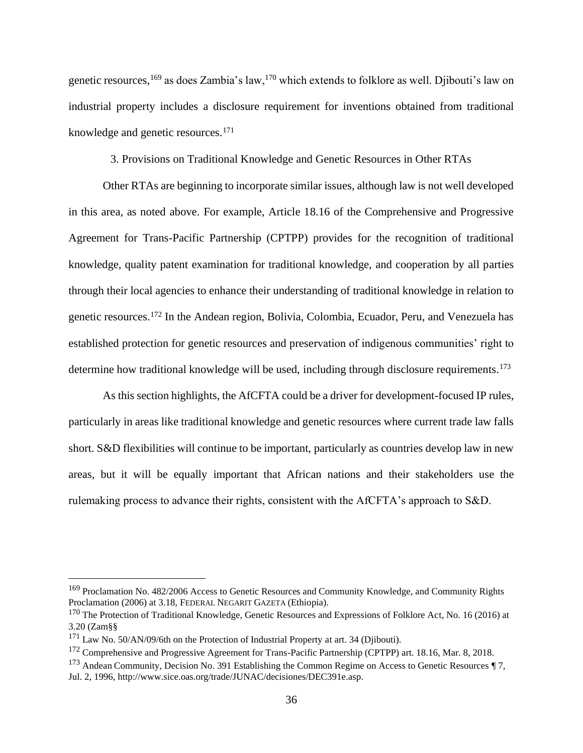genetic resources,[169] as does Zambia's law,[170] which extends to folklore as well. Djibouti's law on industrial property includes a disclosure requirement for inventions obtained from traditional knowledge and genetic resources.[171]

### 3. Provisions on Traditional Knowledge and Genetic Resources in Other RTAs

Other RTAs are beginning to incorporate similar issues, although law is not well developed in this area, as noted above. For example, Article 18.16 of the Comprehensive and Progressive Agreement for Trans-Pacific Partnership (CPTPP) provides for the recognition of traditional knowledge, quality patent examination for traditional knowledge, and cooperation by all parties through their local agencies to enhance their understanding of traditional knowledge in relation to genetic resources.[172] In the Andean region, Bolivia, Colombia, Ecuador, Peru, and Venezuela has established protection for genetic resources and preservation of indigenous communities' right to determine how traditional knowledge will be used, including through disclosure requirements.[173]

As this section highlights, the AfCFTA could be a driver for development-focused IP rules, particularly in areas like traditional knowledge and genetic resources where current trade law falls short. S&D flexibilities will continue to be important, particularly as countries develop law in new areas, but it will be equally important that African nations and their stakeholders use the rulemaking process to advance their rights, consistent with the AfCFTA's approach to S&D.

---

[169] Proclamation No. 482/2006 Access to Genetic Resources and Community Knowledge, and Community Rights Proclamation (2006) at 3.18, FEDERAL NEGARIT GAZETA (Ethiopia).

[170] The Protection of Traditional Knowledge, Genetic Resources and Expressions of Folklore Act, No. 16 (2016) at 3.20 (Zam§§

[171] Law No. 50/AN/09/6th on the Protection of Industrial Property at art. 34 (Djibouti).

[172] Comprehensive and Progressive Agreement for Trans-Pacific Partnership (CPTPP) art. 18.16, Mar. 8, 2018.

[173] Andean Community, Decision No. 391 Establishing the Common Regime on Access to Genetic Resources ¶ 7, Jul. 2, 1996, http://www.sice.oas.org/trade/JUNAC/decisiones/DEC391e.asp.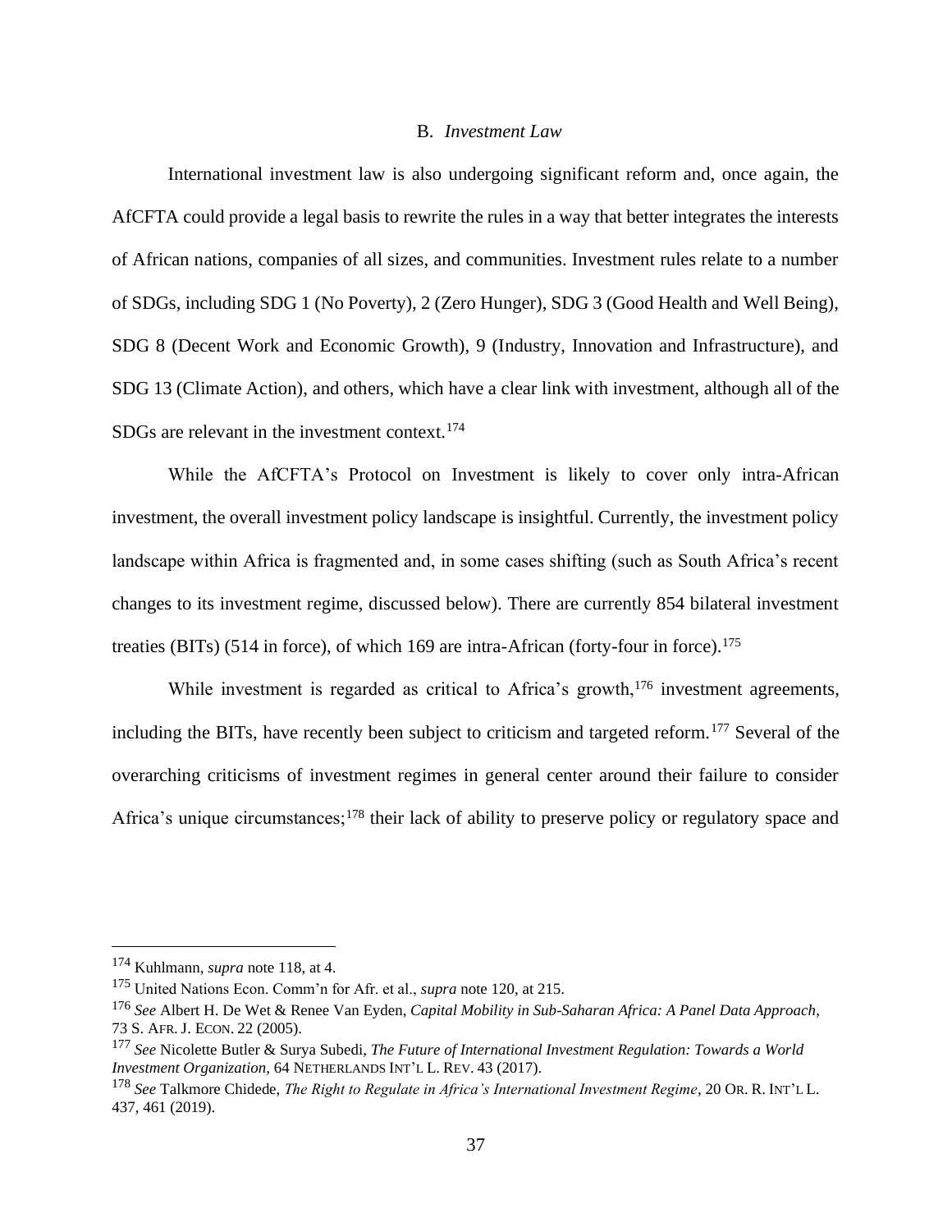### B. *Investment Law*

International investment law is also undergoing significant reform and, once again, the AfCFTA could provide a legal basis to rewrite the rules in a way that better integrates the interests of African nations, companies of all sizes, and communities. Investment rules relate to a number of SDGs, including SDG 1 (No Poverty), 2 (Zero Hunger), SDG 3 (Good Health and Well Being), SDG 8 (Decent Work and Economic Growth), 9 (Industry, Innovation and Infrastructure), and SDG 13 (Climate Action), and others, which have a clear link with investment, although all of the SDGs are relevant in the investment context.[174]

While the AfCFTA's Protocol on Investment is likely to cover only intra-African investment, the overall investment policy landscape is insightful. Currently, the investment policy landscape within Africa is fragmented and, in some cases shifting (such as South Africa's recent changes to its investment regime, discussed below). There are currently 854 bilateral investment treaties (BITs) (514 in force), of which 169 are intra-African (forty-four in force).[175]

While investment is regarded as critical to Africa's growth,[176] investment agreements, including the BITs, have recently been subject to criticism and targeted reform.[177] Several of the overarching criticisms of investment regimes in general center around their failure to consider Africa's unique circumstances;[178] their lack of ability to preserve policy or regulatory space and

---

[174] Kuhlmann, *supra* note 118, at 4.

[175] United Nations Econ. Comm'n for Afr. et al., *supra* note 120, at 215.

[176] *See* Albert H. De Wet & Renee Van Eyden, *Capital Mobility in Sub-Saharan Africa: A Panel Data Approach*, 73 S. AFR. J. ECON. 22 (2005).

[177] *See* Nicolette Butler & Surya Subedi, *The Future of International Investment Regulation: Towards a World Investment Organization*, 64 NETHERLANDS INT'L L. REV. 43 (2017).

[178] *See* Talkmore Chidede, *The Right to Regulate in Africa's International Investment Regime*, 20 OR. R. INT'L L. 437, 461 (2019).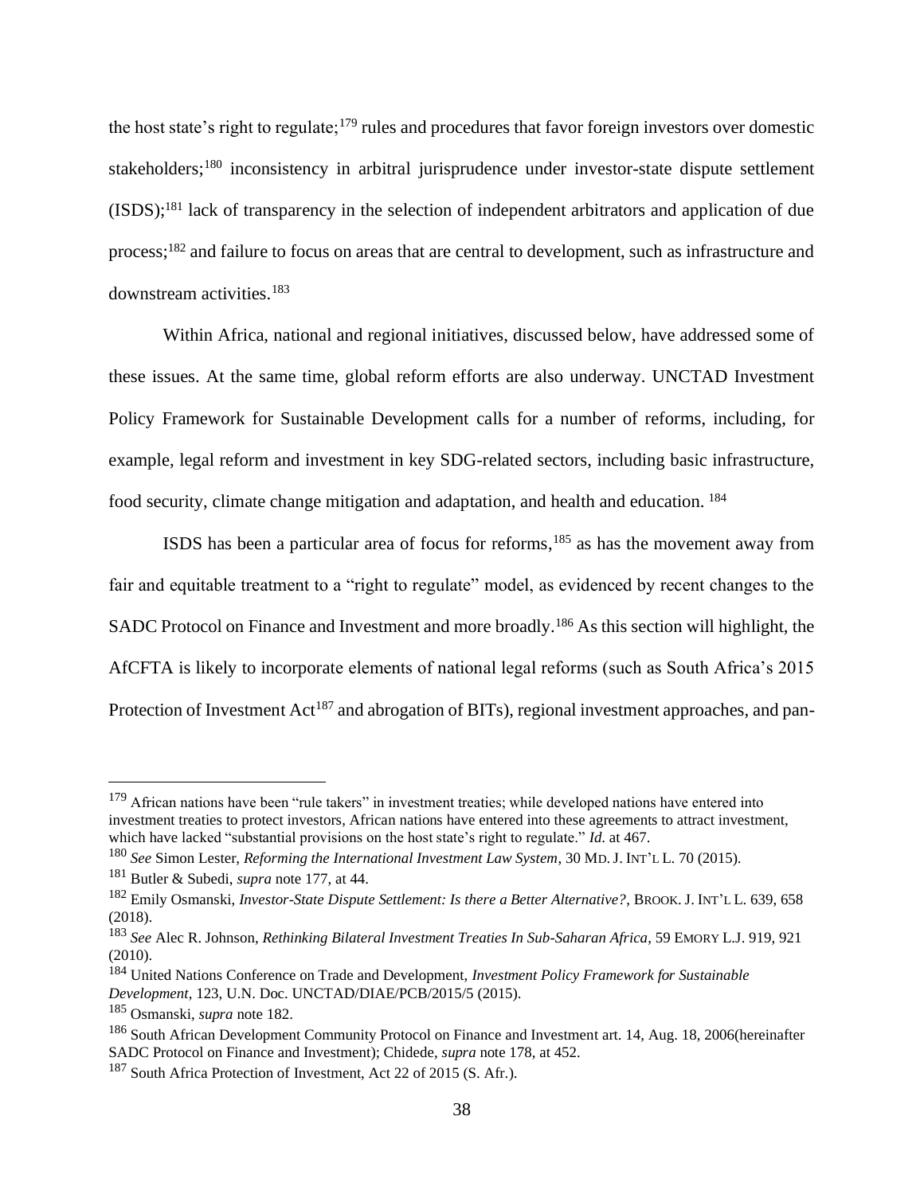the host state's right to regulate;[179] rules and procedures that favor foreign investors over domestic stakeholders;[180] inconsistency in arbitral jurisprudence under investor-state dispute settlement (ISDS);[181] lack of transparency in the selection of independent arbitrators and application of due process;[182] and failure to focus on areas that are central to development, such as infrastructure and downstream activities.[183]

Within Africa, national and regional initiatives, discussed below, have addressed some of these issues. At the same time, global reform efforts are also underway. UNCTAD Investment Policy Framework for Sustainable Development calls for a number of reforms, including, for example, legal reform and investment in key SDG-related sectors, including basic infrastructure, food security, climate change mitigation and adaptation, and health and education. [184]

ISDS has been a particular area of focus for reforms,[185] as has the movement away from fair and equitable treatment to a "right to regulate" model, as evidenced by recent changes to the SADC Protocol on Finance and Investment and more broadly.[186] As this section will highlight, the AfCFTA is likely to incorporate elements of national legal reforms (such as South Africa's 2015 Protection of Investment Act[187] and abrogation of BITs), regional investment approaches, and pan-

---

[179] African nations have been "rule takers" in investment treaties; while developed nations have entered into investment treaties to protect investors, African nations have entered into these agreements to attract investment, which have lacked "substantial provisions on the host state's right to regulate." *Id.* at 467.

[180] *See* Simon Lester, *Reforming the International Investment Law System*, 30 MD. J. INT'L L. 70 (2015).

[181] Butler & Subedi, *supra* note 177, at 44.

[182] Emily Osmanski, *Investor-State Dispute Settlement: Is there a Better Alternative?*, BROOK. J. INT'L L. 639, 658 (2018).

[183] *See* Alec R. Johnson, *Rethinking Bilateral Investment Treaties In Sub-Saharan Africa*, 59 EMORY L.J. 919, 921 (2010).

[184] United Nations Conference on Trade and Development, *Investment Policy Framework for Sustainable Development*, 123, U.N. Doc. UNCTAD/DIAE/PCB/2015/5 (2015).

[185] Osmanski, *supra* note 182.

[186] South African Development Community Protocol on Finance and Investment art. 14, Aug. 18, 2006(hereinafter SADC Protocol on Finance and Investment); Chidede, *supra* note 178, at 452.

[187] South Africa Protection of Investment, Act 22 of 2015 (S. Afr.).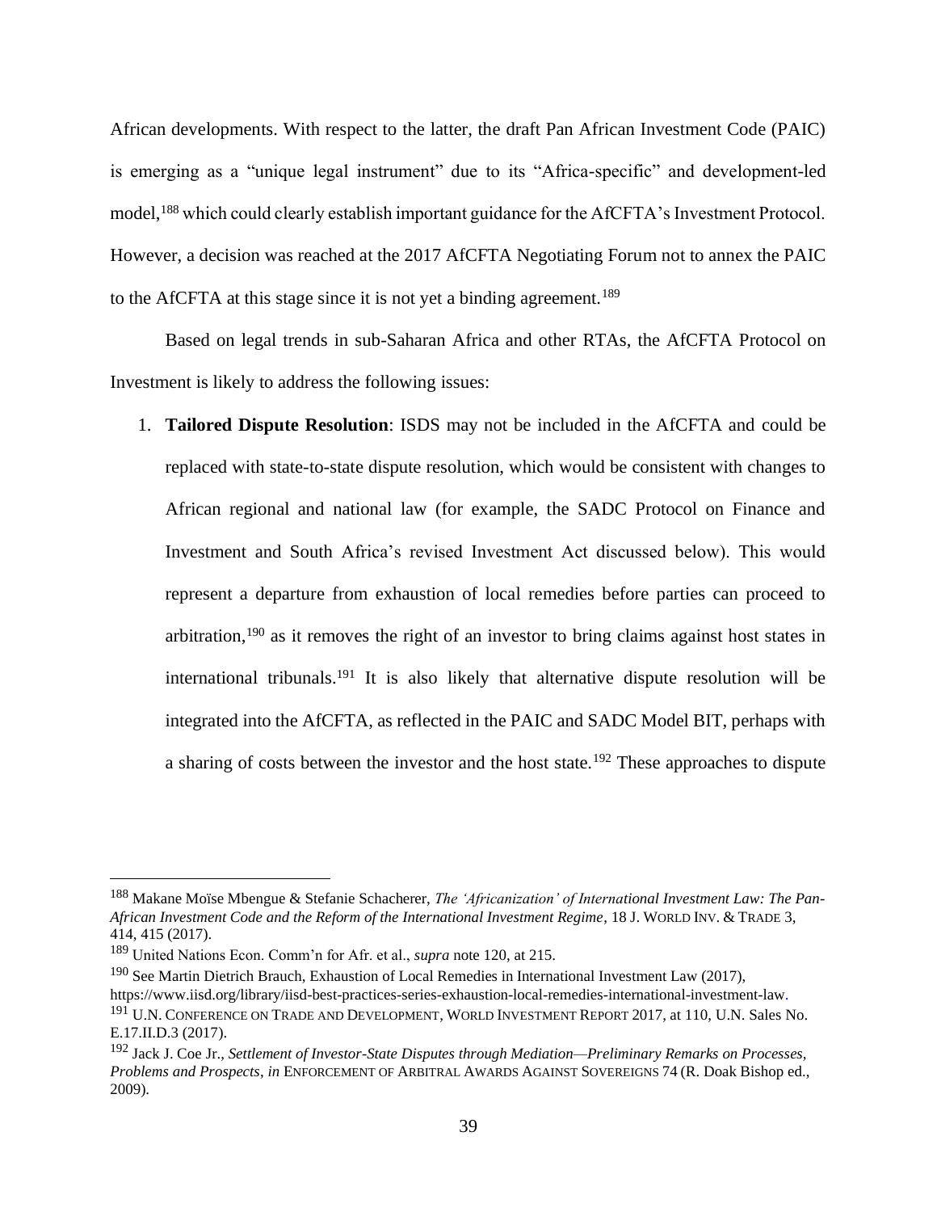African developments. With respect to the latter, the draft Pan African Investment Code (PAIC) is emerging as a "unique legal instrument" due to its "Africa-specific" and development-led model,[188] which could clearly establish important guidance for the AfCFTA's Investment Protocol. However, a decision was reached at the 2017 AfCFTA Negotiating Forum not to annex the PAIC to the AfCFTA at this stage since it is not yet a binding agreement.[189]

Based on legal trends in sub-Saharan Africa and other RTAs, the AfCFTA Protocol on Investment is likely to address the following issues:

1. **Tailored Dispute Resolution**: ISDS may not be included in the AfCFTA and could be replaced with state-to-state dispute resolution, which would be consistent with changes to African regional and national law (for example, the SADC Protocol on Finance and Investment and South Africa's revised Investment Act discussed below). This would represent a departure from exhaustion of local remedies before parties can proceed to arbitration,[190] as it removes the right of an investor to bring claims against host states in international tribunals.[191] It is also likely that alternative dispute resolution will be integrated into the AfCFTA, as reflected in the PAIC and SADC Model BIT, perhaps with a sharing of costs between the investor and the host state.[192] These approaches to dispute

---

[188] Makane Moïse Mbengue & Stefanie Schacherer, *The 'Africanization' of International Investment Law: The Pan-African Investment Code and the Reform of the International Investment Regime*, 18 J. WORLD INV. & TRADE 3, 414, 415 (2017).

[189] United Nations Econ. Comm'n for Afr. et al., *supra* note 120, at 215.

[190] See Martin Dietrich Brauch, Exhaustion of Local Remedies in International Investment Law (2017), https://www.iisd.org/library/iisd-best-practices-series-exhaustion-local-remedies-international-investment-law.

[191] U.N. CONFERENCE ON TRADE AND DEVELOPMENT, WORLD INVESTMENT REPORT 2017, at 110, U.N. Sales No. E.17.II.D.3 (2017).

[192] Jack J. Coe Jr., *Settlement of Investor-State Disputes through Mediation—Preliminary Remarks on Processes, Problems and Prospects*, *in* ENFORCEMENT OF ARBITRAL AWARDS AGAINST SOVEREIGNS 74 (R. Doak Bishop ed., 2009).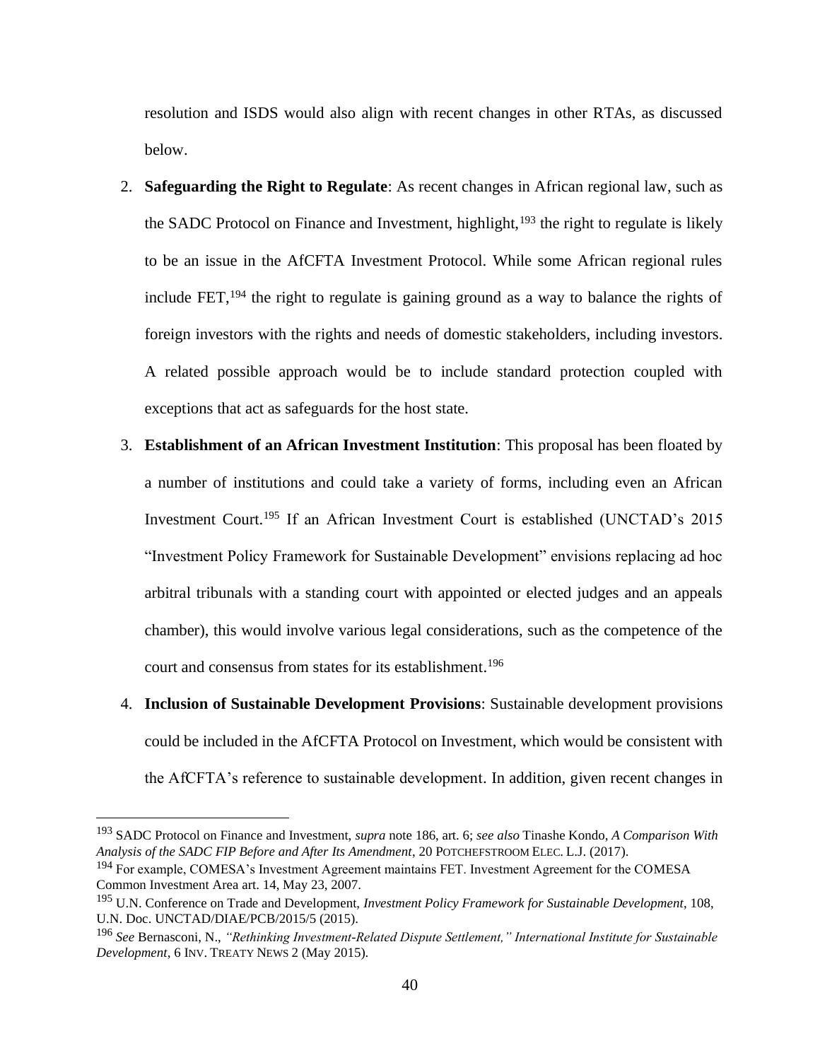resolution and ISDS would also align with recent changes in other RTAs, as discussed below.

2. **Safeguarding the Right to Regulate**: As recent changes in African regional law, such as the SADC Protocol on Finance and Investment, highlight,[193] the right to regulate is likely to be an issue in the AfCFTA Investment Protocol. While some African regional rules include FET,[194] the right to regulate is gaining ground as a way to balance the rights of foreign investors with the rights and needs of domestic stakeholders, including investors. A related possible approach would be to include standard protection coupled with exceptions that act as safeguards for the host state.

3. **Establishment of an African Investment Institution**: This proposal has been floated by a number of institutions and could take a variety of forms, including even an African Investment Court.[195] If an African Investment Court is established (UNCTAD's 2015 "Investment Policy Framework for Sustainable Development" envisions replacing ad hoc arbitral tribunals with a standing court with appointed or elected judges and an appeals chamber), this would involve various legal considerations, such as the competence of the court and consensus from states for its establishment.[196]

4. **Inclusion of Sustainable Development Provisions**: Sustainable development provisions could be included in the AfCFTA Protocol on Investment, which would be consistent with the AfCFTA's reference to sustainable development. In addition, given recent changes in

---

[193] SADC Protocol on Finance and Investment, *supra* note 186, art. 6; *see also* Tinashe Kondo, *A Comparison With Analysis of the SADC FIP Before and After Its Amendment*, 20 POTCHEFSTROOM ELEC. L.J. (2017).

[194] For example, COMESA's Investment Agreement maintains FET. Investment Agreement for the COMESA Common Investment Area art. 14, May 23, 2007.

[195] U.N. Conference on Trade and Development, *Investment Policy Framework for Sustainable Development*, 108, U.N. Doc. UNCTAD/DIAE/PCB/2015/5 (2015).

[196] *See* Bernasconi, N., *"Rethinking Investment-Related Dispute Settlement," International Institute for Sustainable Development*, 6 INV. TREATY NEWS 2 (May 2015).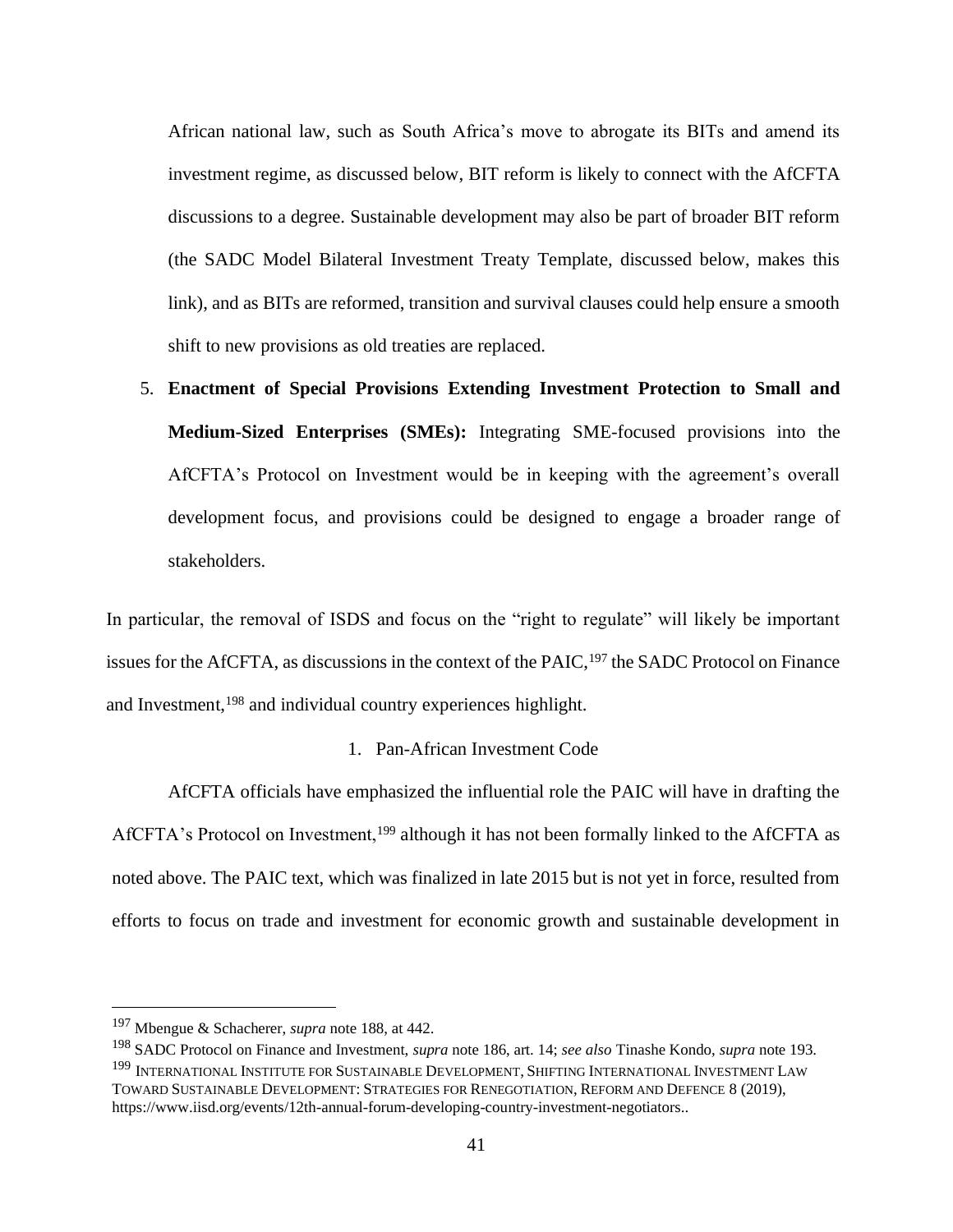African national law, such as South Africa's move to abrogate its BITs and amend its investment regime, as discussed below, BIT reform is likely to connect with the AfCFTA discussions to a degree. Sustainable development may also be part of broader BIT reform (the SADC Model Bilateral Investment Treaty Template, discussed below, makes this link), and as BITs are reformed, transition and survival clauses could help ensure a smooth shift to new provisions as old treaties are replaced.

5. **Enactment of Special Provisions Extending Investment Protection to Small and Medium-Sized Enterprises (SMEs):** Integrating SME-focused provisions into the AfCFTA's Protocol on Investment would be in keeping with the agreement's overall development focus, and provisions could be designed to engage a broader range of stakeholders.

In particular, the removal of ISDS and focus on the "right to regulate" will likely be important issues for the AfCFTA, as discussions in the context of the PAIC,[197] the SADC Protocol on Finance and Investment,[198] and individual country experiences highlight.

### 1. Pan-African Investment Code

AfCFTA officials have emphasized the influential role the PAIC will have in drafting the AfCFTA's Protocol on Investment,[199] although it has not been formally linked to the AfCFTA as noted above. The PAIC text, which was finalized in late 2015 but is not yet in force, resulted from efforts to focus on trade and investment for economic growth and sustainable development in

---

[197] Mbengue & Schacherer, *supra* note 188, at 442.

[198] SADC Protocol on Finance and Investment, *supra* note 186, art. 14; *see also* Tinashe Kondo, *supra* note 193.

[199] INTERNATIONAL INSTITUTE FOR SUSTAINABLE DEVELOPMENT, SHIFTING INTERNATIONAL INVESTMENT LAW TOWARD SUSTAINABLE DEVELOPMENT: STRATEGIES FOR RENEGOTIATION, REFORM AND DEFENCE 8 (2019), https://www.iisd.org/events/12th-annual-forum-developing-country-investment-negotiators..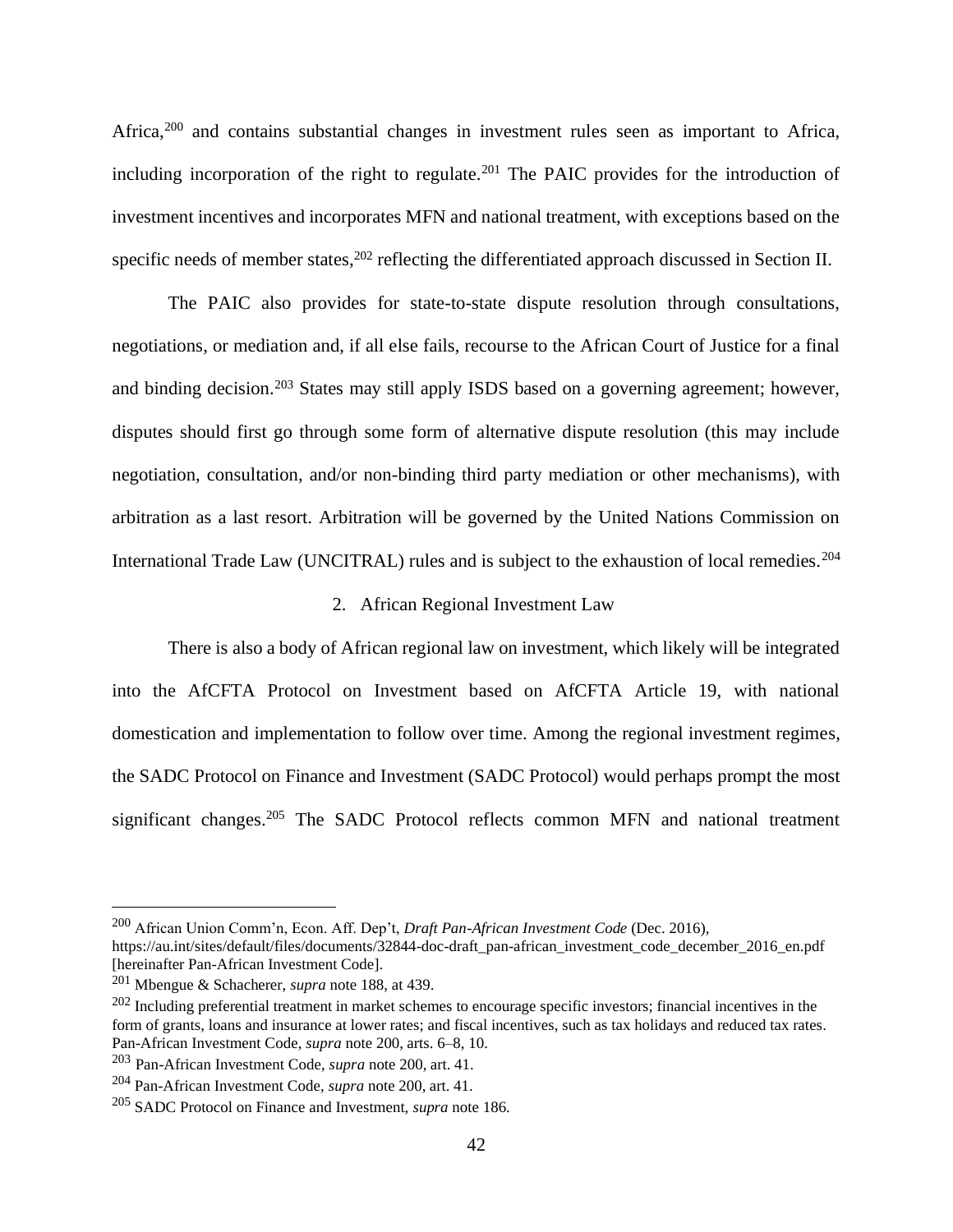Africa,[200] and contains substantial changes in investment rules seen as important to Africa, including incorporation of the right to regulate.[201] The PAIC provides for the introduction of investment incentives and incorporates MFN and national treatment, with exceptions based on the specific needs of member states,[202] reflecting the differentiated approach discussed in Section II.

The PAIC also provides for state-to-state dispute resolution through consultations, negotiations, or mediation and, if all else fails, recourse to the African Court of Justice for a final and binding decision.[203] States may still apply ISDS based on a governing agreement; however, disputes should first go through some form of alternative dispute resolution (this may include negotiation, consultation, and/or non-binding third party mediation or other mechanisms), with arbitration as a last resort. Arbitration will be governed by the United Nations Commission on International Trade Law (UNCITRAL) rules and is subject to the exhaustion of local remedies.[204]

### 2. African Regional Investment Law

There is also a body of African regional law on investment, which likely will be integrated into the AfCFTA Protocol on Investment based on AfCFTA Article 19, with national domestication and implementation to follow over time. Among the regional investment regimes, the SADC Protocol on Finance and Investment (SADC Protocol) would perhaps prompt the most significant changes.[205] The SADC Protocol reflects common MFN and national treatment

---

[200] African Union Comm'n, Econ. Aff. Dep't, *Draft Pan-African Investment Code* (Dec. 2016), https://au.int/sites/default/files/documents/32844-doc-draft_pan-african_investment_code_december_2016_en.pdf [hereinafter Pan-African Investment Code].

[201] Mbengue & Schacherer, *supra* note 188, at 439.

[202] Including preferential treatment in market schemes to encourage specific investors; financial incentives in the form of grants, loans and insurance at lower rates; and fiscal incentives, such as tax holidays and reduced tax rates. Pan-African Investment Code, *supra* note 200, arts. 6–8, 10.

[203] Pan-African Investment Code, *supra* note 200, art. 41.

[204] Pan-African Investment Code, *supra* note 200, art. 41.

[205] SADC Protocol on Finance and Investment, *supra* note 186.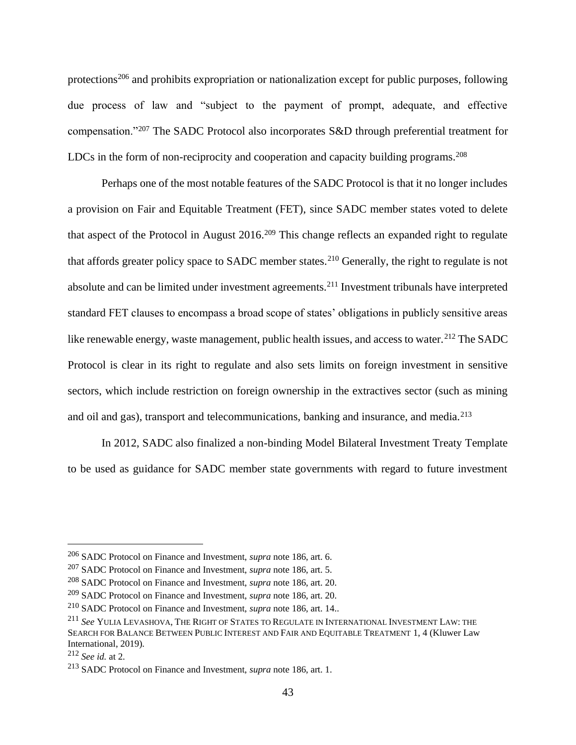protections[206] and prohibits expropriation or nationalization except for public purposes, following due process of law and "subject to the payment of prompt, adequate, and effective compensation."[207] The SADC Protocol also incorporates S&D through preferential treatment for LDCs in the form of non-reciprocity and cooperation and capacity building programs.[208]

Perhaps one of the most notable features of the SADC Protocol is that it no longer includes a provision on Fair and Equitable Treatment (FET), since SADC member states voted to delete that aspect of the Protocol in August 2016.[209] This change reflects an expanded right to regulate that affords greater policy space to SADC member states.[210] Generally, the right to regulate is not absolute and can be limited under investment agreements.[211] Investment tribunals have interpreted standard FET clauses to encompass a broad scope of states' obligations in publicly sensitive areas like renewable energy, waste management, public health issues, and access to water.[212] The SADC Protocol is clear in its right to regulate and also sets limits on foreign investment in sensitive sectors, which include restriction on foreign ownership in the extractives sector (such as mining and oil and gas), transport and telecommunications, banking and insurance, and media.[213]

In 2012, SADC also finalized a non-binding Model Bilateral Investment Treaty Template to be used as guidance for SADC member state governments with regard to future investment

---

[206] SADC Protocol on Finance and Investment, *supra* note 186, art. 6.

[207] SADC Protocol on Finance and Investment, *supra* note 186, art. 5.

[208] SADC Protocol on Finance and Investment, *supra* note 186, art. 20.

[209] SADC Protocol on Finance and Investment, *supra* note 186, art. 20.

[210] SADC Protocol on Finance and Investment, *supra* note 186, art. 14..

[211] *See* YULIA LEVASHOVA, THE RIGHT OF STATES TO REGULATE IN INTERNATIONAL INVESTMENT LAW: THE SEARCH FOR BALANCE BETWEEN PUBLIC INTEREST AND FAIR AND EQUITABLE TREATMENT 1, 4 (Kluwer Law International, 2019).

[212] *See id.* at 2.

[213] SADC Protocol on Finance and Investment, *supra* note 186, art. 1.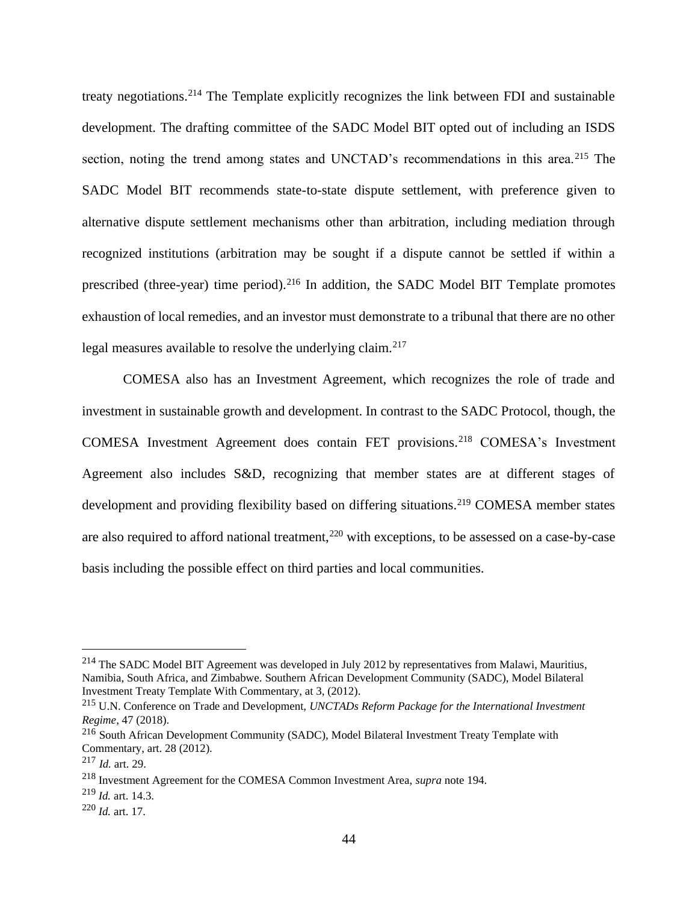treaty negotiations.[214] The Template explicitly recognizes the link between FDI and sustainable development. The drafting committee of the SADC Model BIT opted out of including an ISDS section, noting the trend among states and UNCTAD's recommendations in this area.[215] The SADC Model BIT recommends state-to-state dispute settlement, with preference given to alternative dispute settlement mechanisms other than arbitration, including mediation through recognized institutions (arbitration may be sought if a dispute cannot be settled if within a prescribed (three-year) time period).[216] In addition, the SADC Model BIT Template promotes exhaustion of local remedies, and an investor must demonstrate to a tribunal that there are no other legal measures available to resolve the underlying claim.[217]

COMESA also has an Investment Agreement, which recognizes the role of trade and investment in sustainable growth and development. In contrast to the SADC Protocol, though, the COMESA Investment Agreement does contain FET provisions.[218] COMESA's Investment Agreement also includes S&D, recognizing that member states are at different stages of development and providing flexibility based on differing situations.[219] COMESA member states are also required to afford national treatment,[220] with exceptions, to be assessed on a case-by-case basis including the possible effect on third parties and local communities.

---

[214] The SADC Model BIT Agreement was developed in July 2012 by representatives from Malawi, Mauritius, Namibia, South Africa, and Zimbabwe. Southern African Development Community (SADC), Model Bilateral Investment Treaty Template With Commentary, at 3, (2012).

[215] U.N. Conference on Trade and Development, *UNCTADs Reform Package for the International Investment Regime*, 47 (2018).

[216] South African Development Community (SADC), Model Bilateral Investment Treaty Template with Commentary, art. 28 (2012).

[217] *Id.* art. 29.

[218] Investment Agreement for the COMESA Common Investment Area, *supra* note 194.

[219] *Id.* art. 14.3.

[220] *Id.* art. 17.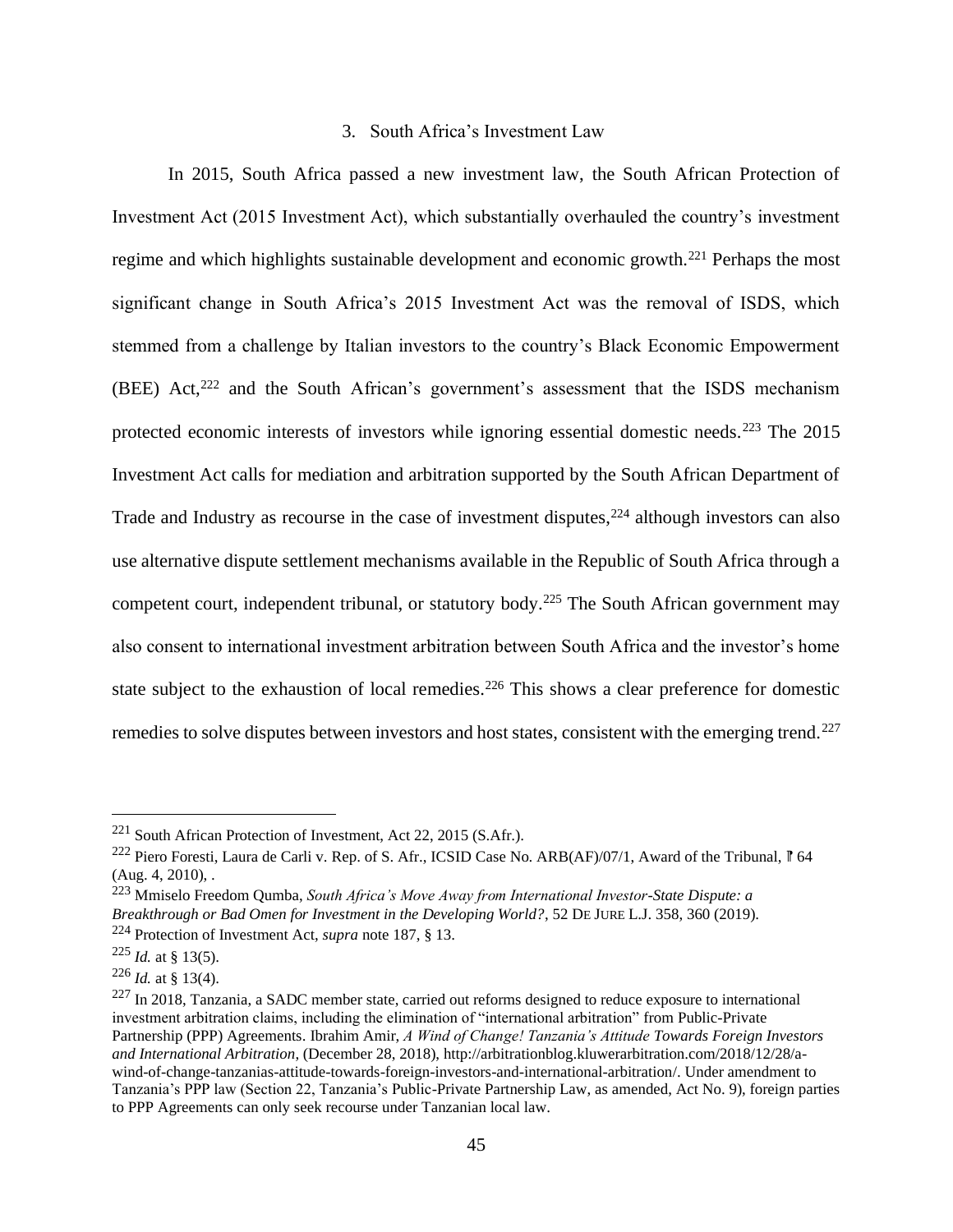### 3. South Africa's Investment Law

In 2015, South Africa passed a new investment law, the South African Protection of Investment Act (2015 Investment Act), which substantially overhauled the country's investment regime and which highlights sustainable development and economic growth.[221] Perhaps the most significant change in South Africa's 2015 Investment Act was the removal of ISDS, which stemmed from a challenge by Italian investors to the country's Black Economic Empowerment (BEE) Act,[222] and the South African's government's assessment that the ISDS mechanism protected economic interests of investors while ignoring essential domestic needs.[223] The 2015 Investment Act calls for mediation and arbitration supported by the South African Department of Trade and Industry as recourse in the case of investment disputes,[224] although investors can also use alternative dispute settlement mechanisms available in the Republic of South Africa through a competent court, independent tribunal, or statutory body.[225] The South African government may also consent to international investment arbitration between South Africa and the investor's home state subject to the exhaustion of local remedies.[226] This shows a clear preference for domestic remedies to solve disputes between investors and host states, consistent with the emerging trend.[227]

---

[221] South African Protection of Investment, Act 22, 2015 (S.Afr.).

[222] Piero Foresti, Laura de Carli v. Rep. of S. Afr., ICSID Case No. ARB(AF)/07/1, Award of the Tribunal, ¶ 64 (Aug. 4, 2010), .

[223] Mmiselo Freedom Qumba, *South Africa's Move Away from International Investor-State Dispute: a Breakthrough or Bad Omen for Investment in the Developing World?*, 52 DE JURE L.J. 358, 360 (2019).

[224] Protection of Investment Act, *supra* note 187, § 13.

[225] *Id.* at § 13(5).

[226] *Id.* at § 13(4).

[227] In 2018, Tanzania, a SADC member state, carried out reforms designed to reduce exposure to international investment arbitration claims, including the elimination of "international arbitration" from Public-Private Partnership (PPP) Agreements. Ibrahim Amir, *A Wind of Change! Tanzania's Attitude Towards Foreign Investors and International Arbitration*, (December 28, 2018), http://arbitrationblog.kluwerarbitration.com/2018/12/28/a-wind-of-change-tanzanias-attitude-towards-foreign-investors-and-international-arbitration/. Under amendment to Tanzania's PPP law (Section 22, Tanzania's Public-Private Partnership Law, as amended, Act No. 9), foreign parties to PPP Agreements can only seek recourse under Tanzanian local law.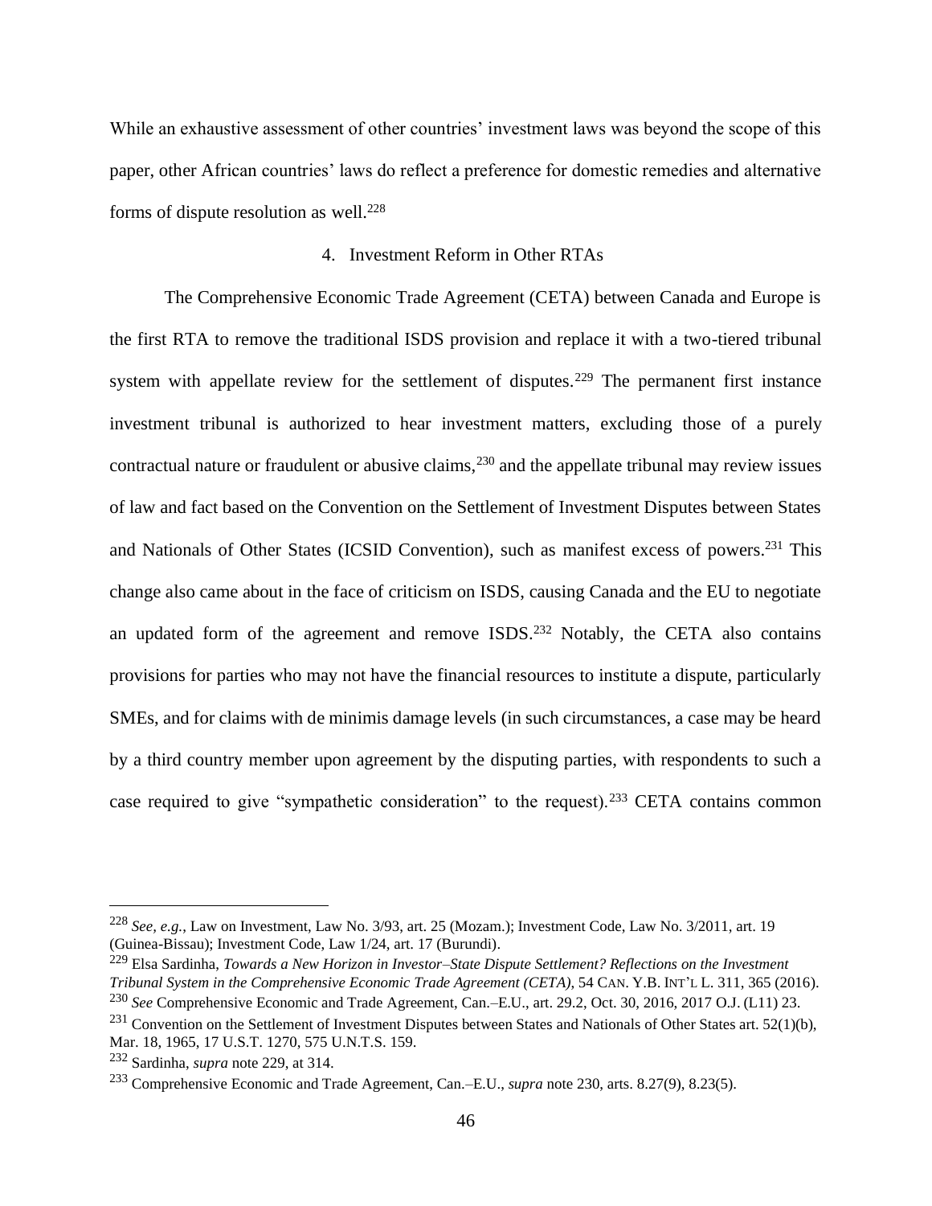While an exhaustive assessment of other countries' investment laws was beyond the scope of this paper, other African countries' laws do reflect a preference for domestic remedies and alternative forms of dispute resolution as well.[228]

### 4. Investment Reform in Other RTAs

The Comprehensive Economic Trade Agreement (CETA) between Canada and Europe is the first RTA to remove the traditional ISDS provision and replace it with a two-tiered tribunal system with appellate review for the settlement of disputes.[229] The permanent first instance investment tribunal is authorized to hear investment matters, excluding those of a purely contractual nature or fraudulent or abusive claims,[230] and the appellate tribunal may review issues of law and fact based on the Convention on the Settlement of Investment Disputes between States and Nationals of Other States (ICSID Convention), such as manifest excess of powers.[231] This change also came about in the face of criticism on ISDS, causing Canada and the EU to negotiate an updated form of the agreement and remove ISDS.[232] Notably, the CETA also contains provisions for parties who may not have the financial resources to institute a dispute, particularly SMEs, and for claims with de minimis damage levels (in such circumstances, a case may be heard by a third country member upon agreement by the disputing parties, with respondents to such a case required to give "sympathetic consideration" to the request).[233] CETA contains common

---

[228] *See, e.g.*, Law on Investment, Law No. 3/93, art. 25 (Mozam.); Investment Code, Law No. 3/2011, art. 19 (Guinea-Bissau); Investment Code, Law 1/24, art. 17 (Burundi).

[229] Elsa Sardinha, *Towards a New Horizon in Investor–State Dispute Settlement? Reflections on the Investment Tribunal System in the Comprehensive Economic Trade Agreement (CETA)*, 54 CAN. Y.B. INT'L L. 311, 365 (2016).

[230] *See* Comprehensive Economic and Trade Agreement, Can.–E.U., art. 29.2, Oct. 30, 2016, 2017 O.J. (L11) 23.

[231] Convention on the Settlement of Investment Disputes between States and Nationals of Other States art. 52(1)(b), Mar. 18, 1965, 17 U.S.T. 1270, 575 U.N.T.S. 159.

[232] Sardinha, *supra* note 229, at 314.

[233] Comprehensive Economic and Trade Agreement, Can.–E.U., *supra* note 230, arts. 8.27(9), 8.23(5).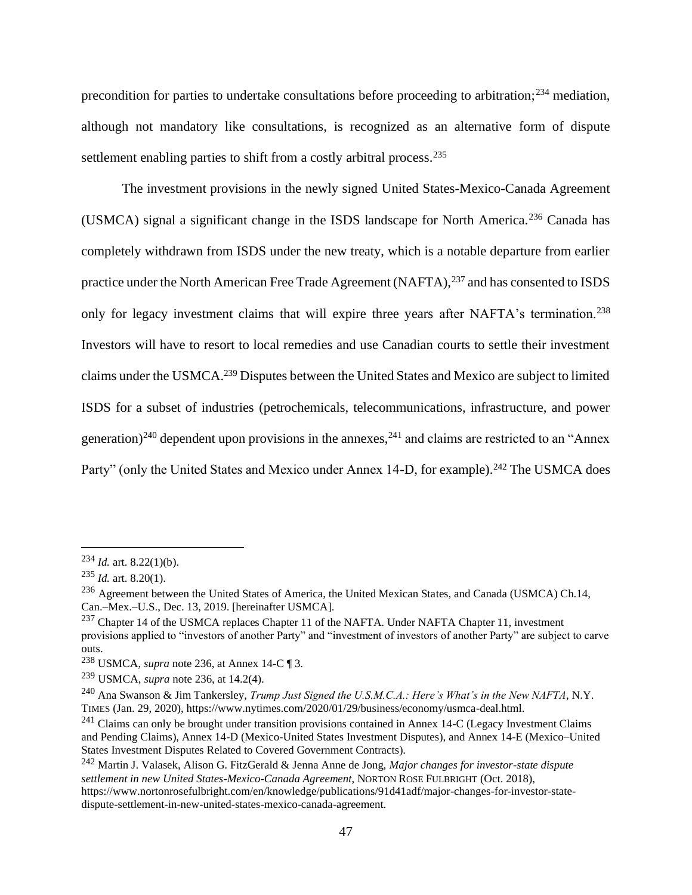precondition for parties to undertake consultations before proceeding to arbitration;[234] mediation, although not mandatory like consultations, is recognized as an alternative form of dispute settlement enabling parties to shift from a costly arbitral process.[235]

The investment provisions in the newly signed United States-Mexico-Canada Agreement (USMCA) signal a significant change in the ISDS landscape for North America.[236] Canada has completely withdrawn from ISDS under the new treaty, which is a notable departure from earlier practice under the North American Free Trade Agreement (NAFTA),[237] and has consented to ISDS only for legacy investment claims that will expire three years after NAFTA's termination.[238] Investors will have to resort to local remedies and use Canadian courts to settle their investment claims under the USMCA.[239] Disputes between the United States and Mexico are subject to limited ISDS for a subset of industries (petrochemicals, telecommunications, infrastructure, and power generation)[240] dependent upon provisions in the annexes,[241] and claims are restricted to an "Annex Party" (only the United States and Mexico under Annex 14-D, for example).[242] The USMCA does

---

[234] *Id.* art. 8.22(1)(b).

[235] *Id.* art. 8.20(1).

[236] Agreement between the United States of America, the United Mexican States, and Canada (USMCA) Ch.14, Can.–Mex.–U.S., Dec. 13, 2019. [hereinafter USMCA].

[237] Chapter 14 of the USMCA replaces Chapter 11 of the NAFTA. Under NAFTA Chapter 11, investment provisions applied to "investors of another Party" and "investment of investors of another Party" are subject to carve outs.

[238] USMCA, *supra* note 236, at Annex 14-C ¶ 3.

[239] USMCA, *supra* note 236, at 14.2(4).

[240] Ana Swanson & Jim Tankersley, *Trump Just Signed the U.S.M.C.A.: Here's What's in the New NAFTA*, N.Y. TIMES (Jan. 29, 2020), https://www.nytimes.com/2020/01/29/business/economy/usmca-deal.html.

[241] Claims can only be brought under transition provisions contained in Annex 14-C (Legacy Investment Claims and Pending Claims), Annex 14-D (Mexico-United States Investment Disputes), and Annex 14-E (Mexico–United States Investment Disputes Related to Covered Government Contracts).

[242] Martin J. Valasek, Alison G. FitzGerald & Jenna Anne de Jong, *Major changes for investor-state dispute settlement in new United States-Mexico-Canada Agreement*, NORTON ROSE FULBRIGHT (Oct. 2018), https://www.nortonrosefulbright.com/en/knowledge/publications/91d41adf/major-changes-for-investor-state-dispute-settlement-in-new-united-states-mexico-canada-agreement.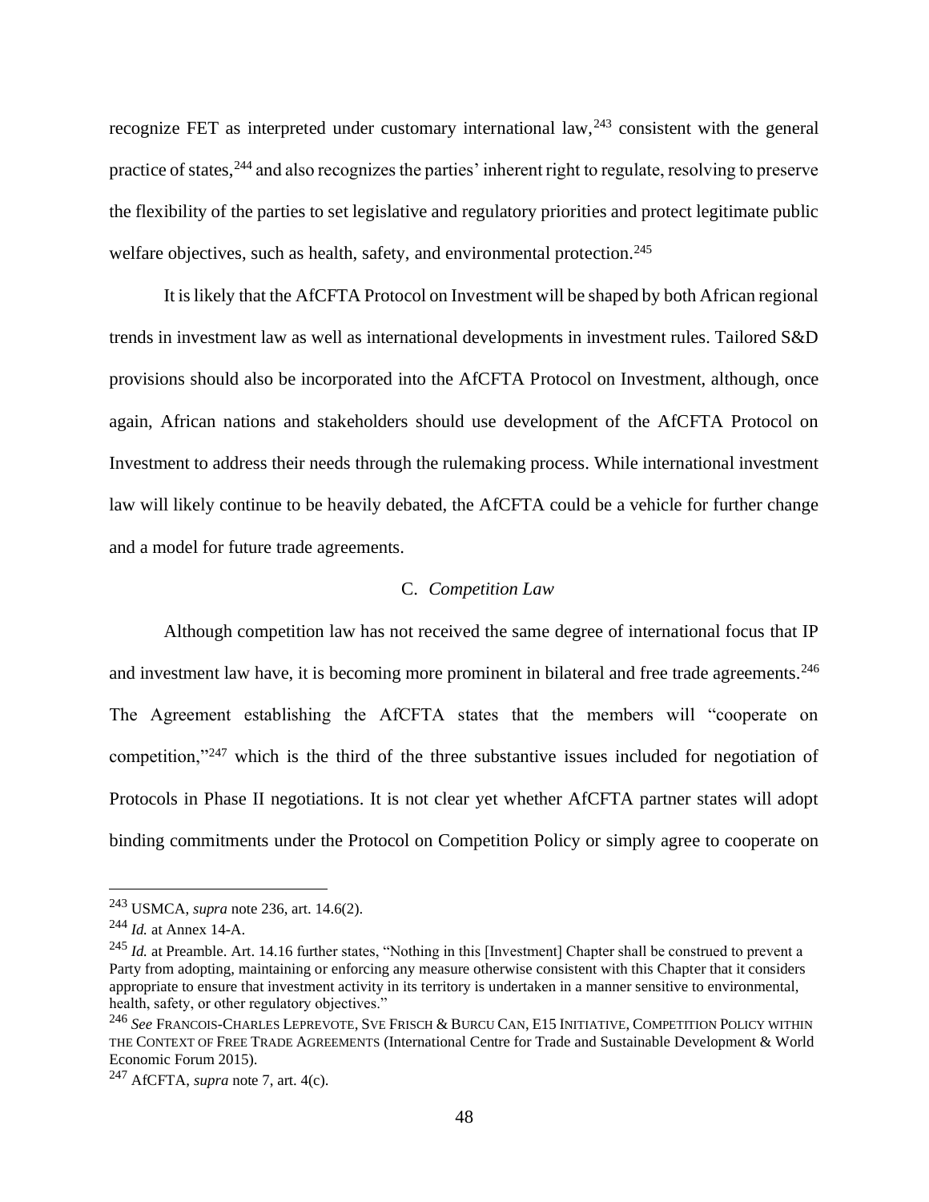recognize FET as interpreted under customary international law,[243] consistent with the general practice of states,[244] and also recognizes the parties' inherent right to regulate, resolving to preserve the flexibility of the parties to set legislative and regulatory priorities and protect legitimate public welfare objectives, such as health, safety, and environmental protection.[245]

It is likely that the AfCFTA Protocol on Investment will be shaped by both African regional trends in investment law as well as international developments in investment rules. Tailored S&D provisions should also be incorporated into the AfCFTA Protocol on Investment, although, once again, African nations and stakeholders should use development of the AfCFTA Protocol on Investment to address their needs through the rulemaking process. While international investment law will likely continue to be heavily debated, the AfCFTA could be a vehicle for further change and a model for future trade agreements.

### C. *Competition Law*

Although competition law has not received the same degree of international focus that IP and investment law have, it is becoming more prominent in bilateral and free trade agreements.[246] The Agreement establishing the AfCFTA states that the members will "cooperate on competition,"[247] which is the third of the three substantive issues included for negotiation of Protocols in Phase II negotiations. It is not clear yet whether AfCFTA partner states will adopt binding commitments under the Protocol on Competition Policy or simply agree to cooperate on

---

[243] USMCA, *supra* note 236, art. 14.6(2).

[244] *Id.* at Annex 14-A.

[245] *Id.* at Preamble. Art. 14.16 further states, "Nothing in this [Investment] Chapter shall be construed to prevent a Party from adopting, maintaining or enforcing any measure otherwise consistent with this Chapter that it considers appropriate to ensure that investment activity in its territory is undertaken in a manner sensitive to environmental, health, safety, or other regulatory objectives."

[246] *See* FRANCOIS-CHARLES LEPREVOTE, SVE FRISCH & BURCU CAN, E15 INITIATIVE, COMPETITION POLICY WITHIN THE CONTEXT OF FREE TRADE AGREEMENTS (International Centre for Trade and Sustainable Development & World Economic Forum 2015).

[247] AfCFTA, *supra* note 7, art. 4(c).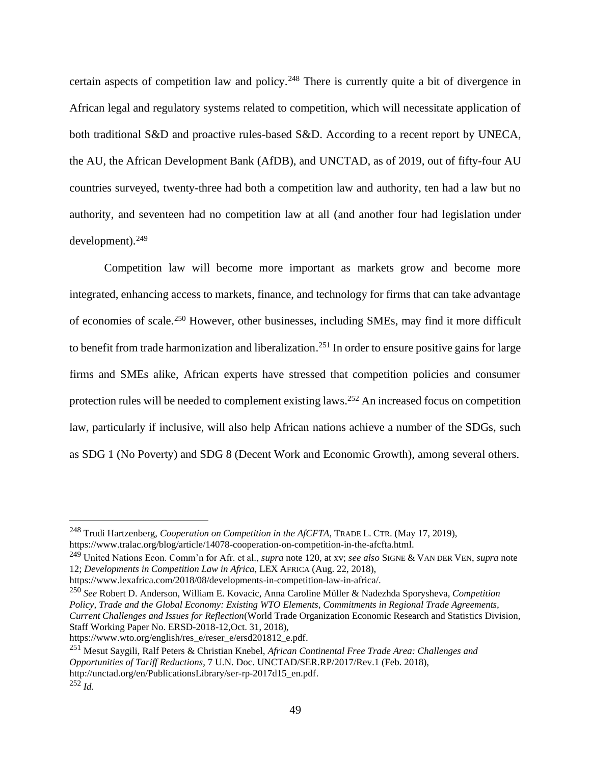certain aspects of competition law and policy.[248] There is currently quite a bit of divergence in African legal and regulatory systems related to competition, which will necessitate application of both traditional S&D and proactive rules-based S&D. According to a recent report by UNECA, the AU, the African Development Bank (AfDB), and UNCTAD, as of 2019, out of fifty-four AU countries surveyed, twenty-three had both a competition law and authority, ten had a law but no authority, and seventeen had no competition law at all (and another four had legislation under development).[249]

Competition law will become more important as markets grow and become more integrated, enhancing access to markets, finance, and technology for firms that can take advantage of economies of scale.[250] However, other businesses, including SMEs, may find it more difficult to benefit from trade harmonization and liberalization.[251] In order to ensure positive gains for large firms and SMEs alike, African experts have stressed that competition policies and consumer protection rules will be needed to complement existing laws.[252] An increased focus on competition law, particularly if inclusive, will also help African nations achieve a number of the SDGs, such as SDG 1 (No Poverty) and SDG 8 (Decent Work and Economic Growth), among several others.

---

[248] Trudi Hartzenberg, *Cooperation on Competition in the AfCFTA*, TRADE L. CTR. (May 17, 2019), https://www.tralac.org/blog/article/14078-cooperation-on-competition-in-the-afcfta.html.

[249] United Nations Econ. Comm'n for Afr. et al., *supra* note 120, at xv; *see also* SIGNE & VAN DER VEN, *supra* note 12; *Developments in Competition Law in Africa*, LEX AFRICA (Aug. 22, 2018), https://www.lexafrica.com/2018/08/developments-in-competition-law-in-africa/.

[250] *See* Robert D. Anderson, William E. Kovacic, Anna Caroline Müller & Nadezhda Sporysheva, *Competition Policy, Trade and the Global Economy: Existing WTO Elements, Commitments in Regional Trade Agreements, Current Challenges and Issues for Reflection*(World Trade Organization Economic Research and Statistics Division, Staff Working Paper No. ERSD-2018-12,Oct. 31, 2018), https://www.wto.org/english/res_e/reser_e/ersd201812_e.pdf.

[251] Mesut Saygili, Ralf Peters & Christian Knebel, *African Continental Free Trade Area: Challenges and Opportunities of Tariff Reductions*, 7 U.N. Doc. UNCTAD/SER.RP/2017/Rev.1 (Feb. 2018), http://unctad.org/en/PublicationsLibrary/ser-rp-2017d15_en.pdf.

[252] *Id.*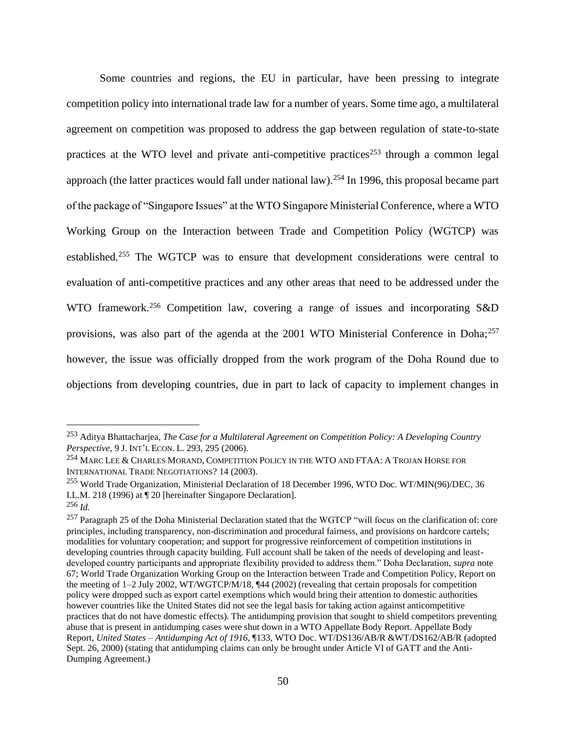Some countries and regions, the EU in particular, have been pressing to integrate competition policy into international trade law for a number of years. Some time ago, a multilateral agreement on competition was proposed to address the gap between regulation of state-to-state practices at the WTO level and private anti-competitive practices[253] through a common legal approach (the latter practices would fall under national law).[254] In 1996, this proposal became part of the package of "Singapore Issues" at the WTO Singapore Ministerial Conference, where a WTO Working Group on the Interaction between Trade and Competition Policy (WGTCP) was established.[255] The WGTCP was to ensure that development considerations were central to evaluation of anti-competitive practices and any other areas that need to be addressed under the WTO framework.[256] Competition law, covering a range of issues and incorporating S&D provisions, was also part of the agenda at the 2001 WTO Ministerial Conference in Doha;[257] however, the issue was officially dropped from the work program of the Doha Round due to objections from developing countries, due in part to lack of capacity to implement changes in

---

[253] Aditya Bhattacharjea, *The Case for a Multilateral Agreement on Competition Policy: A Developing Country Perspective*, 9 J. INT'L ECON. L. 293, 295 (2006).

[254] MARC LEE & CHARLES MORAND, COMPETITION POLICY IN THE WTO AND FTAA: A TROJAN HORSE FOR INTERNATIONAL TRADE NEGOTIATIONS? 14 (2003).

[255] World Trade Organization, Ministerial Declaration of 18 December 1996, WTO Doc. WT/MIN(96)/DEC, 36 I.L.M. 218 (1996) at ¶ 20 [hereinafter Singapore Declaration].

[256] *Id.*

[257] Paragraph 25 of the Doha Ministerial Declaration stated that the WGTCP "will focus on the clarification of: core principles, including transparency, non-discrimination and procedural fairness, and provisions on hardcore cartels; modalities for voluntary cooperation; and support for progressive reinforcement of competition institutions in developing countries through capacity building. Full account shall be taken of the needs of developing and least-developed country participants and appropriate flexibility provided to address them." Doha Declaration, *supra* note 67; World Trade Organization Working Group on the Interaction between Trade and Competition Policy, Report on the meeting of 1–2 July 2002, WT/WGTCP/M/18, ¶44 (2002) (revealing that certain proposals for competition policy were dropped such as export cartel exemptions which would bring their attention to domestic authorities however countries like the United States did not see the legal basis for taking action against anticompetitive practices that do not have domestic effects). The antidumping provision that sought to shield competitors preventing abuse that is present in antidumping cases were shut down in a WTO Appellate Body Report. Appellate Body Report, *United States – Antidumping Act of 1916*, ¶133, WTO Doc. WT/DS136/AB/R &WT/DS162/AB/R (adopted Sept. 26, 2000) (stating that antidumping claims can only be brought under Article VI of GATT and the Anti-Dumping Agreement.)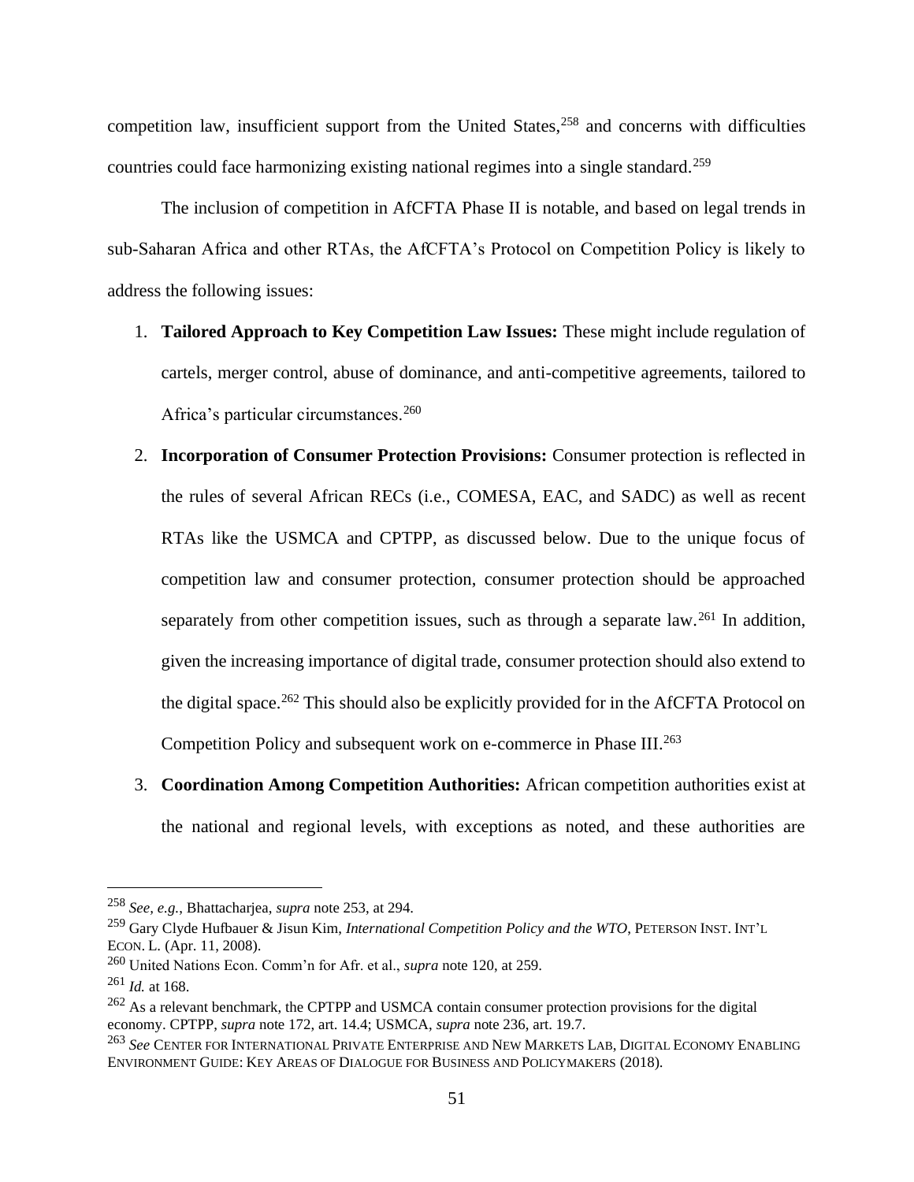competition law, insufficient support from the United States,[258] and concerns with difficulties countries could face harmonizing existing national regimes into a single standard.[259]

The inclusion of competition in AfCFTA Phase II is notable, and based on legal trends in sub-Saharan Africa and other RTAs, the AfCFTA's Protocol on Competition Policy is likely to address the following issues:

1. **Tailored Approach to Key Competition Law Issues:** These might include regulation of cartels, merger control, abuse of dominance, and anti-competitive agreements, tailored to Africa's particular circumstances.[260]
2. **Incorporation of Consumer Protection Provisions:** Consumer protection is reflected in the rules of several African RECs (i.e., COMESA, EAC, and SADC) as well as recent RTAs like the USMCA and CPTPP, as discussed below. Due to the unique focus of competition law and consumer protection, consumer protection should be approached separately from other competition issues, such as through a separate law.[261] In addition, given the increasing importance of digital trade, consumer protection should also extend to the digital space.[262] This should also be explicitly provided for in the AfCFTA Protocol on Competition Policy and subsequent work on e-commerce in Phase III.[263]
3. **Coordination Among Competition Authorities:** African competition authorities exist at the national and regional levels, with exceptions as noted, and these authorities are

---

[258] *See, e.g.*, Bhattacharjea, *supra* note 253, at 294.

[259] Gary Clyde Hufbauer & Jisun Kim, *International Competition Policy and the WTO*, PETERSON INST. INT'L ECON. L. (Apr. 11, 2008).

[260] United Nations Econ. Comm'n for Afr. et al., *supra* note 120, at 259.

[261] *Id.* at 168.

[262] As a relevant benchmark, the CPTPP and USMCA contain consumer protection provisions for the digital economy. CPTPP, *supra* note 172, art. 14.4; USMCA, *supra* note 236, art. 19.7.

[263] *See* CENTER FOR INTERNATIONAL PRIVATE ENTERPRISE AND NEW MARKETS LAB, DIGITAL ECONOMY ENABLING ENVIRONMENT GUIDE: KEY AREAS OF DIALOGUE FOR BUSINESS AND POLICYMAKERS (2018).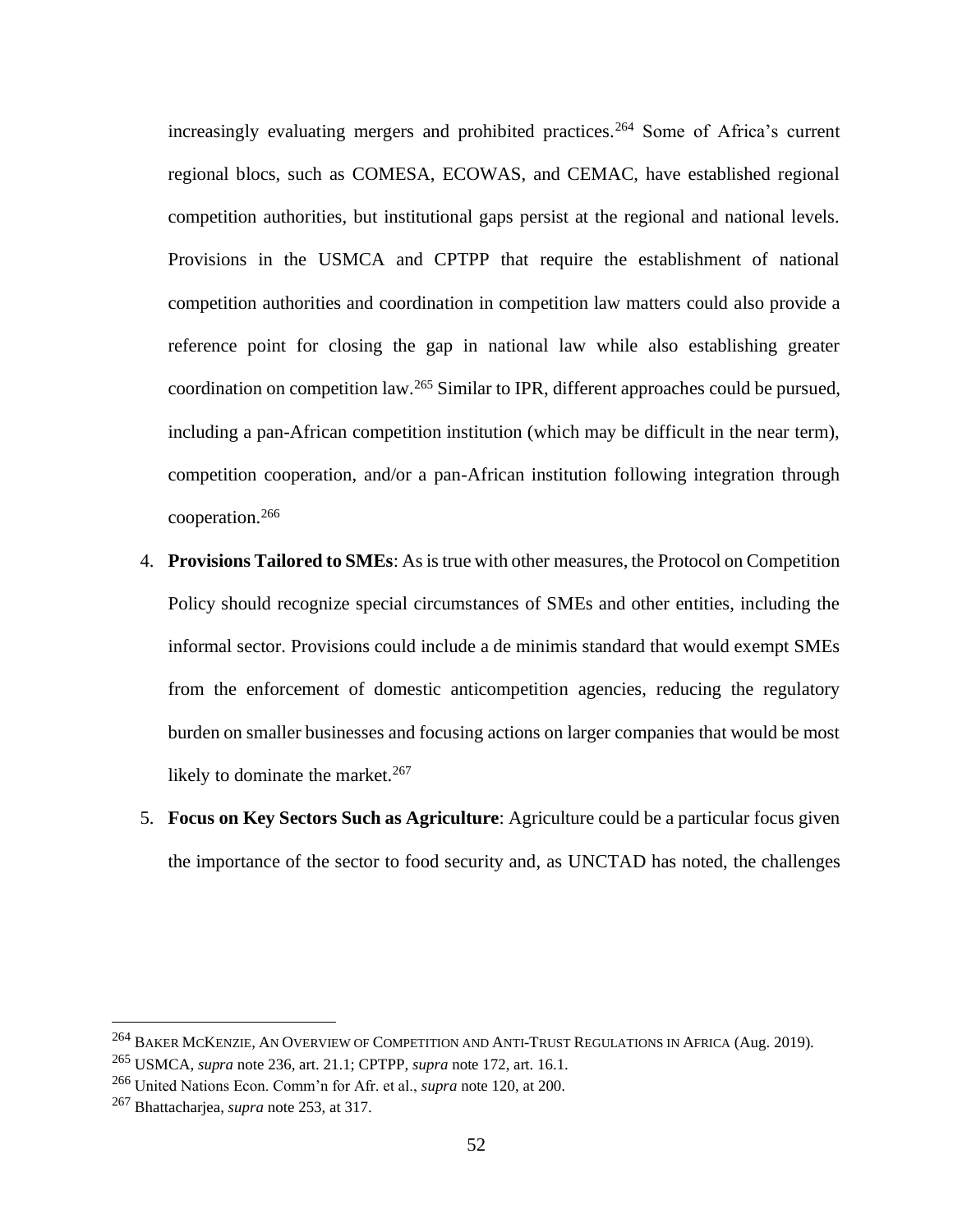increasingly evaluating mergers and prohibited practices.[264] Some of Africa's current regional blocs, such as COMESA, ECOWAS, and CEMAC, have established regional competition authorities, but institutional gaps persist at the regional and national levels. Provisions in the USMCA and CPTPP that require the establishment of national competition authorities and coordination in competition law matters could also provide a reference point for closing the gap in national law while also establishing greater coordination on competition law.[265] Similar to IPR, different approaches could be pursued, including a pan-African competition institution (which may be difficult in the near term), competition cooperation, and/or a pan-African institution following integration through cooperation.[266]

4. **Provisions Tailored to SMEs**: As is true with other measures, the Protocol on Competition Policy should recognize special circumstances of SMEs and other entities, including the informal sector. Provisions could include a de minimis standard that would exempt SMEs from the enforcement of domestic anticompetition agencies, reducing the regulatory burden on smaller businesses and focusing actions on larger companies that would be most likely to dominate the market.[267]

5. **Focus on Key Sectors Such as Agriculture**: Agriculture could be a particular focus given the importance of the sector to food security and, as UNCTAD has noted, the challenges

---

[264] BAKER MCKENZIE, AN OVERVIEW OF COMPETITION AND ANTI-TRUST REGULATIONS IN AFRICA (Aug. 2019).

[265] USMCA, *supra* note 236, art. 21.1; CPTPP, *supra* note 172, art. 16.1.

[266] United Nations Econ. Comm'n for Afr. et al., *supra* note 120, at 200.

[267] Bhattacharjea, *supra* note 253, at 317.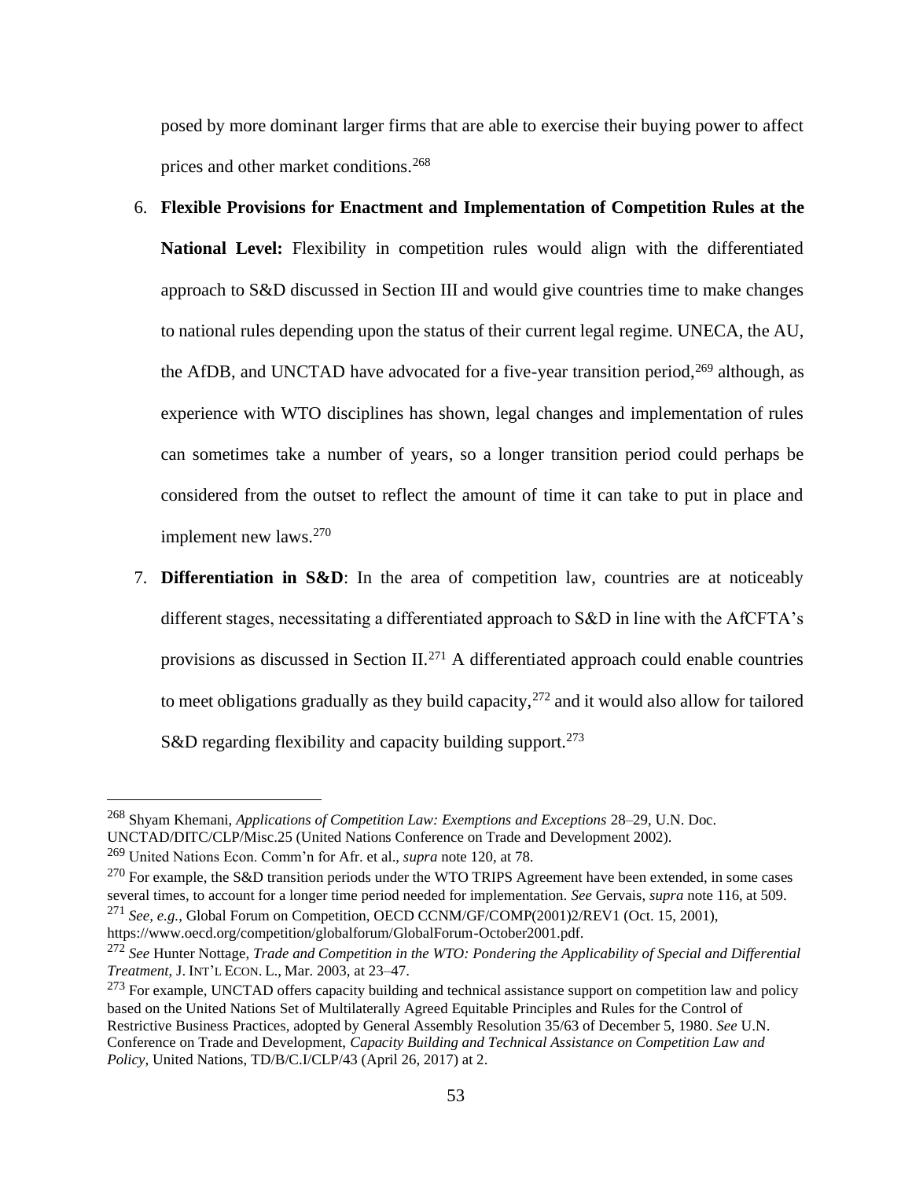posed by more dominant larger firms that are able to exercise their buying power to affect prices and other market conditions.[268]

6. **Flexible Provisions for Enactment and Implementation of Competition Rules at the National Level:** Flexibility in competition rules would align with the differentiated approach to S&D discussed in Section III and would give countries time to make changes to national rules depending upon the status of their current legal regime. UNECA, the AU, the AfDB, and UNCTAD have advocated for a five-year transition period,[269] although, as experience with WTO disciplines has shown, legal changes and implementation of rules can sometimes take a number of years, so a longer transition period could perhaps be considered from the outset to reflect the amount of time it can take to put in place and implement new laws.[270]

7. **Differentiation in S&D**: In the area of competition law, countries are at noticeably different stages, necessitating a differentiated approach to S&D in line with the AfCFTA's provisions as discussed in Section II.[271] A differentiated approach could enable countries to meet obligations gradually as they build capacity,[272] and it would also allow for tailored S&D regarding flexibility and capacity building support.[273]

---

[268] Shyam Khemani, *Applications of Competition Law: Exemptions and Exceptions* 28–29, U.N. Doc. UNCTAD/DITC/CLP/Misc.25 (United Nations Conference on Trade and Development 2002).

[269] United Nations Econ. Comm'n for Afr. et al., *supra* note 120, at 78.

[270] For example, the S&D transition periods under the WTO TRIPS Agreement have been extended, in some cases several times, to account for a longer time period needed for implementation. *See* Gervais, *supra* note 116, at 509.

[271] *See, e.g.*, Global Forum on Competition, OECD CCNM/GF/COMP(2001)2/REV1 (Oct. 15, 2001), https://www.oecd.org/competition/globalforum/GlobalForum-October2001.pdf.

[272] *See* Hunter Nottage, *Trade and Competition in the WTO: Pondering the Applicability of Special and Differential Treatment*, J. INT'L ECON. L., Mar. 2003, at 23–47.

[273] For example, UNCTAD offers capacity building and technical assistance support on competition law and policy based on the United Nations Set of Multilaterally Agreed Equitable Principles and Rules for the Control of Restrictive Business Practices, adopted by General Assembly Resolution 35/63 of December 5, 1980. *See* U.N. Conference on Trade and Development, *Capacity Building and Technical Assistance on Competition Law and Policy*, United Nations, TD/B/C.I/CLP/43 (April 26, 2017) at 2.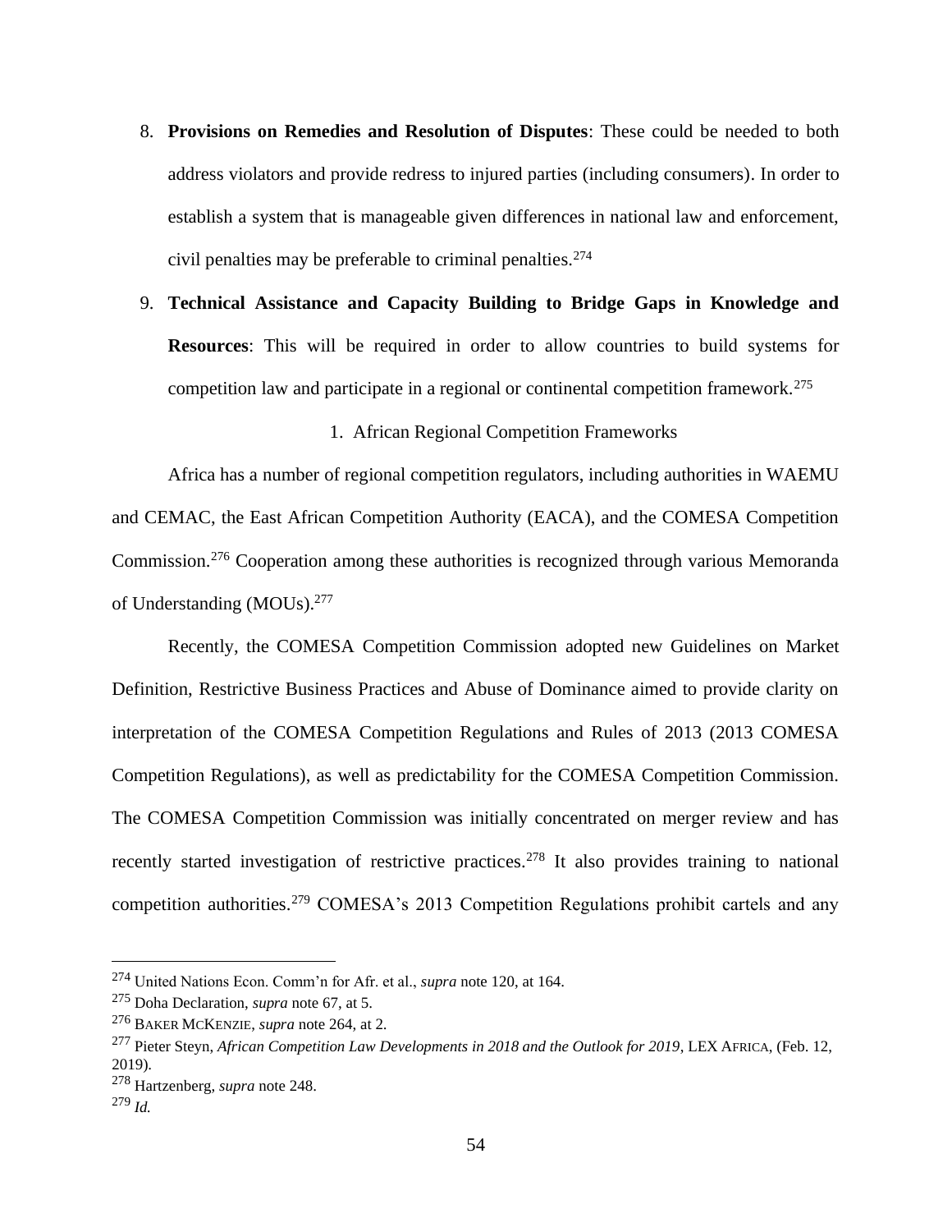8. **Provisions on Remedies and Resolution of Disputes**: These could be needed to both address violators and provide redress to injured parties (including consumers). In order to establish a system that is manageable given differences in national law and enforcement, civil penalties may be preferable to criminal penalties.[274]

9. **Technical Assistance and Capacity Building to Bridge Gaps in Knowledge and Resources**: This will be required in order to allow countries to build systems for competition law and participate in a regional or continental competition framework.[275]

### 1. African Regional Competition Frameworks

Africa has a number of regional competition regulators, including authorities in WAEMU and CEMAC, the East African Competition Authority (EACA), and the COMESA Competition Commission.[276] Cooperation among these authorities is recognized through various Memoranda of Understanding (MOUs).[277]

Recently, the COMESA Competition Commission adopted new Guidelines on Market Definition, Restrictive Business Practices and Abuse of Dominance aimed to provide clarity on interpretation of the COMESA Competition Regulations and Rules of 2013 (2013 COMESA Competition Regulations), as well as predictability for the COMESA Competition Commission. The COMESA Competition Commission was initially concentrated on merger review and has recently started investigation of restrictive practices.[278] It also provides training to national competition authorities.[279] COMESA's 2013 Competition Regulations prohibit cartels and any

---

[274] United Nations Econ. Comm'n for Afr. et al., *supra* note 120, at 164.

[275] Doha Declaration, *supra* note 67, at 5.

[276] BAKER MCKENZIE, *supra* note 264, at 2.

[277] Pieter Steyn, *African Competition Law Developments in 2018 and the Outlook for 2019*, LEX AFRICA, (Feb. 12, 2019).

[278] Hartzenberg, *supra* note 248.

[279] *Id.*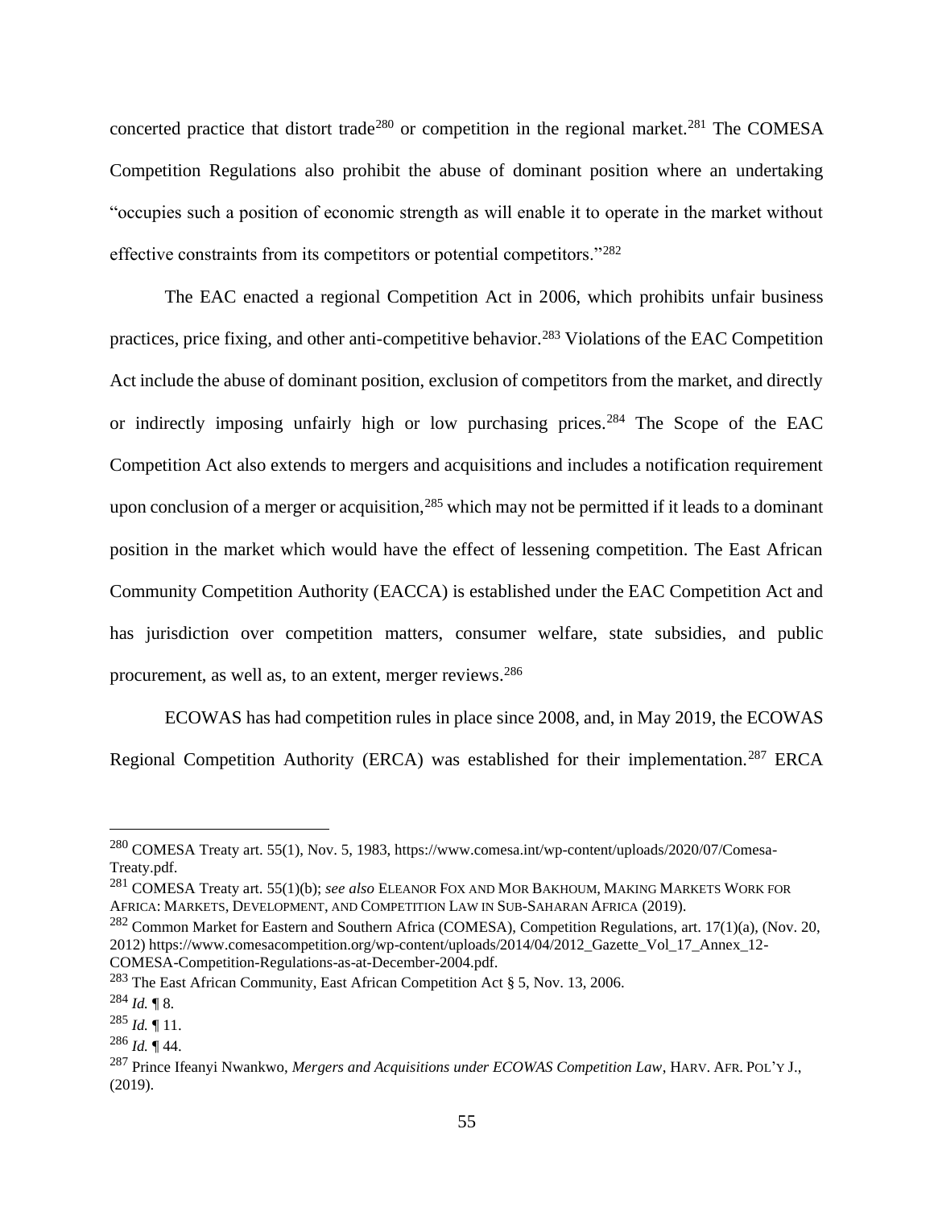concerted practice that distort trade[280] or competition in the regional market.[281] The COMESA Competition Regulations also prohibit the abuse of dominant position where an undertaking "occupies such a position of economic strength as will enable it to operate in the market without effective constraints from its competitors or potential competitors."[282]

The EAC enacted a regional Competition Act in 2006, which prohibits unfair business practices, price fixing, and other anti-competitive behavior.[283] Violations of the EAC Competition Act include the abuse of dominant position, exclusion of competitors from the market, and directly or indirectly imposing unfairly high or low purchasing prices.[284] The Scope of the EAC Competition Act also extends to mergers and acquisitions and includes a notification requirement upon conclusion of a merger or acquisition,[285] which may not be permitted if it leads to a dominant position in the market which would have the effect of lessening competition. The East African Community Competition Authority (EACCA) is established under the EAC Competition Act and has jurisdiction over competition matters, consumer welfare, state subsidies, and public procurement, as well as, to an extent, merger reviews.[286]

ECOWAS has had competition rules in place since 2008, and, in May 2019, the ECOWAS Regional Competition Authority (ERCA) was established for their implementation.[287] ERCA

---

[280] COMESA Treaty art. 55(1), Nov. 5, 1983, https://www.comesa.int/wp-content/uploads/2020/07/Comesa-Treaty.pdf.

[281] COMESA Treaty art. 55(1)(b); *see also* ELEANOR FOX AND MOR BAKHOUM, MAKING MARKETS WORK FOR AFRICA: MARKETS, DEVELOPMENT, AND COMPETITION LAW IN SUB-SAHARAN AFRICA (2019).

[282] Common Market for Eastern and Southern Africa (COMESA), Competition Regulations, art. 17(1)(a), (Nov. 20, 2012) https://www.comesacompetition.org/wp-content/uploads/2014/04/2012_Gazette_Vol_17_Annex_12-COMESA-Competition-Regulations-as-at-December-2004.pdf.

[283] The East African Community, East African Competition Act § 5, Nov. 13, 2006.

[284] *Id.* ¶ 8.

[285] *Id.* ¶ 11.

[286] *Id.* ¶ 44.

[287] Prince Ifeanyi Nwankwo, *Mergers and Acquisitions under ECOWAS Competition Law*, HARV. AFR. POL'Y J., (2019).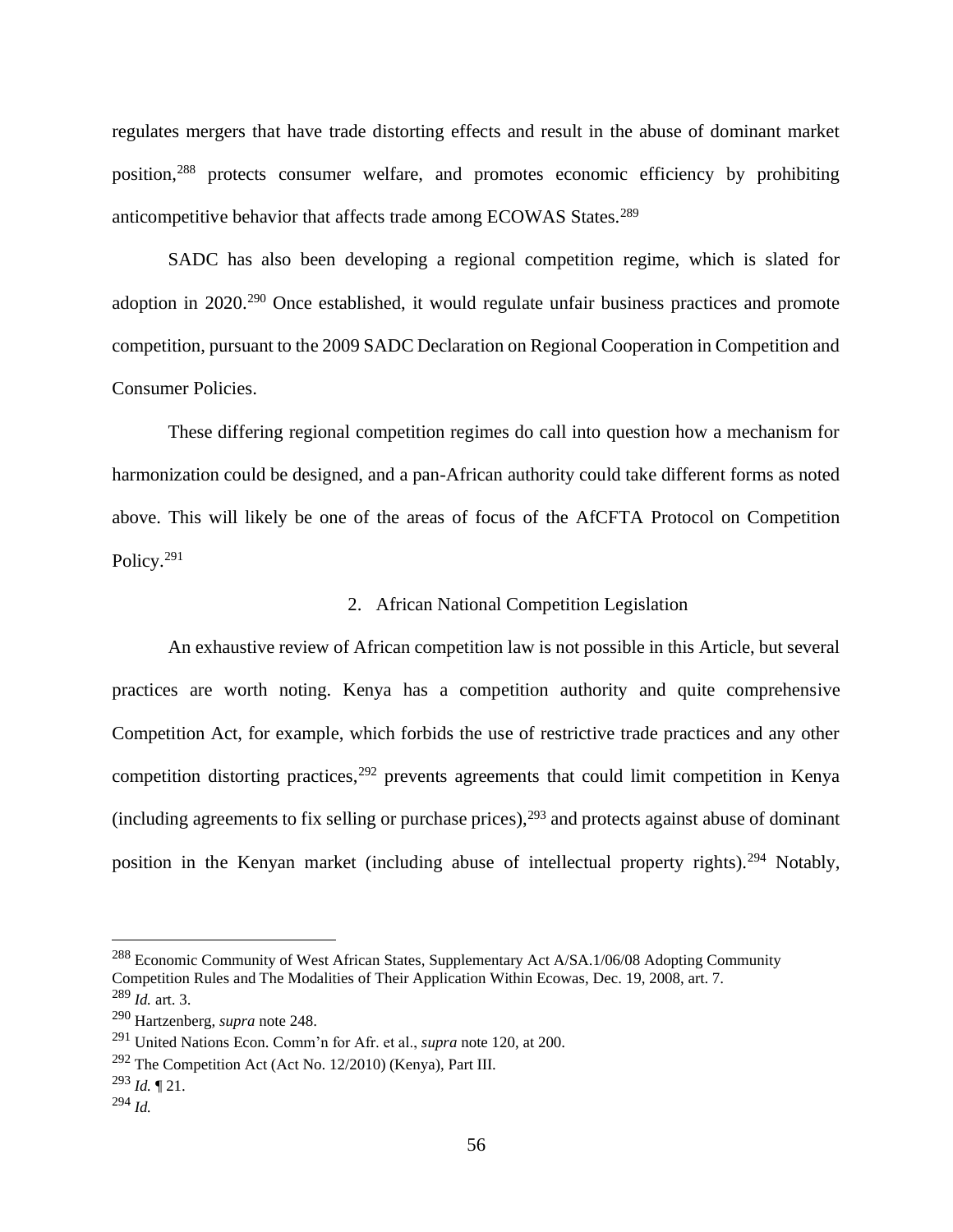regulates mergers that have trade distorting effects and result in the abuse of dominant market position,[288] protects consumer welfare, and promotes economic efficiency by prohibiting anticompetitive behavior that affects trade among ECOWAS States.[289]

SADC has also been developing a regional competition regime, which is slated for adoption in 2020.[290] Once established, it would regulate unfair business practices and promote competition, pursuant to the 2009 SADC Declaration on Regional Cooperation in Competition and Consumer Policies.

These differing regional competition regimes do call into question how a mechanism for harmonization could be designed, and a pan-African authority could take different forms as noted above. This will likely be one of the areas of focus of the AfCFTA Protocol on Competition Policy.[291]

### 2. African National Competition Legislation

An exhaustive review of African competition law is not possible in this Article, but several practices are worth noting. Kenya has a competition authority and quite comprehensive Competition Act, for example, which forbids the use of restrictive trade practices and any other competition distorting practices,[292] prevents agreements that could limit competition in Kenya (including agreements to fix selling or purchase prices),[293] and protects against abuse of dominant position in the Kenyan market (including abuse of intellectual property rights).[294] Notably,

---

[288] Economic Community of West African States, Supplementary Act A/SA.1/06/08 Adopting Community Competition Rules and The Modalities of Their Application Within Ecowas, Dec. 19, 2008, art. 7.

[289] *Id.* art. 3.

[290] Hartzenberg, *supra* note 248.

[291] United Nations Econ. Comm'n for Afr. et al., *supra* note 120, at 200.

[292] The Competition Act (Act No. 12/2010) (Kenya), Part III.

[293] *Id.* ¶ 21.

[294] *Id.*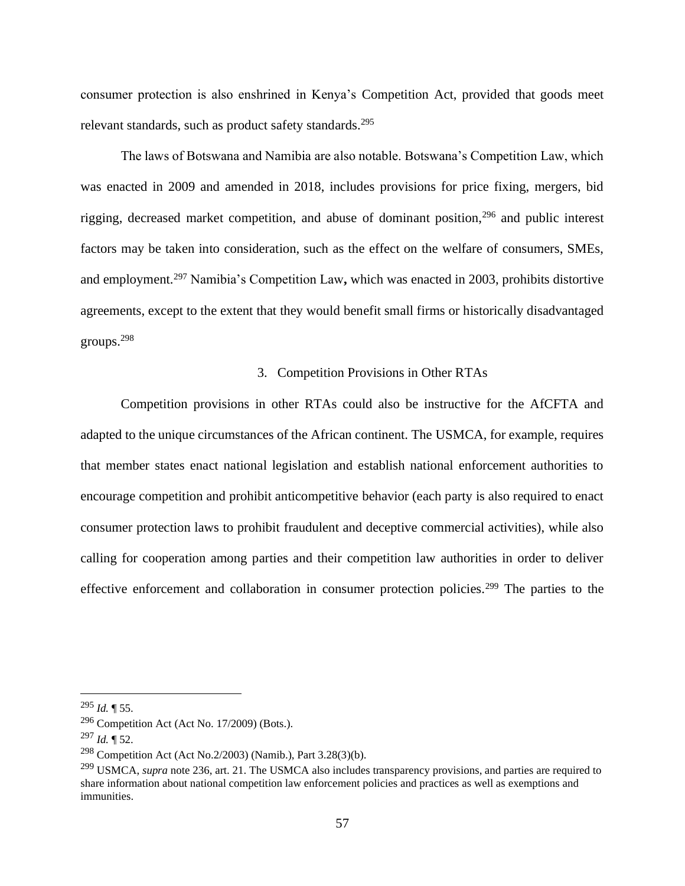consumer protection is also enshrined in Kenya's Competition Act, provided that goods meet relevant standards, such as product safety standards.[295]

The laws of Botswana and Namibia are also notable. Botswana's Competition Law, which was enacted in 2009 and amended in 2018, includes provisions for price fixing, mergers, bid rigging, decreased market competition, and abuse of dominant position,[296] and public interest factors may be taken into consideration, such as the effect on the welfare of consumers, SMEs, and employment.[297] Namibia's Competition Law**,** which was enacted in 2003, prohibits distortive agreements, except to the extent that they would benefit small firms or historically disadvantaged groups.[298]

### 3. Competition Provisions in Other RTAs

Competition provisions in other RTAs could also be instructive for the AfCFTA and adapted to the unique circumstances of the African continent. The USMCA, for example, requires that member states enact national legislation and establish national enforcement authorities to encourage competition and prohibit anticompetitive behavior (each party is also required to enact consumer protection laws to prohibit fraudulent and deceptive commercial activities), while also calling for cooperation among parties and their competition law authorities in order to deliver effective enforcement and collaboration in consumer protection policies.[299] The parties to the

---

[295] *Id.* ¶ 55.

[296] Competition Act (Act No. 17/2009) (Bots.).

[297] *Id.* ¶ 52.

[298] Competition Act (Act No.2/2003) (Namib.), Part 3.28(3)(b).

[299] USMCA, *supra* note 236, art. 21. The USMCA also includes transparency provisions, and parties are required to share information about national competition law enforcement policies and practices as well as exemptions and immunities.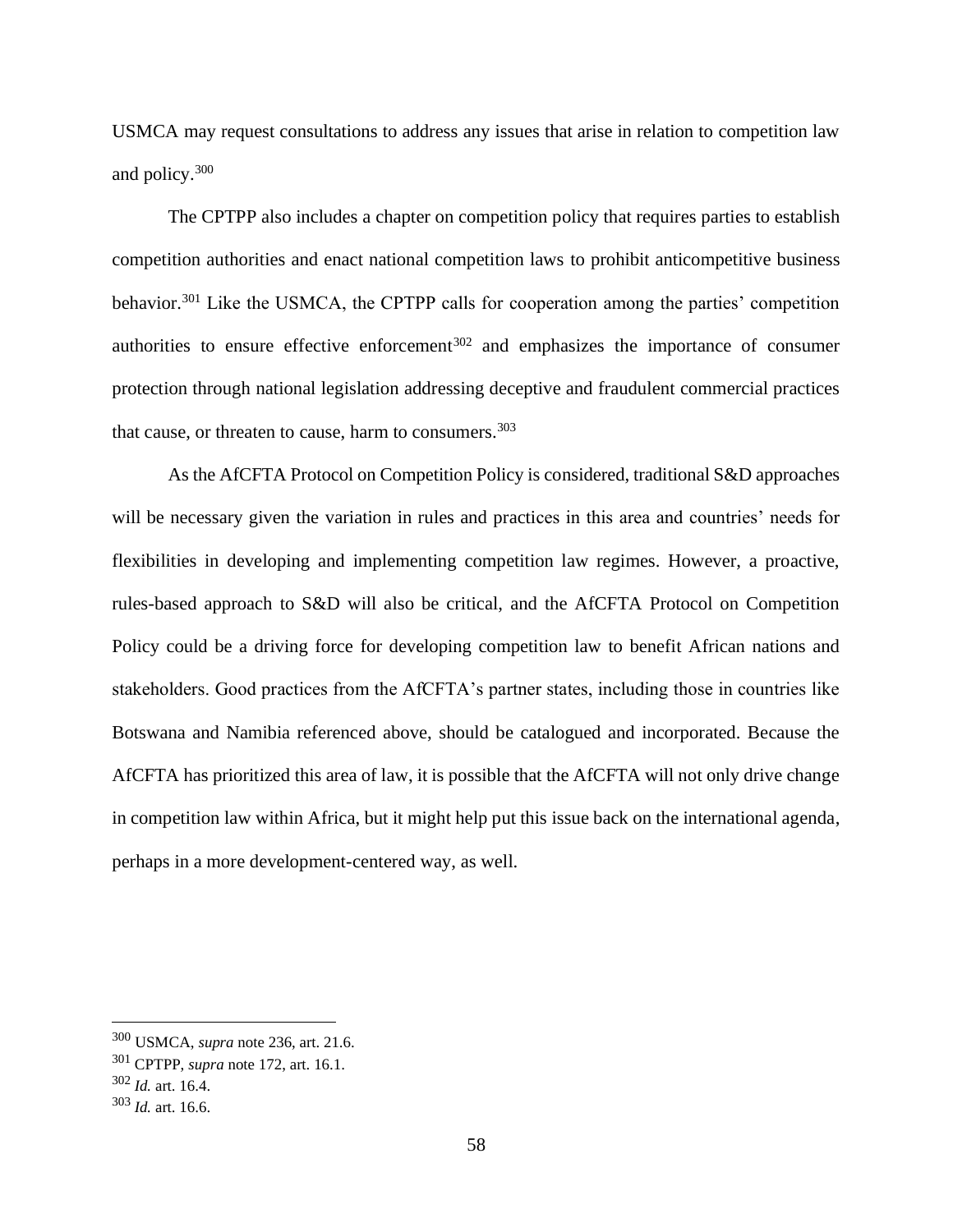USMCA may request consultations to address any issues that arise in relation to competition law and policy.[300]

The CPTPP also includes a chapter on competition policy that requires parties to establish competition authorities and enact national competition laws to prohibit anticompetitive business behavior.[301] Like the USMCA, the CPTPP calls for cooperation among the parties' competition authorities to ensure effective enforcement[302] and emphasizes the importance of consumer protection through national legislation addressing deceptive and fraudulent commercial practices that cause, or threaten to cause, harm to consumers.[303]

As the AfCFTA Protocol on Competition Policy is considered, traditional S&D approaches will be necessary given the variation in rules and practices in this area and countries' needs for flexibilities in developing and implementing competition law regimes. However, a proactive, rules-based approach to S&D will also be critical, and the AfCFTA Protocol on Competition Policy could be a driving force for developing competition law to benefit African nations and stakeholders. Good practices from the AfCFTA's partner states, including those in countries like Botswana and Namibia referenced above, should be catalogued and incorporated. Because the AfCFTA has prioritized this area of law, it is possible that the AfCFTA will not only drive change in competition law within Africa, but it might help put this issue back on the international agenda, perhaps in a more development-centered way, as well.

---

[300] USMCA, *supra* note 236, art. 21.6.

[301] CPTPP, *supra* note 172, art. 16.1.

[302] *Id.* art. 16.4.

[303] *Id.* art. 16.6.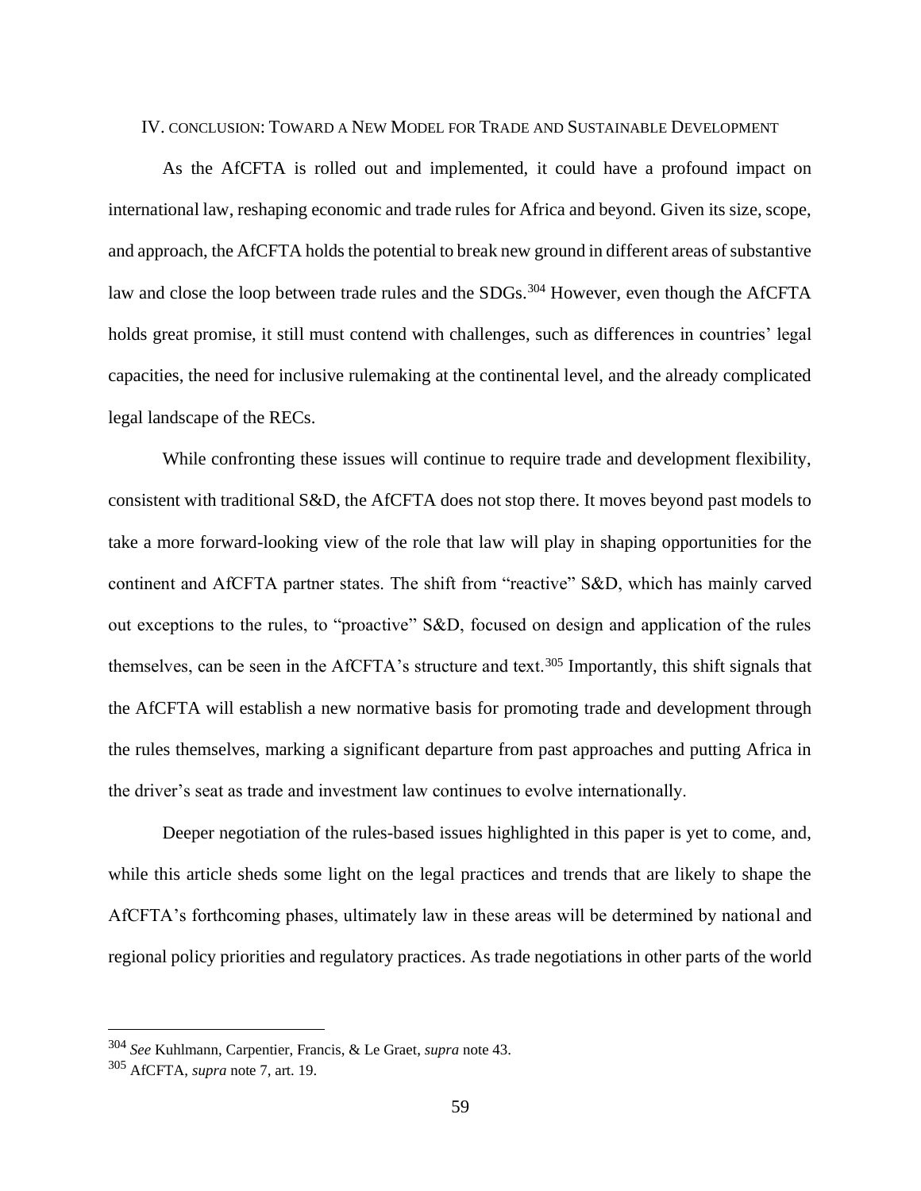## IV. CONCLUSION: TOWARD A NEW MODEL FOR TRADE AND SUSTAINABLE DEVELOPMENT

As the AfCFTA is rolled out and implemented, it could have a profound impact on international law, reshaping economic and trade rules for Africa and beyond. Given its size, scope, and approach, the AfCFTA holds the potential to break new ground in different areas of substantive law and close the loop between trade rules and the SDGs.[304] However, even though the AfCFTA holds great promise, it still must contend with challenges, such as differences in countries' legal capacities, the need for inclusive rulemaking at the continental level, and the already complicated legal landscape of the RECs.

While confronting these issues will continue to require trade and development flexibility, consistent with traditional S&D, the AfCFTA does not stop there. It moves beyond past models to take a more forward-looking view of the role that law will play in shaping opportunities for the continent and AfCFTA partner states. The shift from "reactive" S&D, which has mainly carved out exceptions to the rules, to "proactive" S&D, focused on design and application of the rules themselves, can be seen in the AfCFTA's structure and text.[305] Importantly, this shift signals that the AfCFTA will establish a new normative basis for promoting trade and development through the rules themselves, marking a significant departure from past approaches and putting Africa in the driver's seat as trade and investment law continues to evolve internationally.

Deeper negotiation of the rules-based issues highlighted in this paper is yet to come, and, while this article sheds some light on the legal practices and trends that are likely to shape the AfCFTA's forthcoming phases, ultimately law in these areas will be determined by national and regional policy priorities and regulatory practices. As trade negotiations in other parts of the world

---

[304] *See* Kuhlmann, Carpentier, Francis, & Le Graet, *supra* note 43.

[305] AfCFTA, *supra* note 7, art. 19.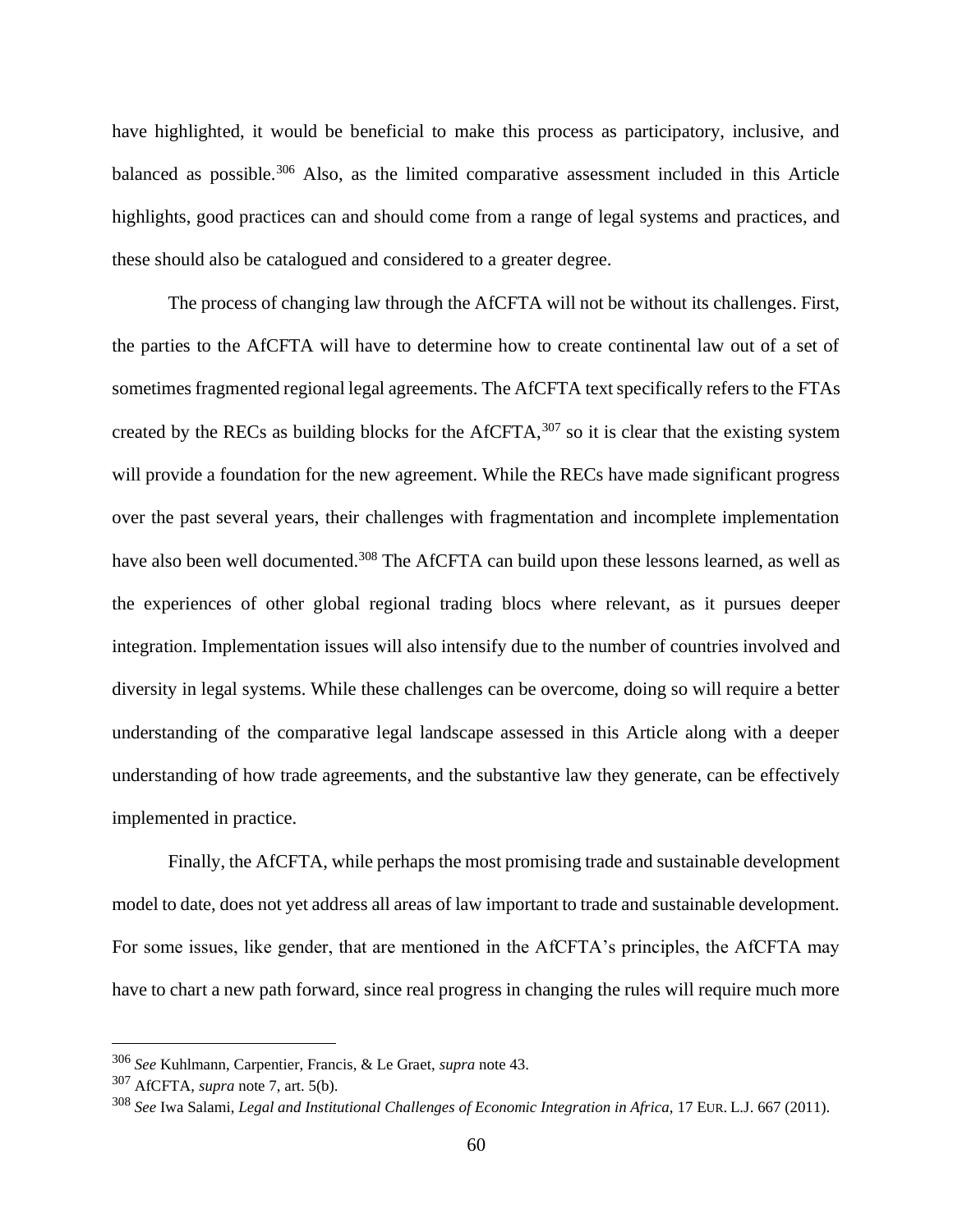have highlighted, it would be beneficial to make this process as participatory, inclusive, and balanced as possible.[306] Also, as the limited comparative assessment included in this Article highlights, good practices can and should come from a range of legal systems and practices, and these should also be catalogued and considered to a greater degree.

The process of changing law through the AfCFTA will not be without its challenges. First, the parties to the AfCFTA will have to determine how to create continental law out of a set of sometimes fragmented regional legal agreements. The AfCFTA text specifically refers to the FTAs created by the RECs as building blocks for the AfCFTA,[307] so it is clear that the existing system will provide a foundation for the new agreement. While the RECs have made significant progress over the past several years, their challenges with fragmentation and incomplete implementation have also been well documented.[308] The AfCFTA can build upon these lessons learned, as well as the experiences of other global regional trading blocs where relevant, as it pursues deeper integration. Implementation issues will also intensify due to the number of countries involved and diversity in legal systems. While these challenges can be overcome, doing so will require a better understanding of the comparative legal landscape assessed in this Article along with a deeper understanding of how trade agreements, and the substantive law they generate, can be effectively implemented in practice.

Finally, the AfCFTA, while perhaps the most promising trade and sustainable development model to date, does not yet address all areas of law important to trade and sustainable development. For some issues, like gender, that are mentioned in the AfCFTA's principles, the AfCFTA may have to chart a new path forward, since real progress in changing the rules will require much more

---

[306] *See* Kuhlmann, Carpentier, Francis, & Le Graet, *supra* note 43.

[307] AfCFTA, *supra* note 7, art. 5(b).

[308] *See* Iwa Salami, *Legal and Institutional Challenges of Economic Integration in Africa,* 17 EUR. L.J. 667 (2011).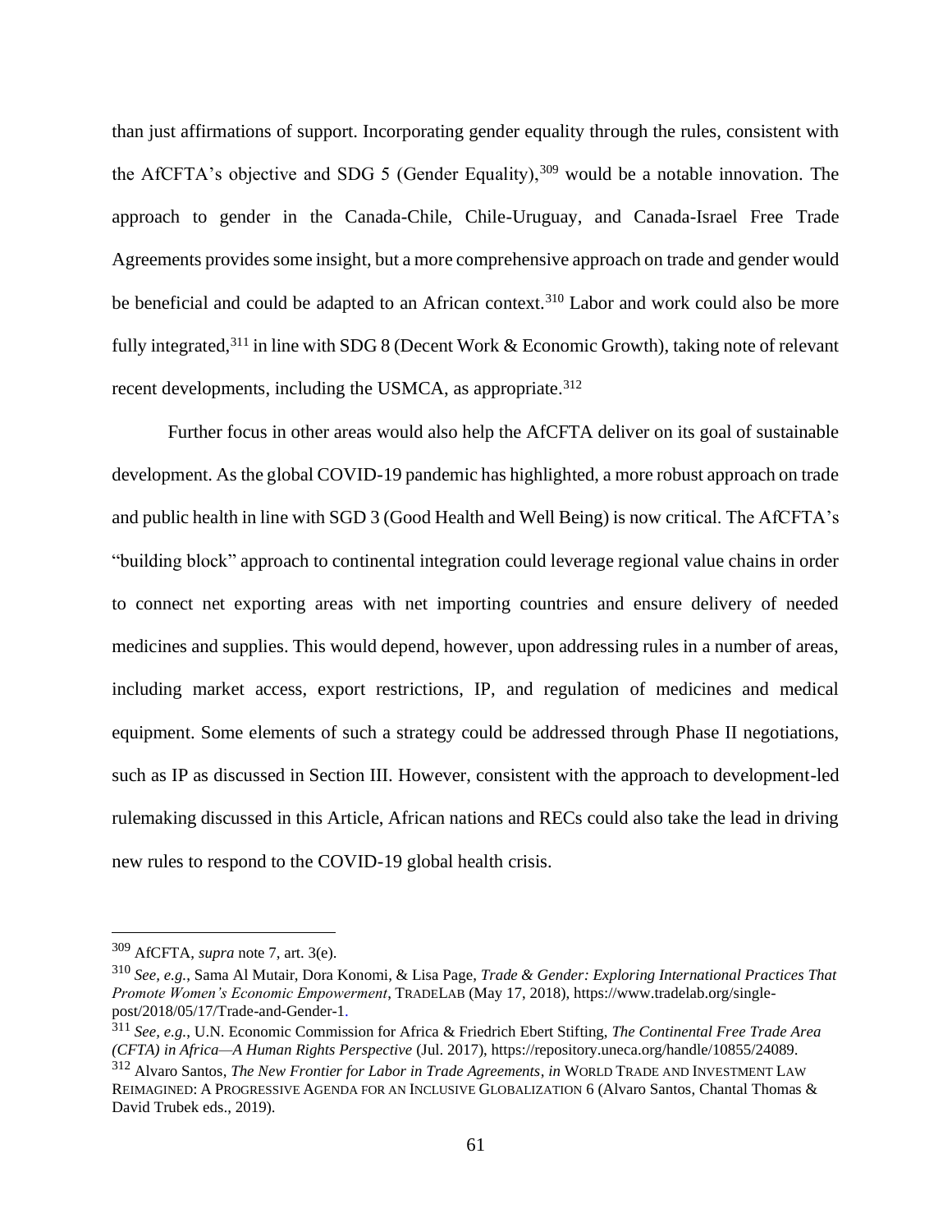than just affirmations of support. Incorporating gender equality through the rules, consistent with the AfCFTA's objective and SDG 5 (Gender Equality),[309] would be a notable innovation. The approach to gender in the Canada-Chile, Chile-Uruguay, and Canada-Israel Free Trade Agreements provides some insight, but a more comprehensive approach on trade and gender would be beneficial and could be adapted to an African context.[310] Labor and work could also be more fully integrated,[311] in line with SDG 8 (Decent Work & Economic Growth), taking note of relevant recent developments, including the USMCA, as appropriate.[312]

Further focus in other areas would also help the AfCFTA deliver on its goal of sustainable development. As the global COVID-19 pandemic has highlighted, a more robust approach on trade and public health in line with SGD 3 (Good Health and Well Being) is now critical. The AfCFTA's "building block" approach to continental integration could leverage regional value chains in order to connect net exporting areas with net importing countries and ensure delivery of needed medicines and supplies. This would depend, however, upon addressing rules in a number of areas, including market access, export restrictions, IP, and regulation of medicines and medical equipment. Some elements of such a strategy could be addressed through Phase II negotiations, such as IP as discussed in Section III. However, consistent with the approach to development-led rulemaking discussed in this Article, African nations and RECs could also take the lead in driving new rules to respond to the COVID-19 global health crisis.

---

[309] AfCFTA, *supra* note 7, art. 3(e).

[310] *See, e.g.*, Sama Al Mutair, Dora Konomi, & Lisa Page, *Trade & Gender: Exploring International Practices That Promote Women's Economic Empowerment*, TRADELAB (May 17, 2018), https://www.tradelab.org/single-post/2018/05/17/Trade-and-Gender-1.

[311] *See, e.g.*, U.N. Economic Commission for Africa & Friedrich Ebert Stifting, *The Continental Free Trade Area (CFTA) in Africa—A Human Rights Perspective* (Jul. 2017), https://repository.uneca.org/handle/10855/24089.

[312] Alvaro Santos, *The New Frontier for Labor in Trade Agreements*, *in* WORLD TRADE AND INVESTMENT LAW REIMAGINED: A PROGRESSIVE AGENDA FOR AN INCLUSIVE GLOBALIZATION 6 (Alvaro Santos, Chantal Thomas & David Trubek eds., 2019).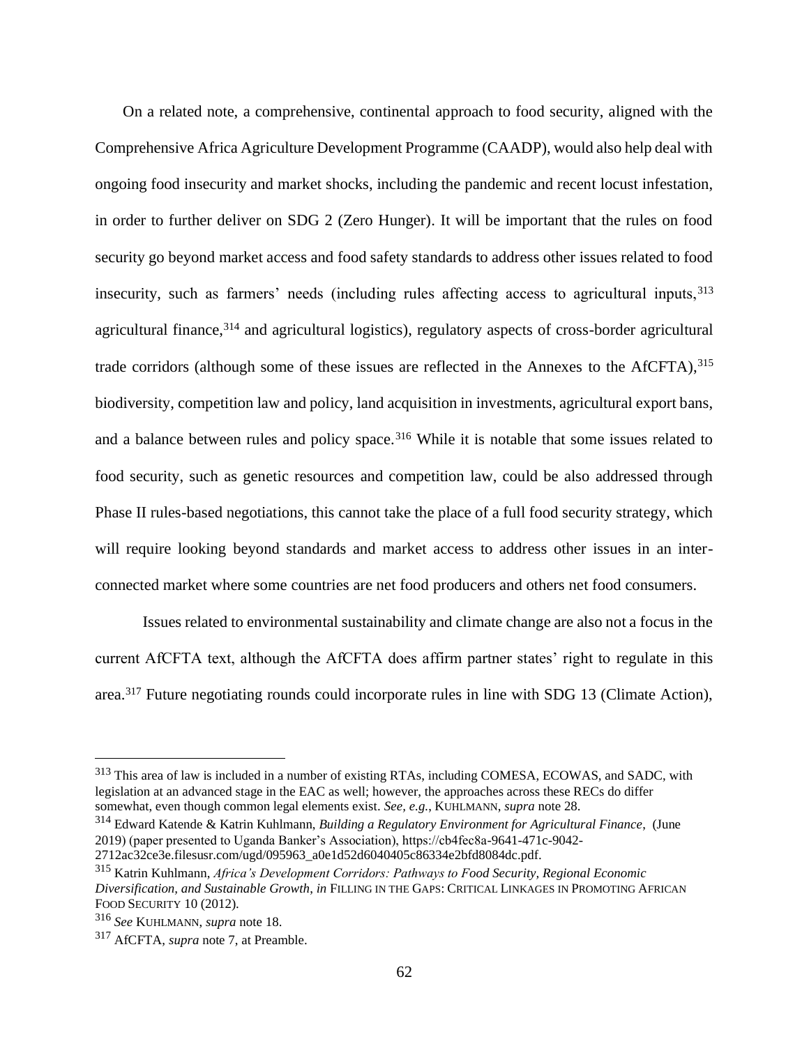On a related note, a comprehensive, continental approach to food security, aligned with the Comprehensive Africa Agriculture Development Programme (CAADP), would also help deal with ongoing food insecurity and market shocks, including the pandemic and recent locust infestation, in order to further deliver on SDG 2 (Zero Hunger). It will be important that the rules on food security go beyond market access and food safety standards to address other issues related to food insecurity, such as farmers' needs (including rules affecting access to agricultural inputs,[313] agricultural finance,[314] and agricultural logistics), regulatory aspects of cross-border agricultural trade corridors (although some of these issues are reflected in the Annexes to the AfCFTA),[315] biodiversity, competition law and policy, land acquisition in investments, agricultural export bans, and a balance between rules and policy space.[316] While it is notable that some issues related to food security, such as genetic resources and competition law, could be also addressed through Phase II rules-based negotiations, this cannot take the place of a full food security strategy, which will require looking beyond standards and market access to address other issues in an inter-connected market where some countries are net food producers and others net food consumers.

Issues related to environmental sustainability and climate change are also not a focus in the current AfCFTA text, although the AfCFTA does affirm partner states' right to regulate in this area.[317] Future negotiating rounds could incorporate rules in line with SDG 13 (Climate Action),

---

[313] This area of law is included in a number of existing RTAs, including COMESA, ECOWAS, and SADC, with legislation at an advanced stage in the EAC as well; however, the approaches across these RECs do differ somewhat, even though common legal elements exist. *See, e.g.*, KUHLMANN, *supra* note 28.

[314] Edward Katende & Katrin Kuhlmann, *Building a Regulatory Environment for Agricultural Finance*, (June 2019) (paper presented to Uganda Banker's Association), https://cb4fec8a-9641-471c-9042-2712ac32ce3e.filesusr.com/ugd/095963_a0e1d52d6040405c86334e2bfd8084dc.pdf.

[315] Katrin Kuhlmann, *Africa's Development Corridors: Pathways to Food Security, Regional Economic Diversification, and Sustainable Growth*, *in* FILLING IN THE GAPS: CRITICAL LINKAGES IN PROMOTING AFRICAN FOOD SECURITY 10 (2012).

[316] *See* KUHLMANN, *supra* note 18.

[317] AfCFTA, *supra* note 7, at Preamble.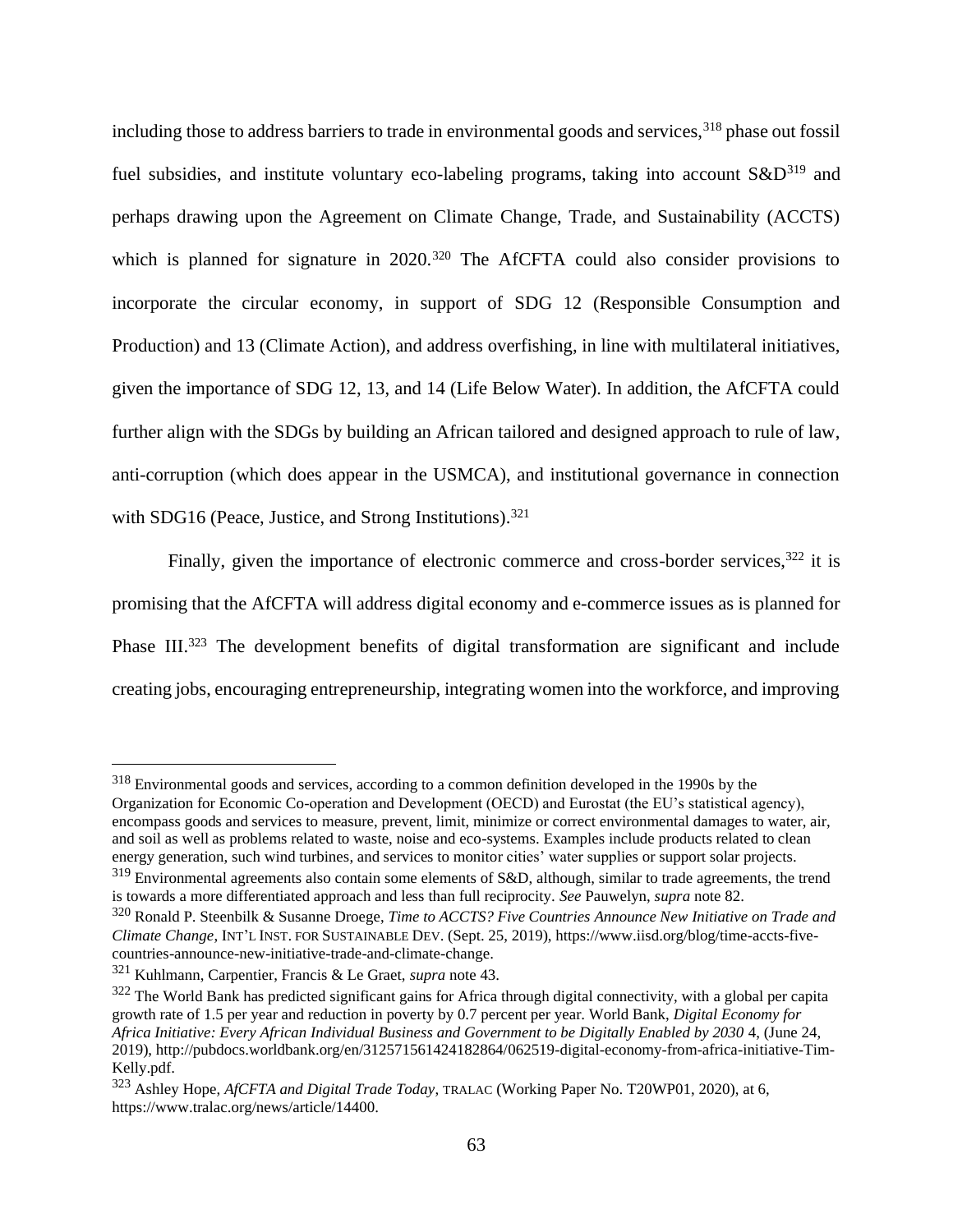including those to address barriers to trade in environmental goods and services,[318] phase out fossil fuel subsidies, and institute voluntary eco-labeling programs, taking into account S&D[319] and perhaps drawing upon the Agreement on Climate Change, Trade, and Sustainability (ACCTS) which is planned for signature in 2020.[320] The AfCFTA could also consider provisions to incorporate the circular economy, in support of SDG 12 (Responsible Consumption and Production) and 13 (Climate Action), and address overfishing, in line with multilateral initiatives, given the importance of SDG 12, 13, and 14 (Life Below Water). In addition, the AfCFTA could further align with the SDGs by building an African tailored and designed approach to rule of law, anti-corruption (which does appear in the USMCA), and institutional governance in connection with SDG16 (Peace, Justice, and Strong Institutions).[321]

Finally, given the importance of electronic commerce and cross-border services,[322] it is promising that the AfCFTA will address digital economy and e-commerce issues as is planned for Phase III.[323] The development benefits of digital transformation are significant and include creating jobs, encouraging entrepreneurship, integrating women into the workforce, and improving

---

[318] Environmental goods and services, according to a common definition developed in the 1990s by the Organization for Economic Co-operation and Development (OECD) and Eurostat (the EU's statistical agency), encompass goods and services to measure, prevent, limit, minimize or correct environmental damages to water, air, and soil as well as problems related to waste, noise and eco-systems. Examples include products related to clean energy generation, such wind turbines, and services to monitor cities' water supplies or support solar projects.

[319] Environmental agreements also contain some elements of S&D, although, similar to trade agreements, the trend is towards a more differentiated approach and less than full reciprocity. *See* Pauwelyn, *supra* note 82.

[320] Ronald P. Steenbilk & Susanne Droege, *Time to ACCTS? Five Countries Announce New Initiative on Trade and Climate Change*, INT'L INST. FOR SUSTAINABLE DEV. (Sept. 25, 2019), https://www.iisd.org/blog/time-accts-five-countries-announce-new-initiative-trade-and-climate-change.

[321] Kuhlmann, Carpentier, Francis & Le Graet, *supra* note 43.

[322] The World Bank has predicted significant gains for Africa through digital connectivity, with a global per capita growth rate of 1.5 per year and reduction in poverty by 0.7 percent per year. World Bank, *Digital Economy for Africa Initiative: Every African Individual Business and Government to be Digitally Enabled by 2030* 4, (June 24, 2019), http://pubdocs.worldbank.org/en/312571561424182864/062519-digital-economy-from-africa-initiative-Tim-Kelly.pdf.

[323] Ashley Hope, *AfCFTA and Digital Trade Today*, TRALAC (Working Paper No. T20WP01, 2020), at 6, https://www.tralac.org/news/article/14400.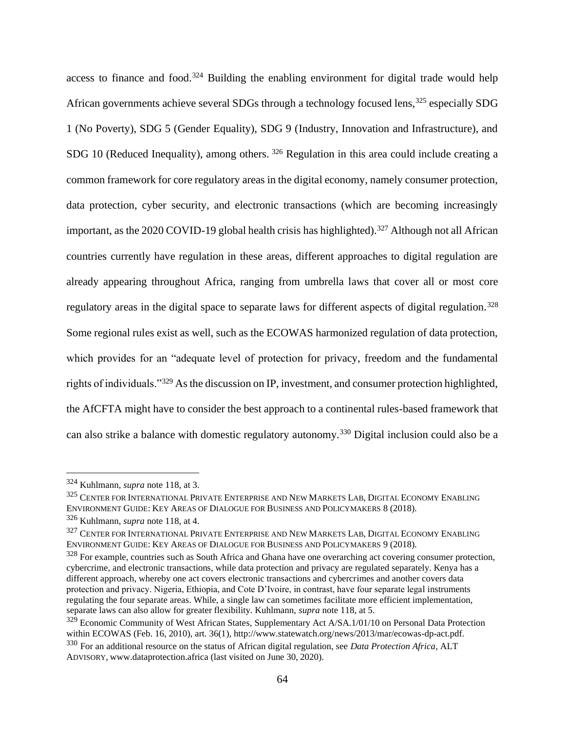access to finance and food.[324] Building the enabling environment for digital trade would help African governments achieve several SDGs through a technology focused lens,[325] especially SDG 1 (No Poverty), SDG 5 (Gender Equality), SDG 9 (Industry, Innovation and Infrastructure), and SDG 10 (Reduced Inequality), among others. [326] Regulation in this area could include creating a common framework for core regulatory areas in the digital economy, namely consumer protection, data protection, cyber security, and electronic transactions (which are becoming increasingly important, as the 2020 COVID-19 global health crisis has highlighted).[327] Although not all African countries currently have regulation in these areas, different approaches to digital regulation are already appearing throughout Africa, ranging from umbrella laws that cover all or most core regulatory areas in the digital space to separate laws for different aspects of digital regulation.[328] Some regional rules exist as well, such as the ECOWAS harmonized regulation of data protection, which provides for an "adequate level of protection for privacy, freedom and the fundamental rights of individuals."[329] As the discussion on IP, investment, and consumer protection highlighted, the AfCFTA might have to consider the best approach to a continental rules-based framework that can also strike a balance with domestic regulatory autonomy.[330] Digital inclusion could also be a

---

[324] Kuhlmann, *supra* note 118, at 3.

[325] CENTER FOR INTERNATIONAL PRIVATE ENTERPRISE AND NEW MARKETS LAB, DIGITAL ECONOMY ENABLING ENVIRONMENT GUIDE: KEY AREAS OF DIALOGUE FOR BUSINESS AND POLICYMAKERS 8 (2018).

[326] Kuhlmann, *supra* note 118, at 4.

[327] CENTER FOR INTERNATIONAL PRIVATE ENTERPRISE AND NEW MARKETS LAB, DIGITAL ECONOMY ENABLING ENVIRONMENT GUIDE: KEY AREAS OF DIALOGUE FOR BUSINESS AND POLICYMAKERS 9 (2018).

[328] For example, countries such as South Africa and Ghana have one overarching act covering consumer protection, cybercrime, and electronic transactions, while data protection and privacy are regulated separately. Kenya has a different approach, whereby one act covers electronic transactions and cybercrimes and another covers data protection and privacy. Nigeria, Ethiopia, and Cote D'Ivoire, in contrast, have four separate legal instruments regulating the four separate areas. While, a single law can sometimes facilitate more efficient implementation, separate laws can also allow for greater flexibility. Kuhlmann, *supra* note 118, at 5.

[329] Economic Community of West African States, Supplementary Act A/SA.1/01/10 on Personal Data Protection within ECOWAS (Feb. 16, 2010), art. 36(1), http://www.statewatch.org/news/2013/mar/ecowas-dp-act.pdf.

[330] For an additional resource on the status of African digital regulation, see *Data Protection Africa*, ALT ADVISORY, www.dataprotection.africa (last visited on June 30, 2020).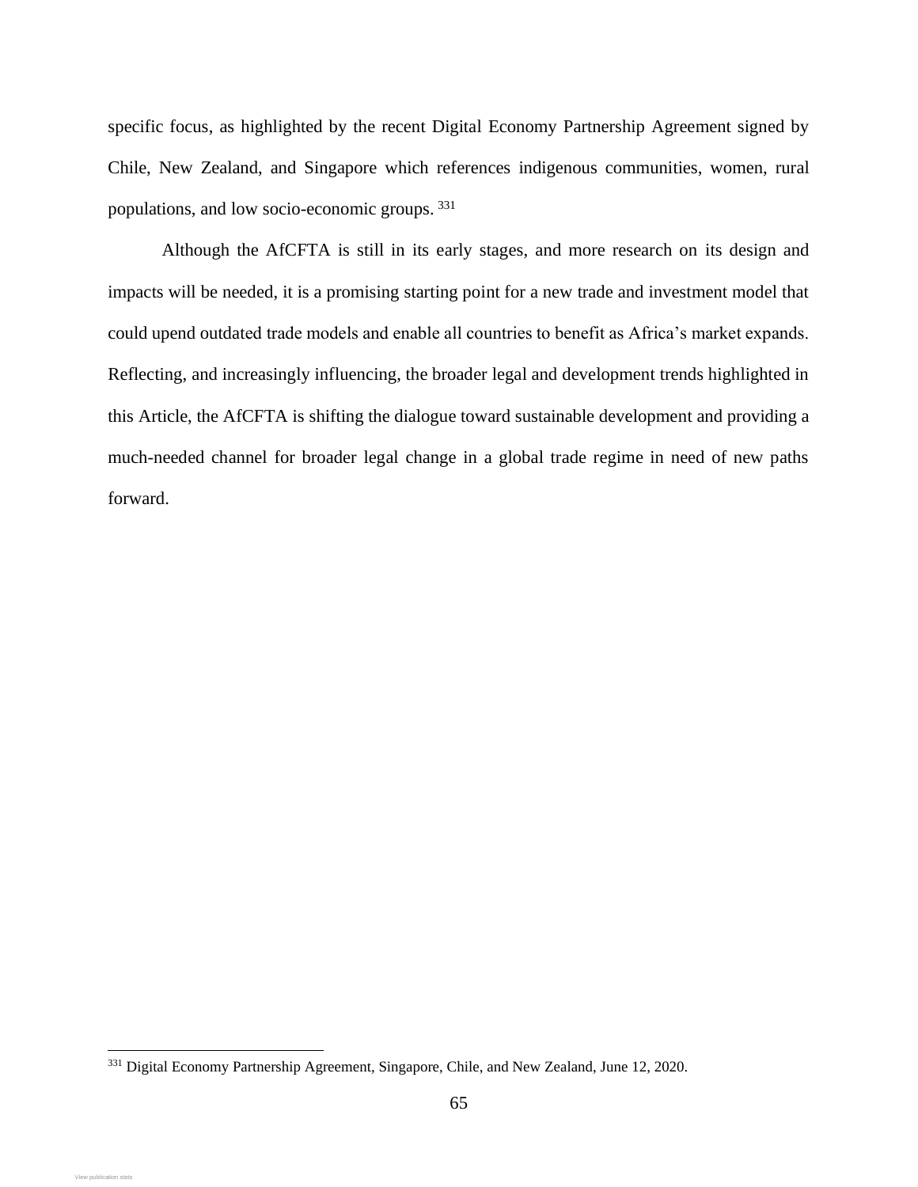specific focus, as highlighted by the recent Digital Economy Partnership Agreement signed by Chile, New Zealand, and Singapore which references indigenous communities, women, rural populations, and low socio-economic groups.[331]

Although the AfCFTA is still in its early stages, and more research on its design and impacts will be needed, it is a promising starting point for a new trade and investment model that could upend outdated trade models and enable all countries to benefit as Africa's market expands. Reflecting, and increasingly influencing, the broader legal and development trends highlighted in this Article, the AfCFTA is shifting the dialogue toward sustainable development and providing a much-needed channel for broader legal change in a global trade regime in need of new paths forward.

---

[331] Digital Economy Partnership Agreement, Singapore, Chile, and New Zealand, June 12, 2020.